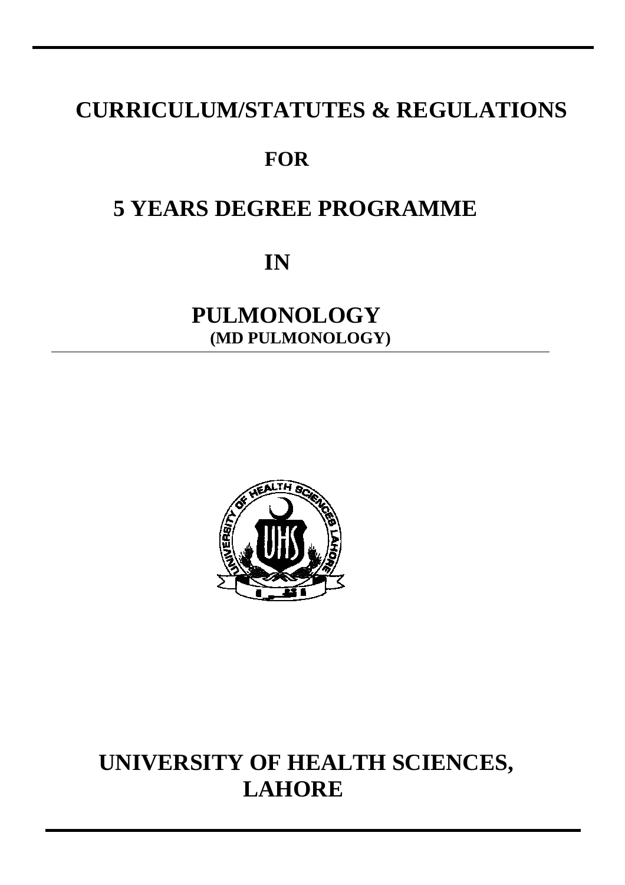# CURRICULUM/STATUTES & REGULATIONS

## FOR

# 5 YEARS DEGREE PROGRAMME

## IN

# PULMONOLOGY

**(MD PULMONOLOGY)**

# UNIVERSITY OF HEALTH SCIENCES, LAHORE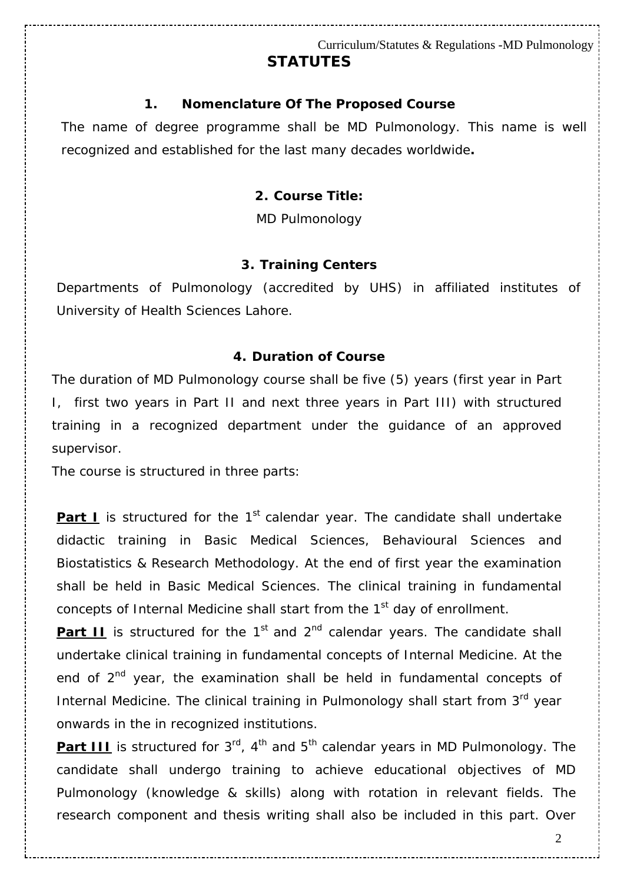# STATUTES

## 1. Nomenclature Of The Proposed Course

The name of degree programme shall be MD Pulmonology. This name is well recognized and established for the last many decades worldwide**.**

## 2. Course Title:

MD Pulmonology

## 3. Training Centers

Departments of Pulmonology (accredited by UHS) in affiliated institutes of University of Health Sciences Lahore.

## 4. Duration of Course

The duration of MD Pulmonology course shall be five (5) years (first year in Part I, first two years in Part II and next three years in Part III) with structured training in a recognized department under the guidance of an approved supervisor.

The course is structured in three parts:

**Part I** is structured for the 1st calendar year. The candidate shall undertake didactic training in Basic Medical Sciences, Behavioural Sciences and Biostatistics & Research Methodology. At the end of first year the examination shall be held in Basic Medical Sciences. The clinical training in fundamental concepts of Internal Medicine shall start from the 1st day of enrollment.

**Part II** is structured for the 1st and 2nd calendar years. The candidate shall undertake clinical training in fundamental concepts of Internal Medicine. At the end of 2nd year, the examination shall be held in fundamental concepts of Internal Medicine. The clinical training in Pulmonology shall start from 3rd year onwards in the in recognized institutions.

**Part III** is structured for 3rd, 4th and 5th calendar years in MD Pulmonology. The candidate shall undergo training to achieve educational objectives of MD Pulmonology (knowledge & skills) along with rotation in relevant fields. The research component and thesis writing shall also be included in this part. Over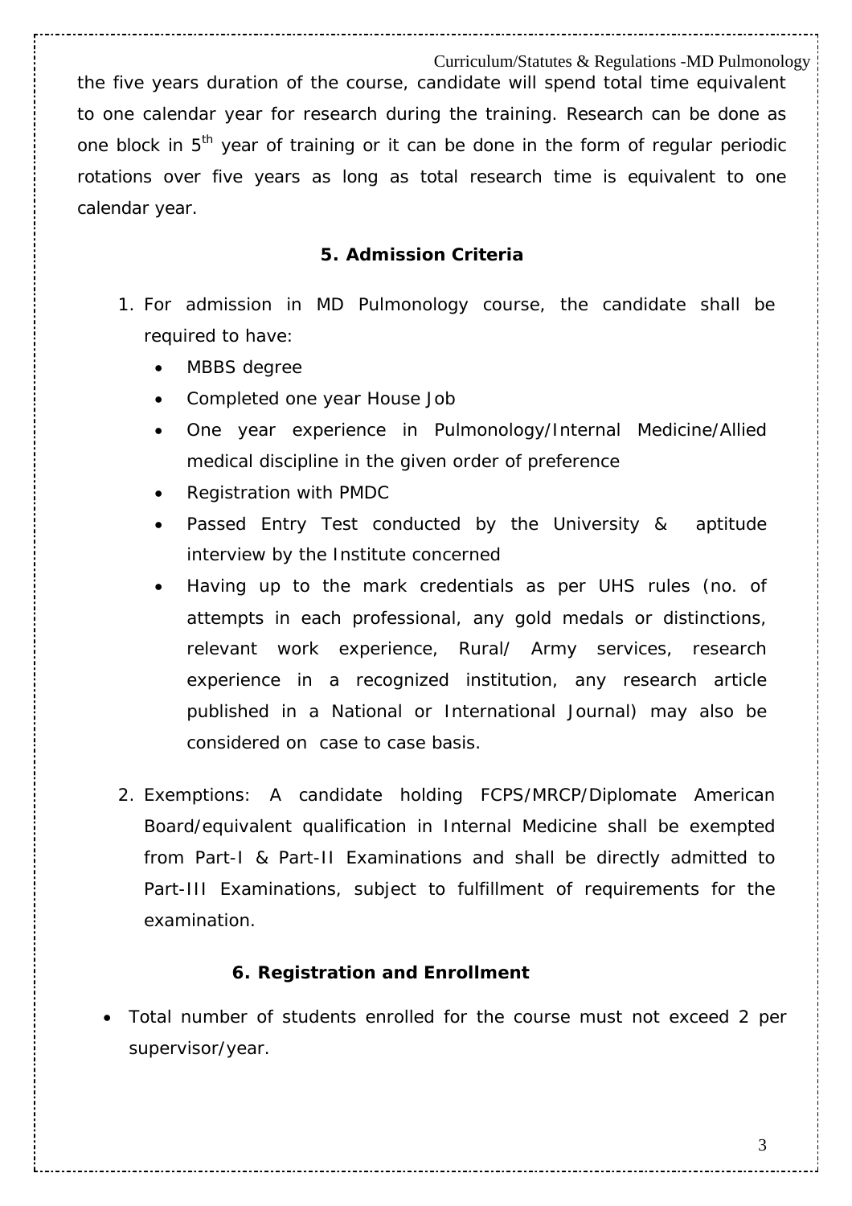the five years duration of the course, candidate will spend total time equivalent to one calendar year for research during the training. Research can be done as one block in $5^{th}$ year of training or it can be done in the form of regular periodic rotations over five years as long as total research time is equivalent to one calendar year.

## 5. Admission Criteria

1. For admission in MD Pulmonology course, the candidate shall be required to have:
   - MBBS degree
   - Completed one year House Job
   - One year experience in Pulmonology/Internal Medicine/Allied medical discipline in the given order of preference
   - Registration with PMDC
   - Passed Entry Test conducted by the University & aptitude interview by the Institute concerned
   - Having up to the mark credentials as per UHS rules (no. of attempts in each professional, any gold medals or distinctions, relevant work experience, Rural/ Army services, research experience in a recognized institution, any research article published in a National or International Journal) may also be considered on case to case basis.

2. Exemptions: A candidate holding FCPS/MRCP/Diplomate American Board/equivalent qualification in Internal Medicine shall be exempted from Part-I & Part-II Examinations and shall be directly admitted to Part-III Examinations, subject to fulfillment of requirements for the examination.

## 6. Registration and Enrollment

- Total number of students enrolled for the course must not exceed 2 per supervisor/year.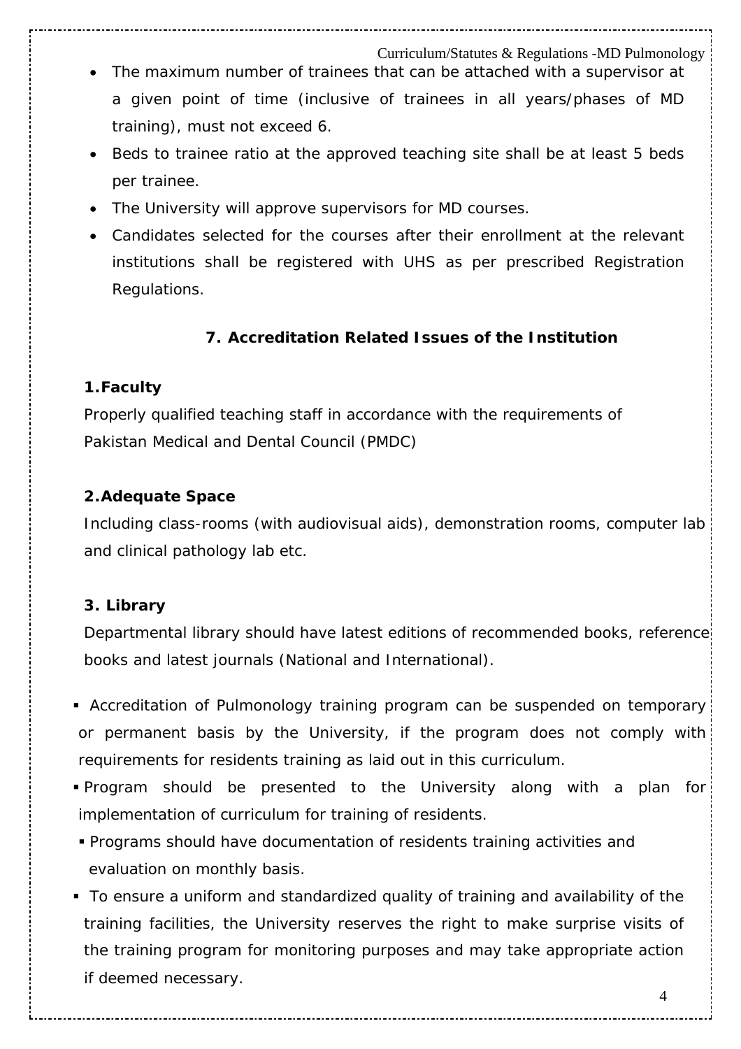- The maximum number of trainees that can be attached with a supervisor at a given point of time (inclusive of trainees in all years/phases of MD training), must not exceed 6.
- Beds to trainee ratio at the approved teaching site shall be at least 5 beds per trainee.
- The University will approve supervisors for MD courses.
- Candidates selected for the courses after their enrollment at the relevant institutions shall be registered with UHS as per prescribed Registration Regulations.

## 7. Accreditation Related Issues of the Institution

**1. Faculty**

Properly qualified teaching staff in accordance with the requirements of Pakistan Medical and Dental Council (PMDC)

**2. Adequate Space**

Including class-rooms (with audiovisual aids), demonstration rooms, computer lab and clinical pathology lab etc.

**3. Library**

Departmental library should have latest editions of recommended books, reference books and latest journals (National and International).

- Accreditation of Pulmonology training program can be suspended on temporary or permanent basis by the University, if the program does not comply with requirements for residents training as laid out in this curriculum.
- Program should be presented to the University along with a plan for implementation of curriculum for training of residents.
- Programs should have documentation of residents training activities and evaluation on monthly basis.
- To ensure a uniform and standardized quality of training and availability of the training facilities, the University reserves the right to make surprise visits of the training program for monitoring purposes and may take appropriate action if deemed necessary.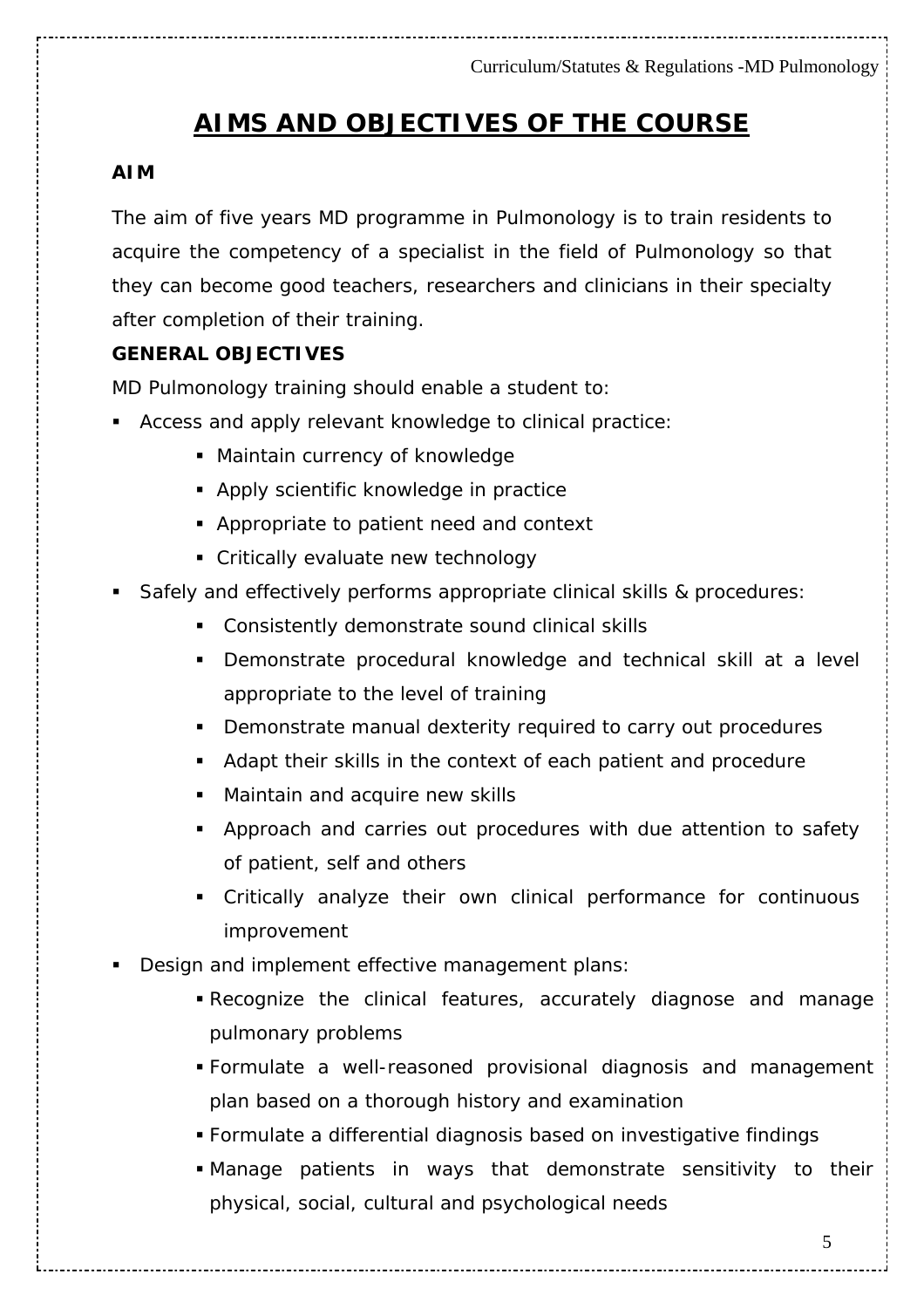# AIMS AND OBJECTIVES OF THE COURSE

**AIM**

The aim of five years MD programme in Pulmonology is to train residents to acquire the competency of a specialist in the field of Pulmonology so that they can become good teachers, researchers and clinicians in their specialty after completion of their training.

**GENERAL OBJECTIVES**

MD Pulmonology training should enable a student to:

- Access and apply relevant knowledge to clinical practice:
  - Maintain currency of knowledge
  - Apply scientific knowledge in practice
  - Appropriate to patient need and context
  - Critically evaluate new technology
- Safely and effectively performs appropriate clinical skills & procedures:
  - Consistently demonstrate sound clinical skills
  - Demonstrate procedural knowledge and technical skill at a level appropriate to the level of training
  - Demonstrate manual dexterity required to carry out procedures
  - Adapt their skills in the context of each patient and procedure
  - Maintain and acquire new skills
  - Approach and carries out procedures with due attention to safety of patient, self and others
  - Critically analyze their own clinical performance for continuous improvement
- Design and implement effective management plans:
  - Recognize the clinical features, accurately diagnose and manage pulmonary problems
  - Formulate a well-reasoned provisional diagnosis and management plan based on a thorough history and examination
  - Formulate a differential diagnosis based on investigative findings
  - Manage patients in ways that demonstrate sensitivity to their physical, social, cultural and psychological needs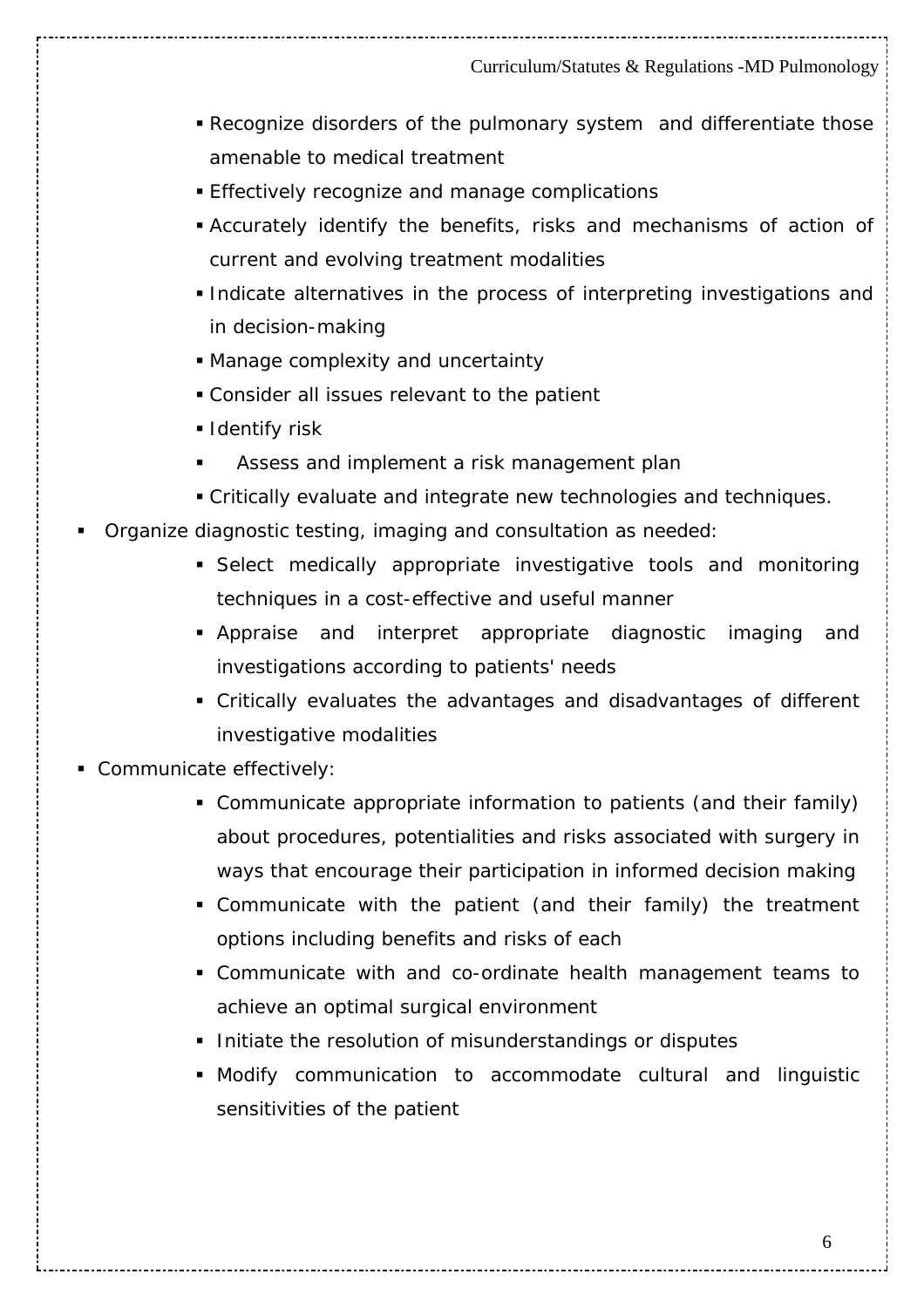- Recognize disorders of the pulmonary system and differentiate those amenable to medical treatment
    - Effectively recognize and manage complications
    - Accurately identify the benefits, risks and mechanisms of action of current and evolving treatment modalities
    - Indicate alternatives in the process of interpreting investigations and in decision-making
    - Manage complexity and uncertainty
    - Consider all issues relevant to the patient
    - Identify risk
    - Assess and implement a risk management plan
    - Critically evaluate and integrate new technologies and techniques.
- Organize diagnostic testing, imaging and consultation as needed:
    - Select medically appropriate investigative tools and monitoring techniques in a cost-effective and useful manner
    - Appraise and interpret appropriate diagnostic imaging and investigations according to patients' needs
    - Critically evaluates the advantages and disadvantages of different investigative modalities
- Communicate effectively:
    - Communicate appropriate information to patients (and their family) about procedures, potentialities and risks associated with surgery in ways that encourage their participation in informed decision making
    - Communicate with the patient (and their family) the treatment options including benefits and risks of each
    - Communicate with and co-ordinate health management teams to achieve an optimal surgical environment
    - Initiate the resolution of misunderstandings or disputes
    - Modify communication to accommodate cultural and linguistic sensitivities of the patient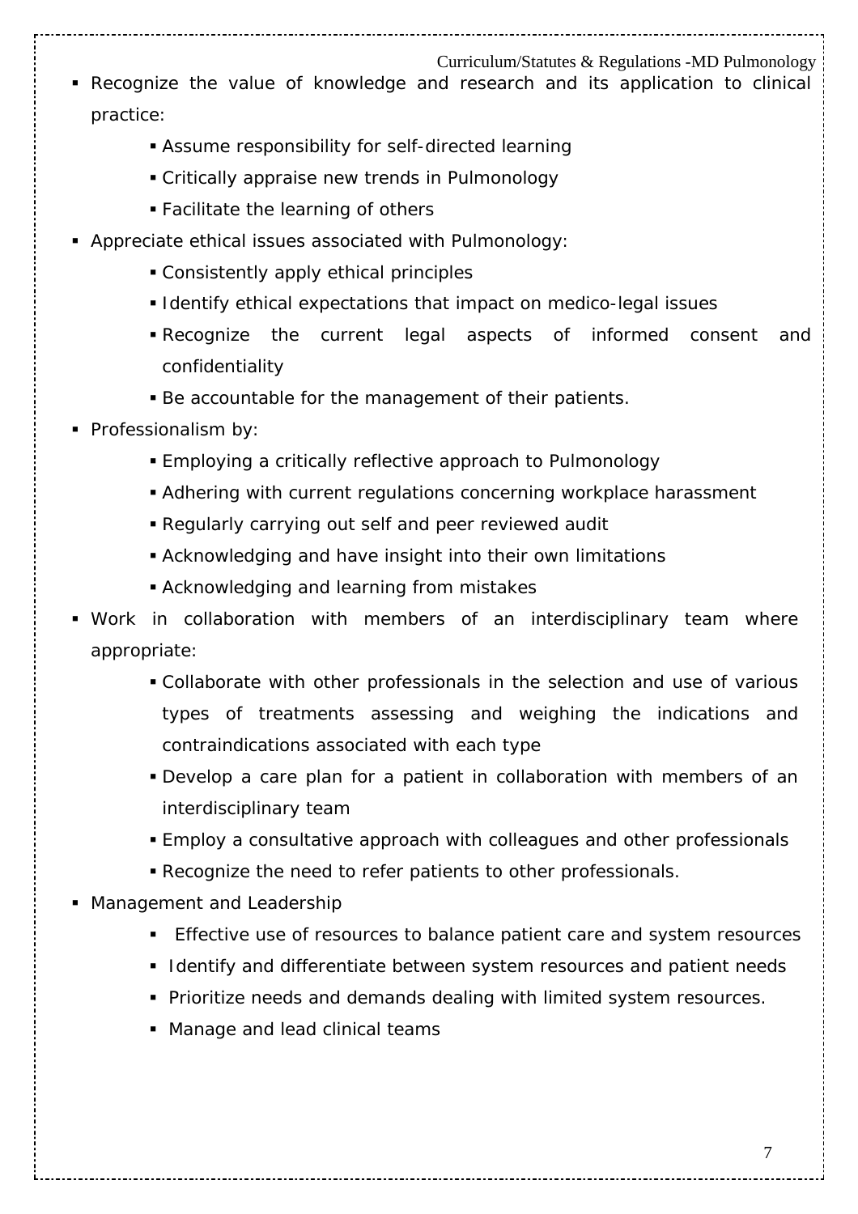- Recognize the value of knowledge and research and its application to clinical practice:
    - Assume responsibility for self-directed learning
    - Critically appraise new trends in Pulmonology
    - Facilitate the learning of others
- Appreciate ethical issues associated with Pulmonology:
    - Consistently apply ethical principles
    - Identify ethical expectations that impact on medico-legal issues
    - Recognize the current legal aspects of informed consent and confidentiality
    - Be accountable for the management of their patients.
- Professionalism by:
    - Employing a critically reflective approach to Pulmonology
    - Adhering with current regulations concerning workplace harassment
    - Regularly carrying out self and peer reviewed audit
    - Acknowledging and have insight into their own limitations
    - Acknowledging and learning from mistakes
- Work in collaboration with members of an interdisciplinary team where appropriate:
    - Collaborate with other professionals in the selection and use of various types of treatments assessing and weighing the indications and contraindications associated with each type
    - Develop a care plan for a patient in collaboration with members of an interdisciplinary team
    - Employ a consultative approach with colleagues and other professionals
    - Recognize the need to refer patients to other professionals.
- Management and Leadership
    - Effective use of resources to balance patient care and system resources
    - Identify and differentiate between system resources and patient needs
    - Prioritize needs and demands dealing with limited system resources.
    - Manage and lead clinical teams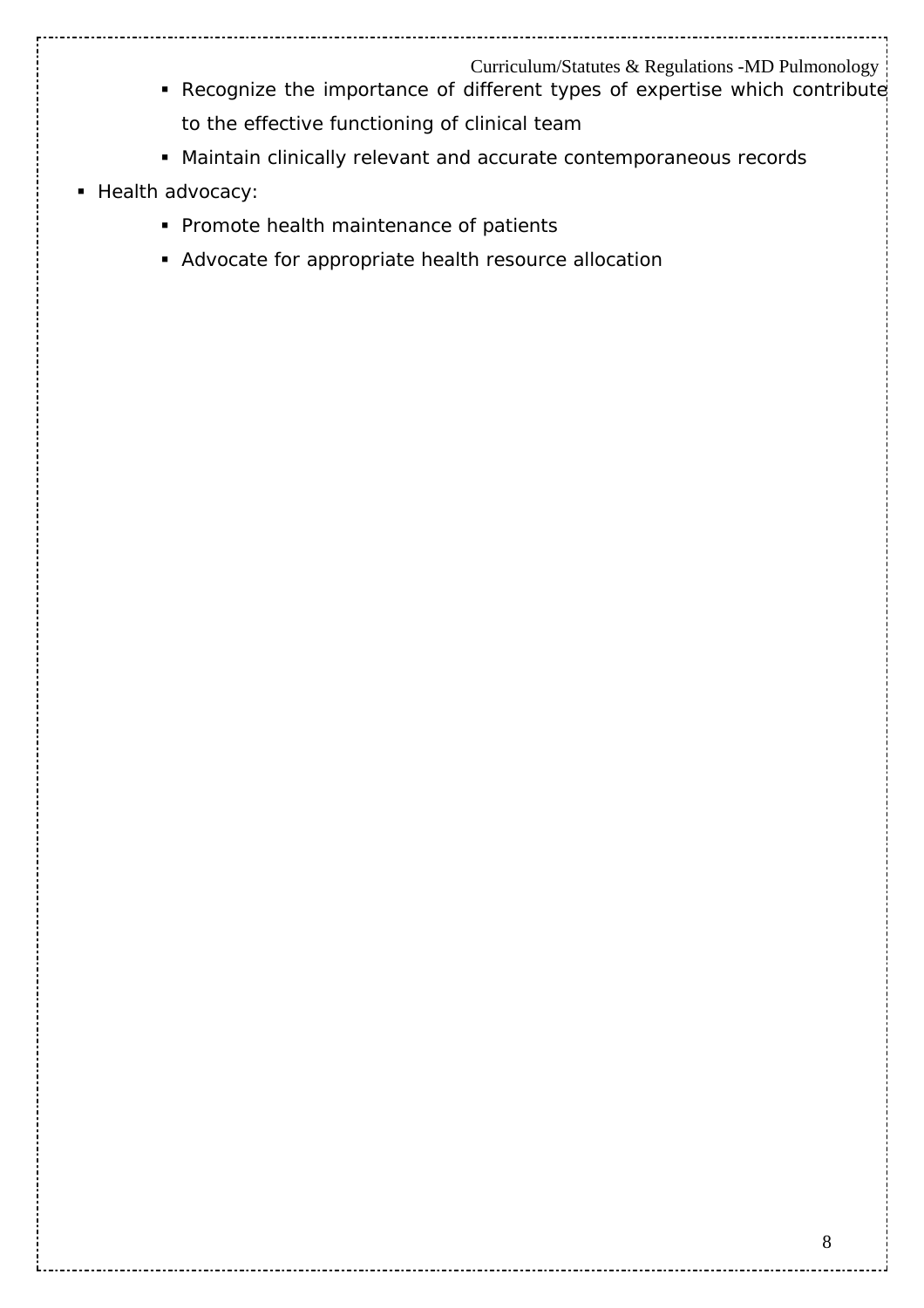- Recognize the importance of different types of expertise which contribute to the effective functioning of clinical team
  - Maintain clinically relevant and accurate contemporaneous records
- Health advocacy:
  - Promote health maintenance of patients
  - Advocate for appropriate health resource allocation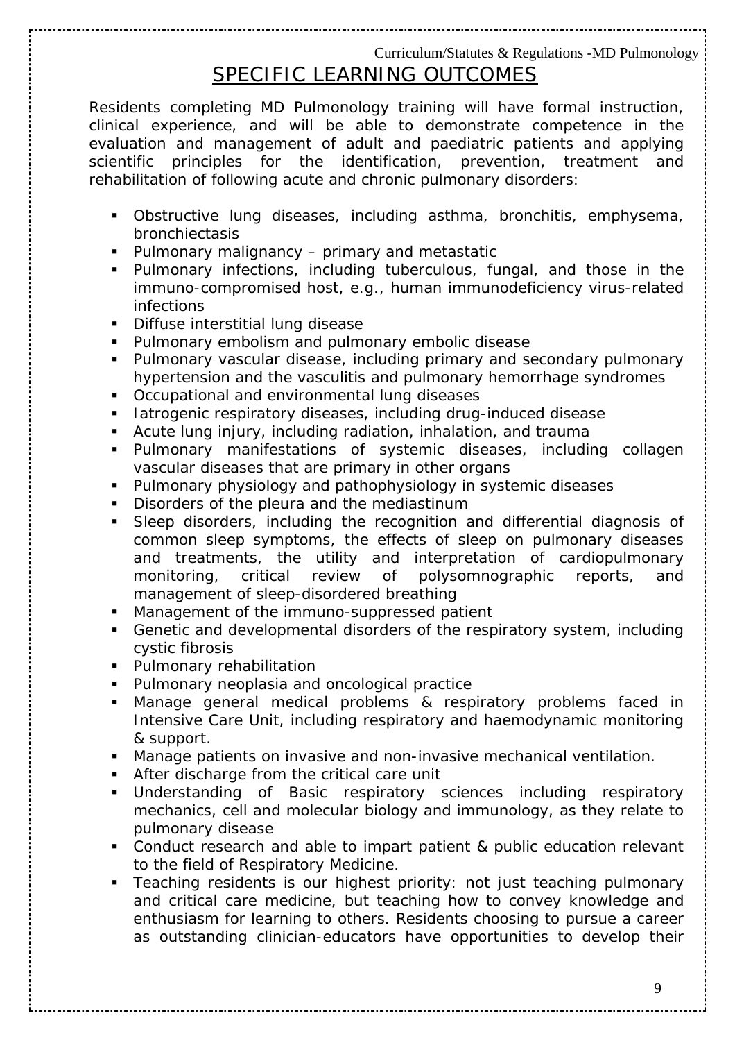## SPECIFIC LEARNING OUTCOMES

Residents completing MD Pulmonology training will have formal instruction, clinical experience, and will be able to demonstrate competence in the evaluation and management of adult and paediatric patients and applying scientific principles for the identification, prevention, treatment and rehabilitation of following acute and chronic pulmonary disorders:

- Obstructive lung diseases, including asthma, bronchitis, emphysema, bronchiectasis
- Pulmonary malignancy – primary and metastatic
- Pulmonary infections, including tuberculous, fungal, and those in the immuno-compromised host, e.g., human immunodeficiency virus-related infections
- Diffuse interstitial lung disease
- Pulmonary embolism and pulmonary embolic disease
- Pulmonary vascular disease, including primary and secondary pulmonary hypertension and the vasculitis and pulmonary hemorrhage syndromes
- Occupational and environmental lung diseases
- Iatrogenic respiratory diseases, including drug-induced disease
- Acute lung injury, including radiation, inhalation, and trauma
- Pulmonary manifestations of systemic diseases, including collagen vascular diseases that are primary in other organs
- Pulmonary physiology and pathophysiology in systemic diseases
- Disorders of the pleura and the mediastinum
- Sleep disorders, including the recognition and differential diagnosis of common sleep symptoms, the effects of sleep on pulmonary diseases and treatments, the utility and interpretation of cardiopulmonary monitoring, critical review of polysomnographic reports, and management of sleep-disordered breathing
- Management of the immuno-suppressed patient
- Genetic and developmental disorders of the respiratory system, including cystic fibrosis
- Pulmonary rehabilitation
- Pulmonary neoplasia and oncological practice
- Manage general medical problems & respiratory problems faced in Intensive Care Unit, including respiratory and haemodynamic monitoring & support.
- Manage patients on invasive and non-invasive mechanical ventilation.
- After discharge from the critical care unit
- Understanding of Basic respiratory sciences including respiratory mechanics, cell and molecular biology and immunology, as they relate to pulmonary disease
- Conduct research and able to impart patient & public education relevant to the field of Respiratory Medicine.
- Teaching residents is our highest priority: not just teaching pulmonary and critical care medicine, but teaching how to convey knowledge and enthusiasm for learning to others. Residents choosing to pursue a career as outstanding clinician-educators have opportunities to develop their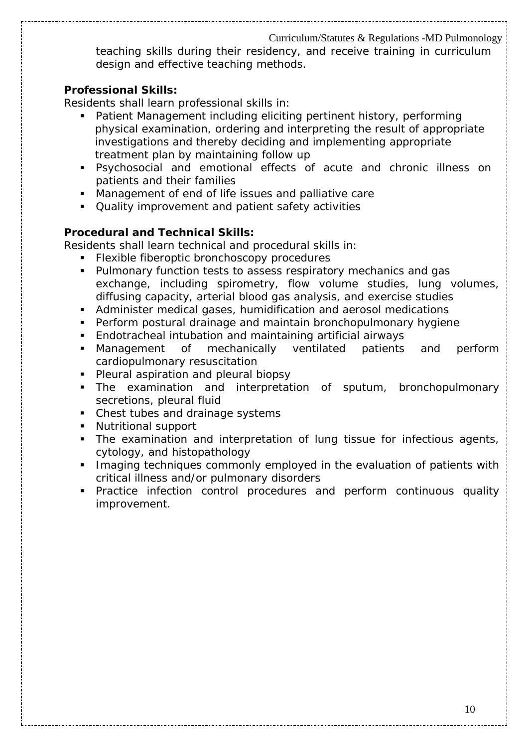teaching skills during their residency, and receive training in curriculum design and effective teaching methods.

**Professional Skills:**

Residents shall learn professional skills in:

- Patient Management including eliciting pertinent history, performing physical examination, ordering and interpreting the result of appropriate investigations and thereby deciding and implementing appropriate treatment plan by maintaining follow up
- Psychosocial and emotional effects of acute and chronic illness on patients and their families
- Management of end of life issues and palliative care
- Quality improvement and patient safety activities

**Procedural and Technical Skills:**

Residents shall learn technical and procedural skills in:

- Flexible fiberoptic bronchoscopy procedures
- Pulmonary function tests to assess respiratory mechanics and gas exchange, including spirometry, flow volume studies, lung volumes, diffusing capacity, arterial blood gas analysis, and exercise studies
- Administer medical gases, humidification and aerosol medications
- Perform postural drainage and maintain bronchopulmonary hygiene
- Endotracheal intubation and maintaining artificial airways
- Management of mechanically ventilated patients and perform cardiopulmonary resuscitation
- Pleural aspiration and pleural biopsy
- The examination and interpretation of sputum, bronchopulmonary secretions, pleural fluid
- Chest tubes and drainage systems
- Nutritional support
- The examination and interpretation of lung tissue for infectious agents, cytology, and histopathology
- Imaging techniques commonly employed in the evaluation of patients with critical illness and/or pulmonary disorders
- Practice infection control procedures and perform continuous quality improvement.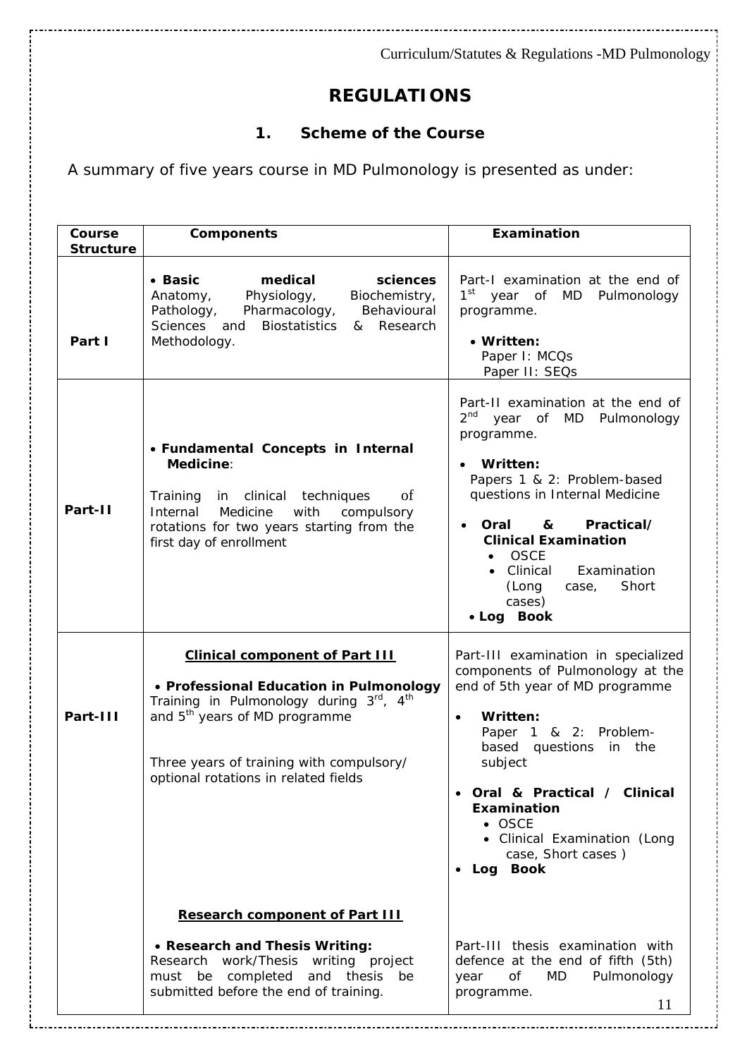# REGULATIONS

## 1. Scheme of the Course

A summary of five years course in MD Pulmonology is presented as under:

| Course Structure | Components | Examination |
|---|---|---|
| Part I | • **Basic medical sciences** Anatomy, Physiology, Biochemistry, Pathology, Pharmacology, Behavioural Sciences and Biostatistics & Research Methodology. | Part-I examination at the end of 1st year of MD Pulmonology programme.<br>• **Written:**<br>Paper I: MCQs<br>Paper II: SEQs |
| Part-II | • **Fundamental Concepts in Internal Medicine**:<br>Training in clinical techniques of Internal Medicine with compulsory rotations for two years starting from the first day of enrollment | Part-II examination at the end of 2nd year of MD Pulmonology programme.<br>• **Written:**<br>Papers 1 & 2: Problem-based questions in Internal Medicine<br>• **Oral & Practical/ Clinical Examination**<br>• OSCE<br>• Clinical Examination (Long case, Short cases)<br>• **Log Book** |
| Part-III | **Clinical component of Part III**<br>• **Professional Education in Pulmonology**<br>Training in Pulmonology during 3rd, 4th and 5th years of MD programme<br>Three years of training with compulsory/ optional rotations in related fields | Part-III examination in specialized components of Pulmonology at the end of 5th year of MD programme<br>• **Written:**<br>Paper 1 & 2: Problem-based questions in the subject<br>• **Oral & Practical / Clinical Examination**<br>• OSCE<br>• Clinical Examination (Long case, Short cases )<br>• **Log Book** |
| | **Research component of Part III**<br>• **Research and Thesis Writing:**<br>Research work/Thesis writing project must be completed and thesis be submitted before the end of training. | Part-III thesis examination with defence at the end of fifth (5th) year of MD Pulmonology programme. |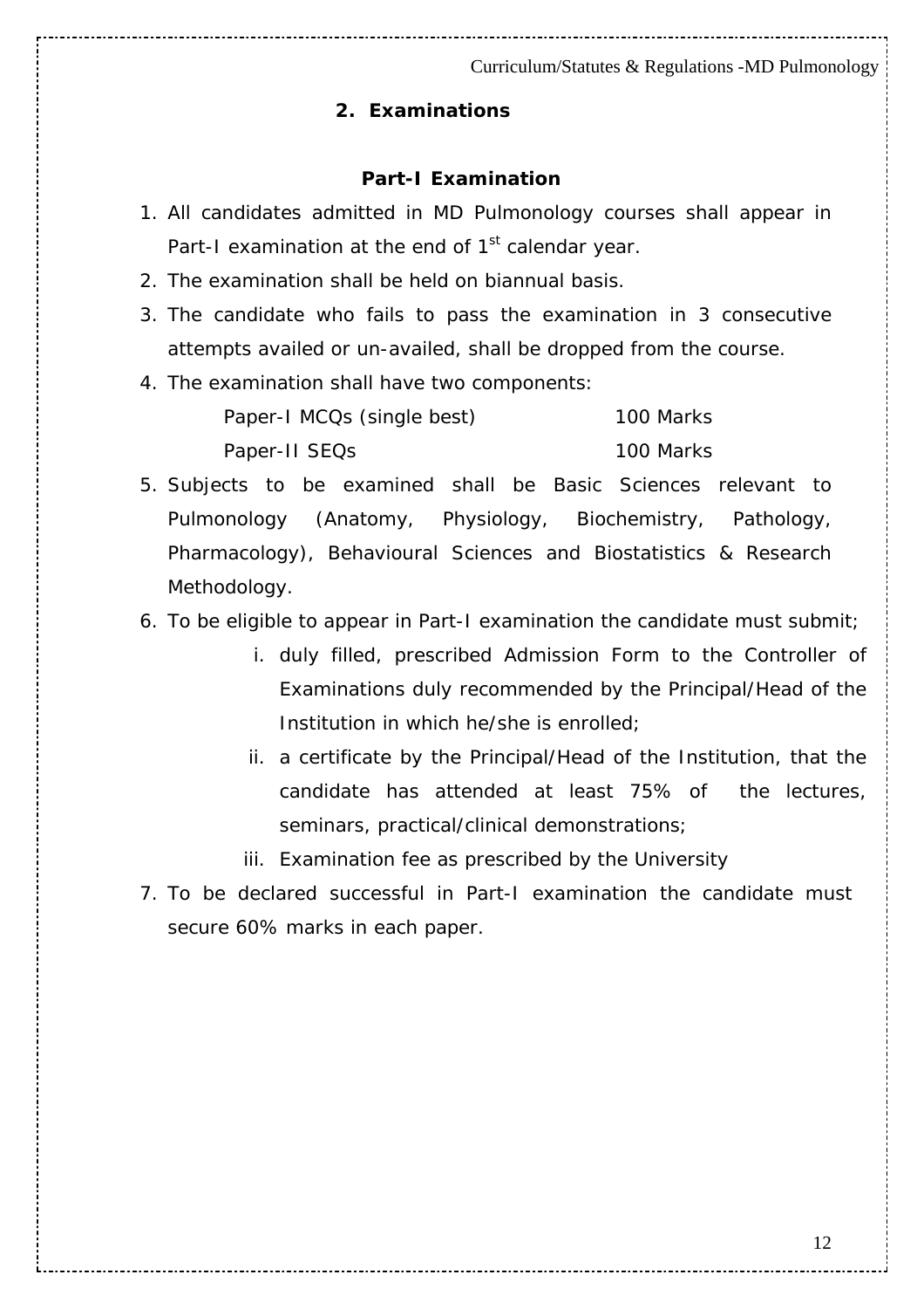## 2. Examinations

### Part-I Examination

1. All candidates admitted in MD Pulmonology courses shall appear in Part-I examination at the end of 1st calendar year.
2. The examination shall be held on biannual basis.
3. The candidate who fails to pass the examination in 3 consecutive attempts availed or un-availed, shall be dropped from the course.
4. The examination shall have two components:

   | | |
   |---|---|
   | Paper-I MCQs (single best) | 100 Marks |
   | Paper-II SEQs | 100 Marks |

5. Subjects to be examined shall be Basic Sciences relevant to Pulmonology (Anatomy, Physiology, Biochemistry, Pathology, Pharmacology), Behavioural Sciences and Biostatistics & Research Methodology.
6. To be eligible to appear in Part-I examination the candidate must submit;
   i. duly filled, prescribed Admission Form to the Controller of Examinations duly recommended by the Principal/Head of the Institution in which he/she is enrolled;
   ii. a certificate by the Principal/Head of the Institution, that the candidate has attended at least 75% of the lectures, seminars, practical/clinical demonstrations;
   iii. Examination fee as prescribed by the University
7. To be declared successful in Part-I examination the candidate must secure 60% marks in each paper.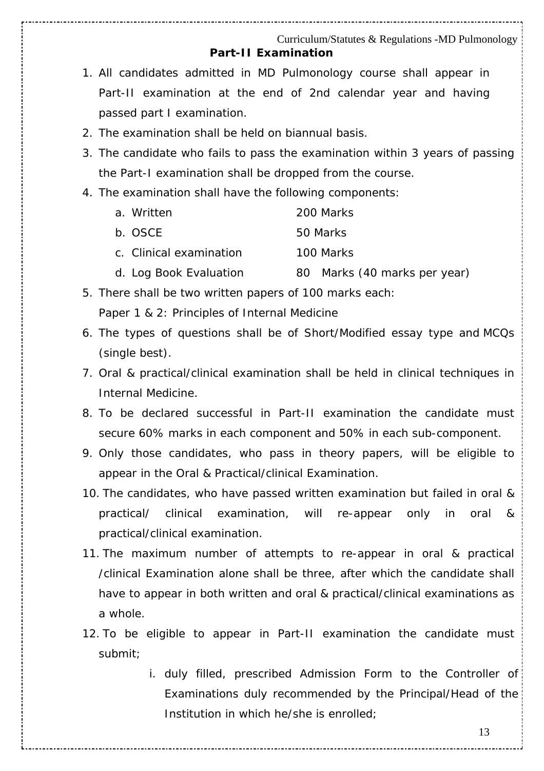## Part-II Examination

1. All candidates admitted in MD Pulmonology course shall appear in Part-II examination at the end of 2nd calendar year and having passed part I examination.
2. The examination shall be held on biannual basis.
3. The candidate who fails to pass the examination within 3 years of passing the Part-I examination shall be dropped from the course.
4. The examination shall have the following components:
    a. Written 200 Marks
    b. OSCE 50 Marks
    c. Clinical examination 100 Marks
    d. Log Book Evaluation 80 Marks (40 marks per year)
5. There shall be two written papers of 100 marks each:
   Paper 1 & 2: Principles of Internal Medicine
6. The types of questions shall be of Short/Modified essay type and MCQs (single best).
7. Oral & practical/clinical examination shall be held in clinical techniques in Internal Medicine.
8. To be declared successful in Part-II examination the candidate must secure 60% marks in each component and 50% in each sub-component.
9. Only those candidates, who pass in theory papers, will be eligible to appear in the Oral & Practical/clinical Examination.
10. The candidates, who have passed written examination but failed in oral & practical/ clinical examination, will re-appear only in oral & practical/clinical examination.
11. The maximum number of attempts to re-appear in oral & practical /clinical Examination alone shall be three, after which the candidate shall have to appear in both written and oral & practical/clinical examinations as a whole.
12. To be eligible to appear in Part-II examination the candidate must submit;
    i. duly filled, prescribed Admission Form to the Controller of Examinations duly recommended by the Principal/Head of the Institution in which he/she is enrolled;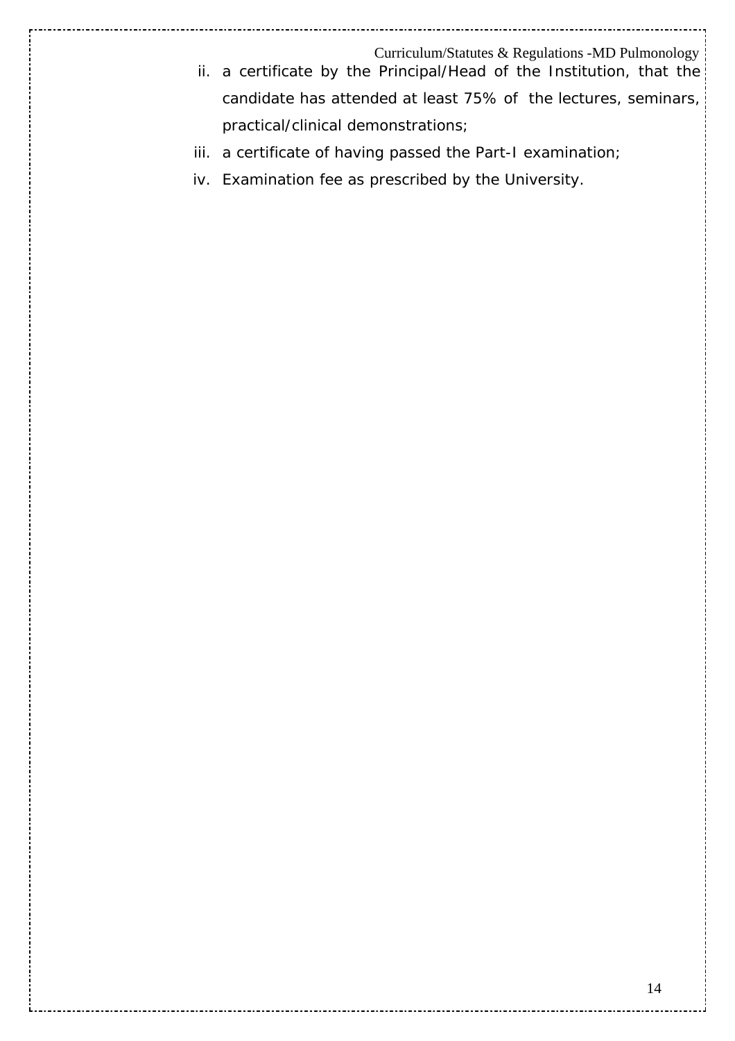ii. a certificate by the Principal/Head of the Institution, that the candidate has attended at least 75% of the lectures, seminars, practical/clinical demonstrations;

iii. a certificate of having passed the Part-I examination;

iv. Examination fee as prescribed by the University.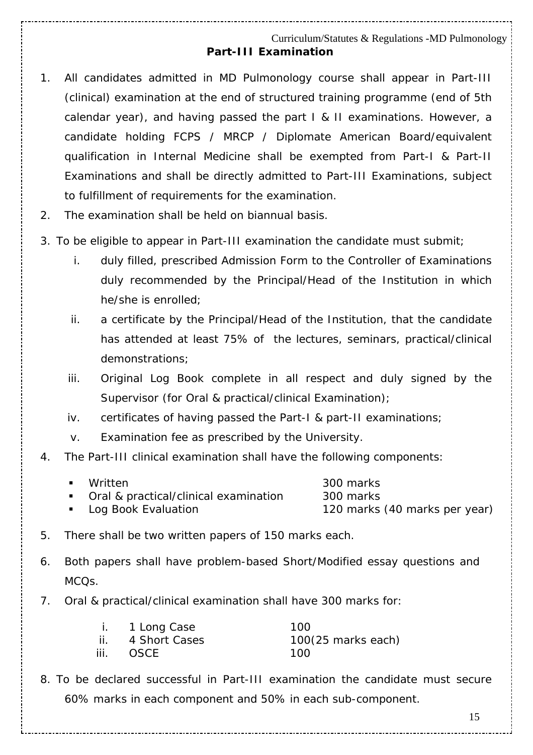## Part-III Examination

1. All candidates admitted in MD Pulmonology course shall appear in Part-III (clinical) examination at the end of structured training programme (end of 5th calendar year), and having passed the part I & II examinations. However, a candidate holding FCPS / MRCP / Diplomate American Board/equivalent qualification in Internal Medicine shall be exempted from Part-I & Part-II Examinations and shall be directly admitted to Part-III Examinations, subject to fulfillment of requirements for the examination.
2. The examination shall be held on biannual basis.
3. To be eligible to appear in Part-III examination the candidate must submit;
   i. duly filled, prescribed Admission Form to the Controller of Examinations duly recommended by the Principal/Head of the Institution in which he/she is enrolled;
   ii. a certificate by the Principal/Head of the Institution, that the candidate has attended at least 75% of the lectures, seminars, practical/clinical demonstrations;
   iii. Original Log Book complete in all respect and duly signed by the Supervisor (for Oral & practical/clinical Examination);
   iv. certificates of having passed the Part-I & part-II examinations;
   v. Examination fee as prescribed by the University.
4. The Part-III clinical examination shall have the following components:
   - Written — 300 marks
   - Oral & practical/clinical examination — 300 marks
   - Log Book Evaluation — 120 marks (40 marks per year)
5. There shall be two written papers of 150 marks each.
6. Both papers shall have problem-based Short/Modified essay questions and MCQs.
7. Oral & practical/clinical examination shall have 300 marks for:
   i. 1 Long Case — 100
   ii. 4 Short Cases — 100(25 marks each)
   iii. OSCE — 100
8. To be declared successful in Part-III examination the candidate must secure 60% marks in each component and 50% in each sub-component.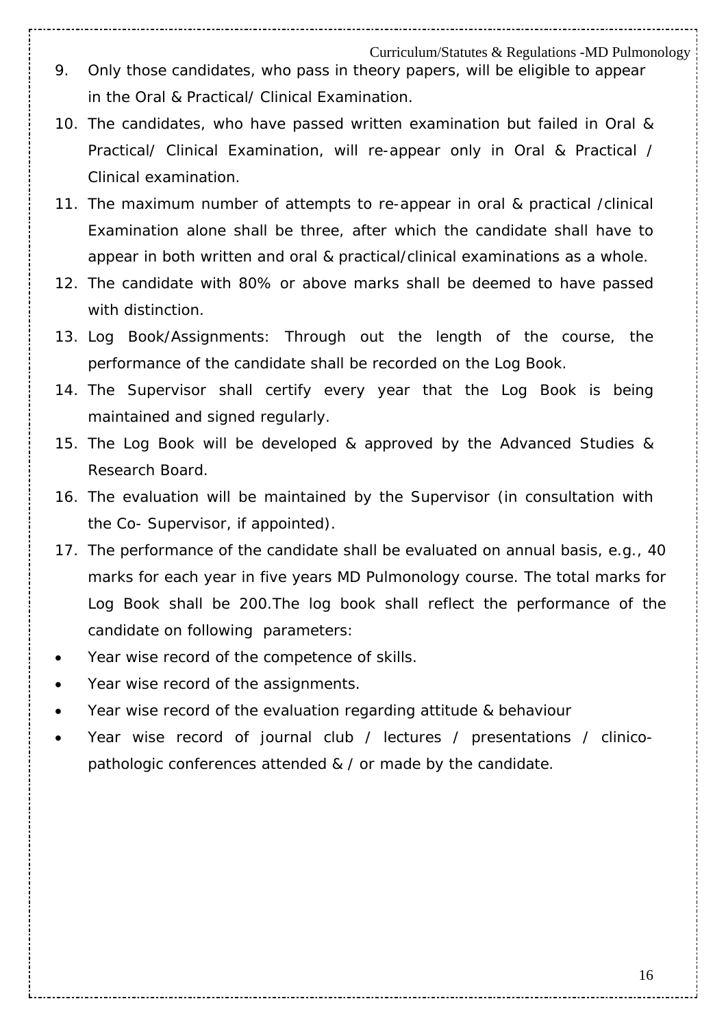9. Only those candidates, who pass in theory papers, will be eligible to appear in the Oral & Practical/ Clinical Examination.
10. The candidates, who have passed written examination but failed in Oral & Practical/ Clinical Examination, will re-appear only in Oral & Practical / Clinical examination.
11. The maximum number of attempts to re-appear in oral & practical /clinical Examination alone shall be three, after which the candidate shall have to appear in both written and oral & practical/clinical examinations as a whole.
12. The candidate with 80% or above marks shall be deemed to have passed with distinction.
13. Log Book/Assignments: Through out the length of the course, the performance of the candidate shall be recorded on the Log Book.
14. The Supervisor shall certify every year that the Log Book is being maintained and signed regularly.
15. The Log Book will be developed & approved by the Advanced Studies & Research Board.
16. The evaluation will be maintained by the Supervisor (in consultation with the Co- Supervisor, if appointed).
17. The performance of the candidate shall be evaluated on annual basis, e.g., 40 marks for each year in five years MD Pulmonology course. The total marks for Log Book shall be 200.The log book shall reflect the performance of the candidate on following parameters:

- Year wise record of the competence of skills.
- Year wise record of the assignments.
- Year wise record of the evaluation regarding attitude & behaviour
- Year wise record of journal club / lectures / presentations / clinico-pathologic conferences attended & / or made by the candidate.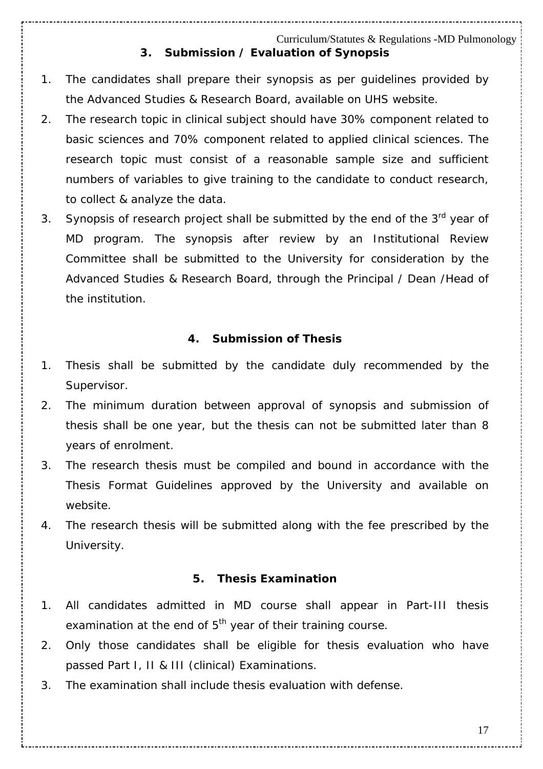## 3. Submission / Evaluation of Synopsis

1. The candidates shall prepare their synopsis as per guidelines provided by the Advanced Studies & Research Board, available on UHS website.
2. The research topic in clinical subject should have 30% component related to basic sciences and 70% component related to applied clinical sciences. The research topic must consist of a reasonable sample size and sufficient numbers of variables to give training to the candidate to conduct research, to collect & analyze the data.
3. Synopsis of research project shall be submitted by the end of the 3rd year of MD program. The synopsis after review by an Institutional Review Committee shall be submitted to the University for consideration by the Advanced Studies & Research Board, through the Principal / Dean /Head of the institution.

## 4. Submission of Thesis

1. Thesis shall be submitted by the candidate duly recommended by the Supervisor.
2. The minimum duration between approval of synopsis and submission of thesis shall be one year, but the thesis can not be submitted later than 8 years of enrolment.
3. The research thesis must be compiled and bound in accordance with the Thesis Format Guidelines approved by the University and available on website.
4. The research thesis will be submitted along with the fee prescribed by the University.

## 5. Thesis Examination

1. All candidates admitted in MD course shall appear in Part-III thesis examination at the end of 5th year of their training course.
2. Only those candidates shall be eligible for thesis evaluation who have passed Part I, II & III (clinical) Examinations.
3. The examination shall include thesis evaluation with defense.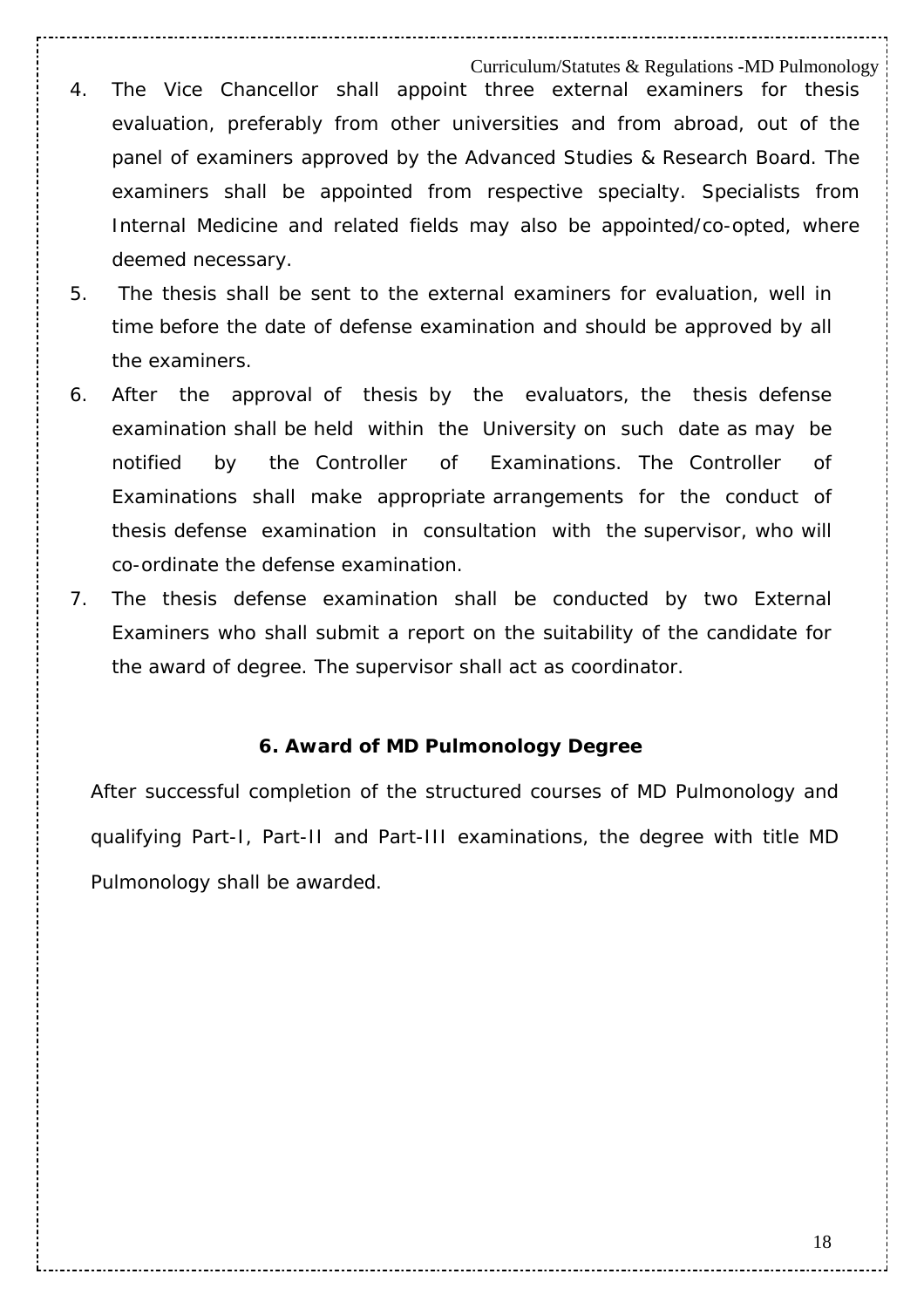4. The Vice Chancellor shall appoint three external examiners for thesis evaluation, preferably from other universities and from abroad, out of the panel of examiners approved by the Advanced Studies & Research Board. The examiners shall be appointed from respective specialty. Specialists from Internal Medicine and related fields may also be appointed/co-opted, where deemed necessary.
5. The thesis shall be sent to the external examiners for evaluation, well in time before the date of defense examination and should be approved by all the examiners.
6. After the approval of thesis by the evaluators, the thesis defense examination shall be held within the University on such date as may be notified by the Controller of Examinations. The Controller of Examinations shall make appropriate arrangements for the conduct of thesis defense examination in consultation with the supervisor, who will co-ordinate the defense examination.
7. The thesis defense examination shall be conducted by two External Examiners who shall submit a report on the suitability of the candidate for the award of degree. The supervisor shall act as coordinator.

### 6. Award of MD Pulmonology Degree

After successful completion of the structured courses of MD Pulmonology and qualifying Part-I, Part-II and Part-III examinations, the degree with title MD Pulmonology shall be awarded.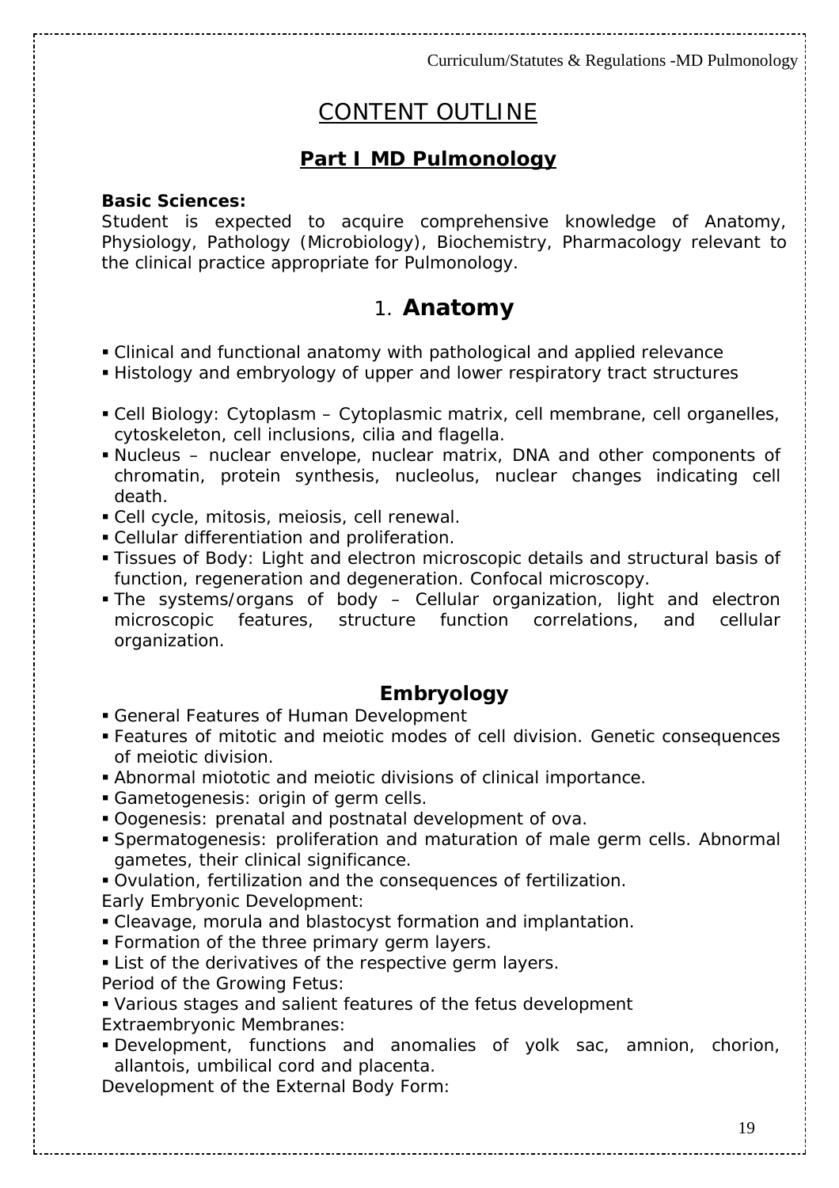# CONTENT OUTLINE

## Part I MD Pulmonology

**Basic Sciences:**
Student is expected to acquire comprehensive knowledge of Anatomy, Physiology, Pathology (Microbiology), Biochemistry, Pharmacology relevant to the clinical practice appropriate for Pulmonology.

## 1. Anatomy

- Clinical and functional anatomy with pathological and applied relevance
- Histology and embryology of upper and lower respiratory tract structures

- Cell Biology: Cytoplasm – Cytoplasmic matrix, cell membrane, cell organelles, cytoskeleton, cell inclusions, cilia and flagella.
- Nucleus – nuclear envelope, nuclear matrix, DNA and other components of chromatin, protein synthesis, nucleolus, nuclear changes indicating cell death.
- Cell cycle, mitosis, meiosis, cell renewal.
- Cellular differentiation and proliferation.
- Tissues of Body: Light and electron microscopic details and structural basis of function, regeneration and degeneration. Confocal microscopy.
- The systems/organs of body – Cellular organization, light and electron microscopic features, structure function correlations, and cellular organization.

### Embryology

- General Features of Human Development
- Features of mitotic and meiotic modes of cell division. Genetic consequences of meiotic division.
- Abnormal miototic and meiotic divisions of clinical importance.
- Gametogenesis: origin of germ cells.
- Oogenesis: prenatal and postnatal development of ova.
- Spermatogenesis: proliferation and maturation of male germ cells. Abnormal gametes, their clinical significance.
- Ovulation, fertilization and the consequences of fertilization.

Early Embryonic Development:

- Cleavage, morula and blastocyst formation and implantation.
- Formation of the three primary germ layers.
- List of the derivatives of the respective germ layers.

Period of the Growing Fetus:

- Various stages and salient features of the fetus development

Extraembryonic Membranes:

- Development, functions and anomalies of yolk sac, amnion, chorion, allantois, umbilical cord and placenta.

Development of the External Body Form: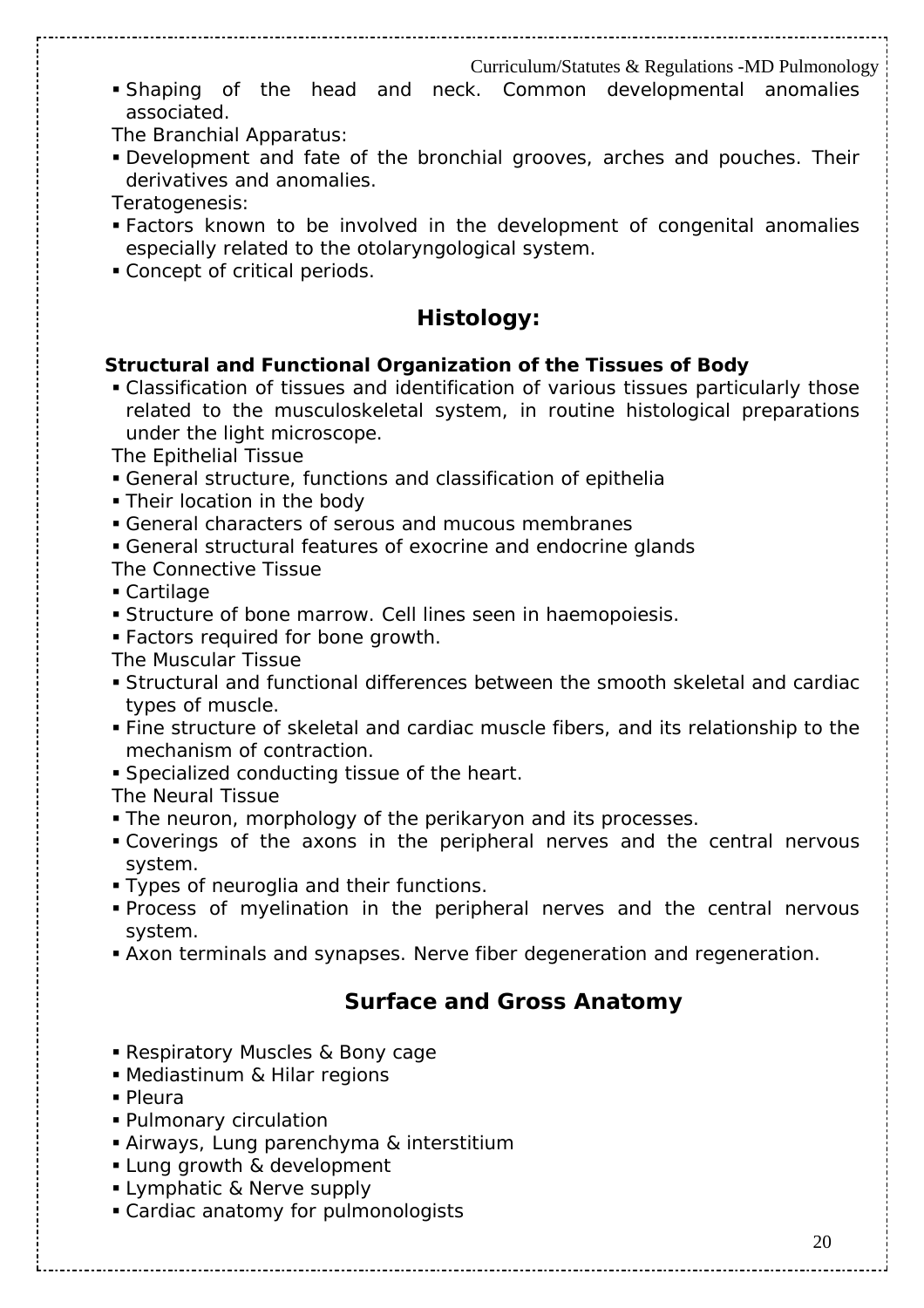- Shaping of the head and neck. Common developmental anomalies associated.

The Branchial Apparatus:

- Development and fate of the bronchial grooves, arches and pouches. Their derivatives and anomalies.

Teratogenesis:

- Factors known to be involved in the development of congenital anomalies especially related to the otolaryngological system.
- Concept of critical periods.

## Histology:

### Structural and Functional Organization of the Tissues of Body

- Classification of tissues and identification of various tissues particularly those related to the musculoskeletal system, in routine histological preparations under the light microscope.

The Epithelial Tissue

- General structure, functions and classification of epithelia
- Their location in the body
- General characters of serous and mucous membranes
- General structural features of exocrine and endocrine glands

The Connective Tissue

- Cartilage
- Structure of bone marrow. Cell lines seen in haemopoiesis.
- Factors required for bone growth.

The Muscular Tissue

- Structural and functional differences between the smooth skeletal and cardiac types of muscle.
- Fine structure of skeletal and cardiac muscle fibers, and its relationship to the mechanism of contraction.
- Specialized conducting tissue of the heart.

The Neural Tissue

- The neuron, morphology of the perikaryon and its processes.
- Coverings of the axons in the peripheral nerves and the central nervous system.
- Types of neuroglia and their functions.
- Process of myelination in the peripheral nerves and the central nervous system.
- Axon terminals and synapses. Nerve fiber degeneration and regeneration.

## Surface and Gross Anatomy

- Respiratory Muscles & Bony cage
- Mediastinum & Hilar regions
- Pleura
- Pulmonary circulation
- Airways, Lung parenchyma & interstitium
- Lung growth & development
- Lymphatic & Nerve supply
- Cardiac anatomy for pulmonologists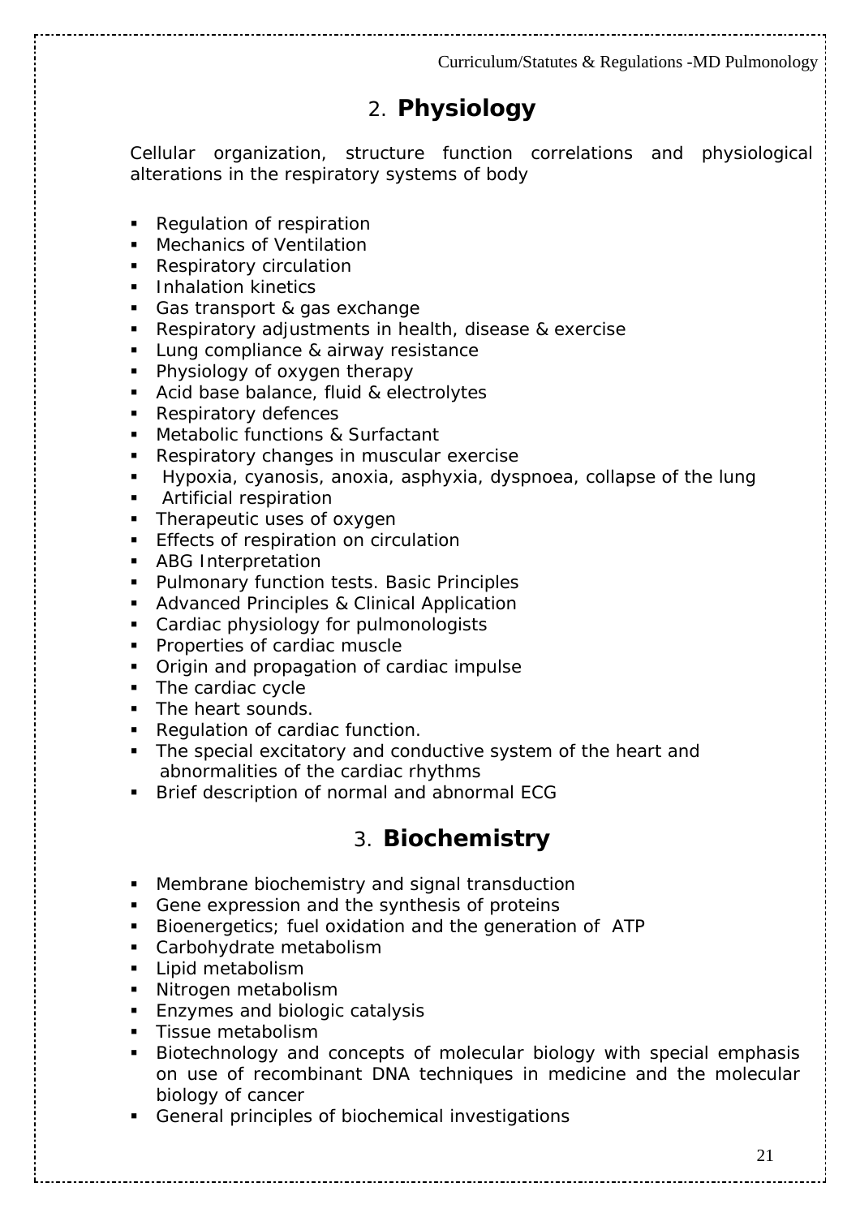## 2. **Physiology**

Cellular organization, structure function correlations and physiological alterations in the respiratory systems of body

- Regulation of respiration
- Mechanics of Ventilation
- Respiratory circulation
- Inhalation kinetics
- Gas transport & gas exchange
- Respiratory adjustments in health, disease & exercise
- Lung compliance & airway resistance
- Physiology of oxygen therapy
- Acid base balance, fluid & electrolytes
- Respiratory defences
- Metabolic functions & Surfactant
- Respiratory changes in muscular exercise
- Hypoxia, cyanosis, anoxia, asphyxia, dyspnoea, collapse of the lung
- Artificial respiration
- Therapeutic uses of oxygen
- Effects of respiration on circulation
- ABG Interpretation
- Pulmonary function tests. Basic Principles
- Advanced Principles & Clinical Application
- Cardiac physiology for pulmonologists
- Properties of cardiac muscle
- Origin and propagation of cardiac impulse
- The cardiac cycle
- The heart sounds.
- Regulation of cardiac function.
- The special excitatory and conductive system of the heart and abnormalities of the cardiac rhythms
- Brief description of normal and abnormal ECG

## 3. **Biochemistry**

- Membrane biochemistry and signal transduction
- Gene expression and the synthesis of proteins
- Bioenergetics; fuel oxidation and the generation of ATP
- Carbohydrate metabolism
- Lipid metabolism
- Nitrogen metabolism
- Enzymes and biologic catalysis
- Tissue metabolism
- Biotechnology and concepts of molecular biology with special emphasis on use of recombinant DNA techniques in medicine and the molecular biology of cancer
- General principles of biochemical investigations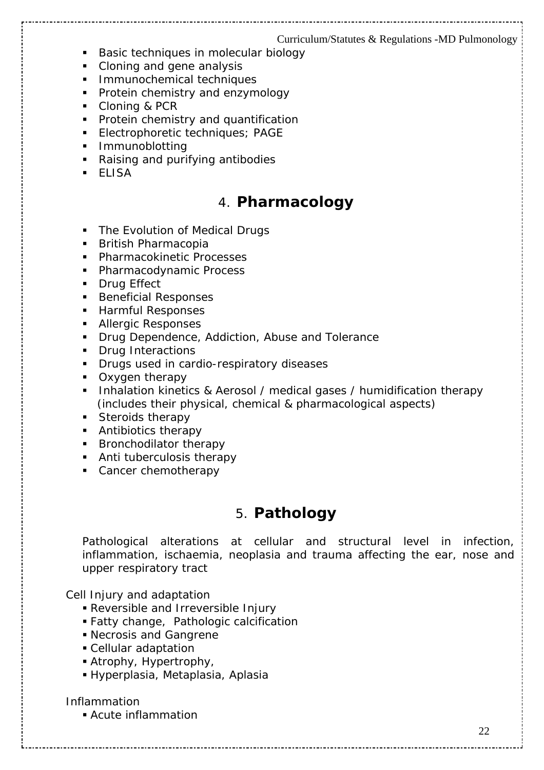- Basic techniques in molecular biology
- Cloning and gene analysis
- Immunochemical techniques
- Protein chemistry and enzymology
- Cloning & PCR
- Protein chemistry and quantification
- Electrophoretic techniques; PAGE
- Immunoblotting
- Raising and purifying antibodies
- ELISA

## 4. **Pharmacology**

- The Evolution of Medical Drugs
- British Pharmacopia
- Pharmacokinetic Processes
- Pharmacodynamic Process
- Drug Effect
- Beneficial Responses
- Harmful Responses
- Allergic Responses
- Drug Dependence, Addiction, Abuse and Tolerance
- Drug Interactions
- Drugs used in cardio-respiratory diseases
- Oxygen therapy
- Inhalation kinetics & Aerosol / medical gases / humidification therapy (includes their physical, chemical & pharmacological aspects)
- Steroids therapy
- Antibiotics therapy
- Bronchodilator therapy
- Anti tuberculosis therapy
- Cancer chemotherapy

## 5. **Pathology**

Pathological alterations at cellular and structural level in infection, inflammation, ischaemia, neoplasia and trauma affecting the ear, nose and upper respiratory tract

Cell Injury and adaptation

- Reversible and Irreversible Injury
- Fatty change, Pathologic calcification
- Necrosis and Gangrene
- Cellular adaptation
- Atrophy, Hypertrophy,
- Hyperplasia, Metaplasia, Aplasia

Inflammation

- Acute inflammation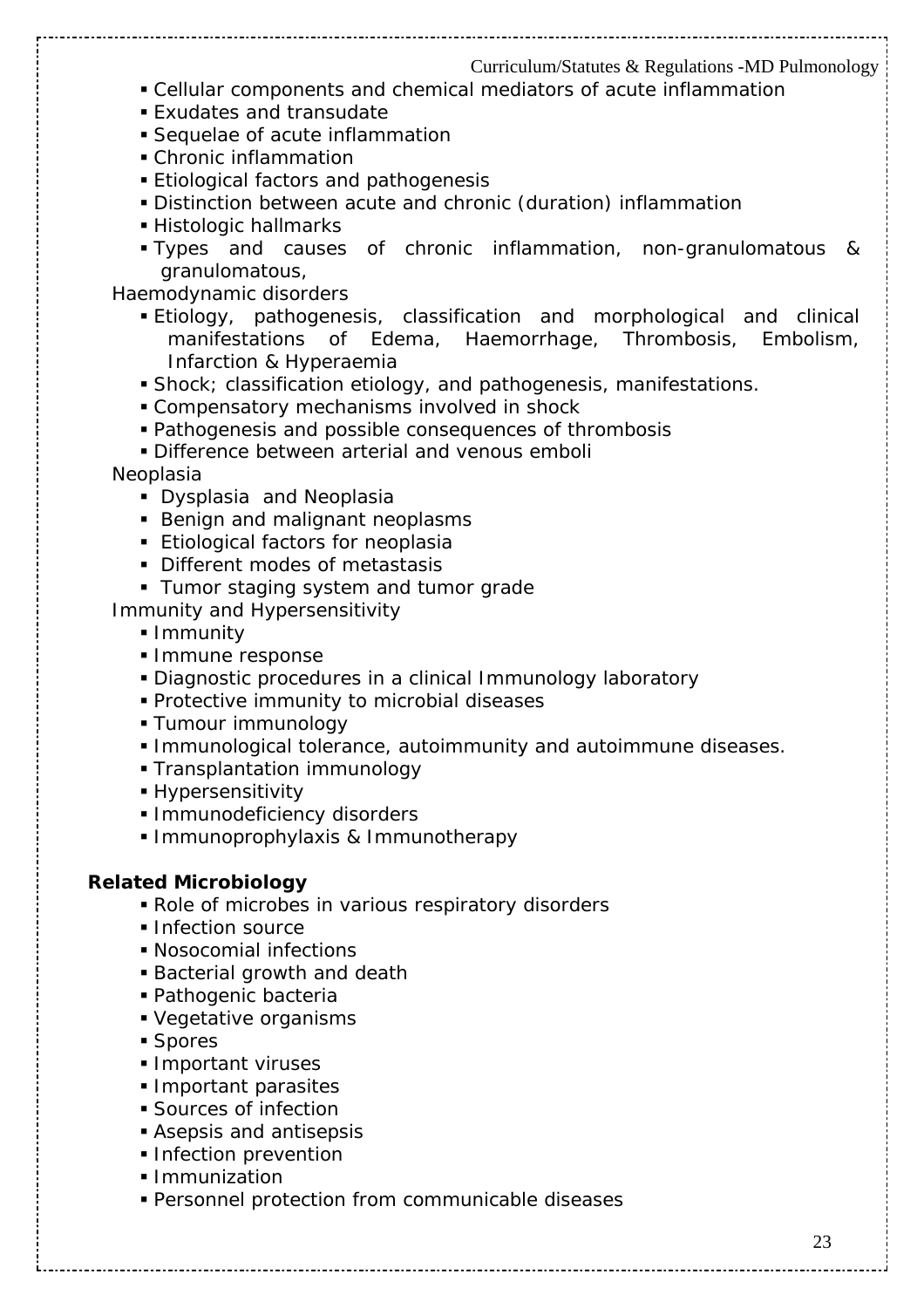- Cellular components and chemical mediators of acute inflammation
- Exudates and transudate
- Sequelae of acute inflammation
- Chronic inflammation
- Etiological factors and pathogenesis
- Distinction between acute and chronic (duration) inflammation
- Histologic hallmarks
- Types and causes of chronic inflammation, non-granulomatous & granulomatous,

Haemodynamic disorders

- Etiology, pathogenesis, classification and morphological and clinical manifestations of Edema, Haemorrhage, Thrombosis, Embolism, Infarction & Hyperaemia
- Shock; classification etiology, and pathogenesis, manifestations.
- Compensatory mechanisms involved in shock
- Pathogenesis and possible consequences of thrombosis
- Difference between arterial and venous emboli

Neoplasia

- Dysplasia and Neoplasia
- Benign and malignant neoplasms
- Etiological factors for neoplasia
- Different modes of metastasis
- Tumor staging system and tumor grade

Immunity and Hypersensitivity

- Immunity
- Immune response
- Diagnostic procedures in a clinical Immunology laboratory
- Protective immunity to microbial diseases
- Tumour immunology
- Immunological tolerance, autoimmunity and autoimmune diseases.
- Transplantation immunology
- Hypersensitivity
- Immunodeficiency disorders
- Immunoprophylaxis & Immunotherapy

**Related Microbiology**

- Role of microbes in various respiratory disorders
- Infection source
- Nosocomial infections
- Bacterial growth and death
- Pathogenic bacteria
- Vegetative organisms
- Spores
- Important viruses
- Important parasites
- Sources of infection
- Asepsis and antisepsis
- Infection prevention
- Immunization
- Personnel protection from communicable diseases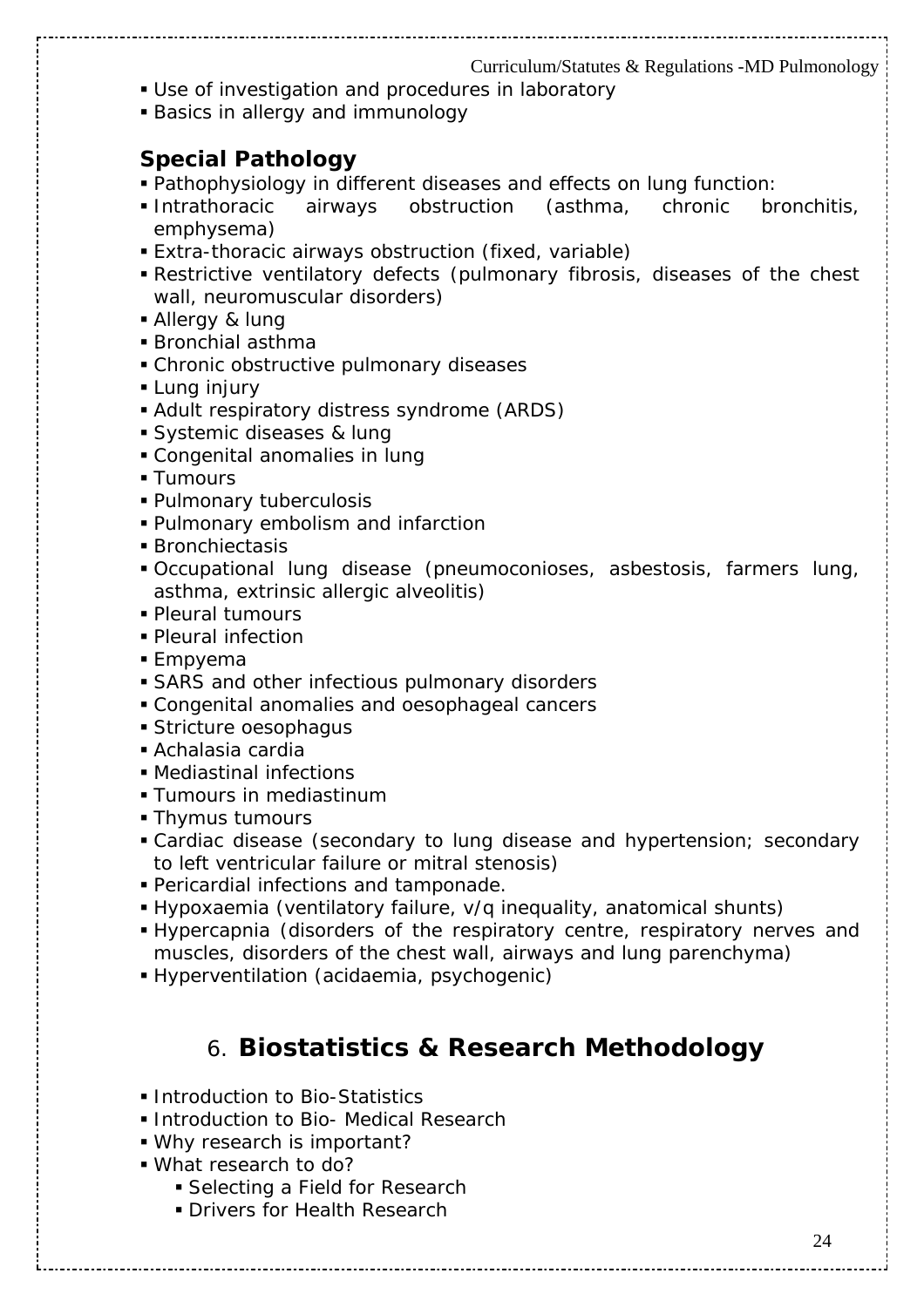- Use of investigation and procedures in laboratory
- Basics in allergy and immunology

### Special Pathology

- Pathophysiology in different diseases and effects on lung function:
- Intrathoracic airways obstruction (asthma, chronic bronchitis, emphysema)
- Extra-thoracic airways obstruction (fixed, variable)
- Restrictive ventilatory defects (pulmonary fibrosis, diseases of the chest wall, neuromuscular disorders)
- Allergy & lung
- Bronchial asthma
- Chronic obstructive pulmonary diseases
- Lung injury
- Adult respiratory distress syndrome (ARDS)
- Systemic diseases & lung
- Congenital anomalies in lung
- Tumours
- Pulmonary tuberculosis
- Pulmonary embolism and infarction
- Bronchiectasis
- Occupational lung disease (pneumoconioses, asbestosis, farmers lung, asthma, extrinsic allergic alveolitis)
- Pleural tumours
- Pleural infection
- Empyema
- SARS and other infectious pulmonary disorders
- Congenital anomalies and oesophageal cancers
- Stricture oesophagus
- Achalasia cardia
- Mediastinal infections
- Tumours in mediastinum
- Thymus tumours
- Cardiac disease (secondary to lung disease and hypertension; secondary to left ventricular failure or mitral stenosis)
- Pericardial infections and tamponade.
- Hypoxaemia (ventilatory failure, v/q inequality, anatomical shunts)
- Hypercapnia (disorders of the respiratory centre, respiratory nerves and muscles, disorders of the chest wall, airways and lung parenchyma)
- Hyperventilation (acidaemia, psychogenic)

## 6. Biostatistics & Research Methodology

- Introduction to Bio-Statistics
- Introduction to Bio- Medical Research
- Why research is important?
- What research to do?
  - Selecting a Field for Research
  - Drivers for Health Research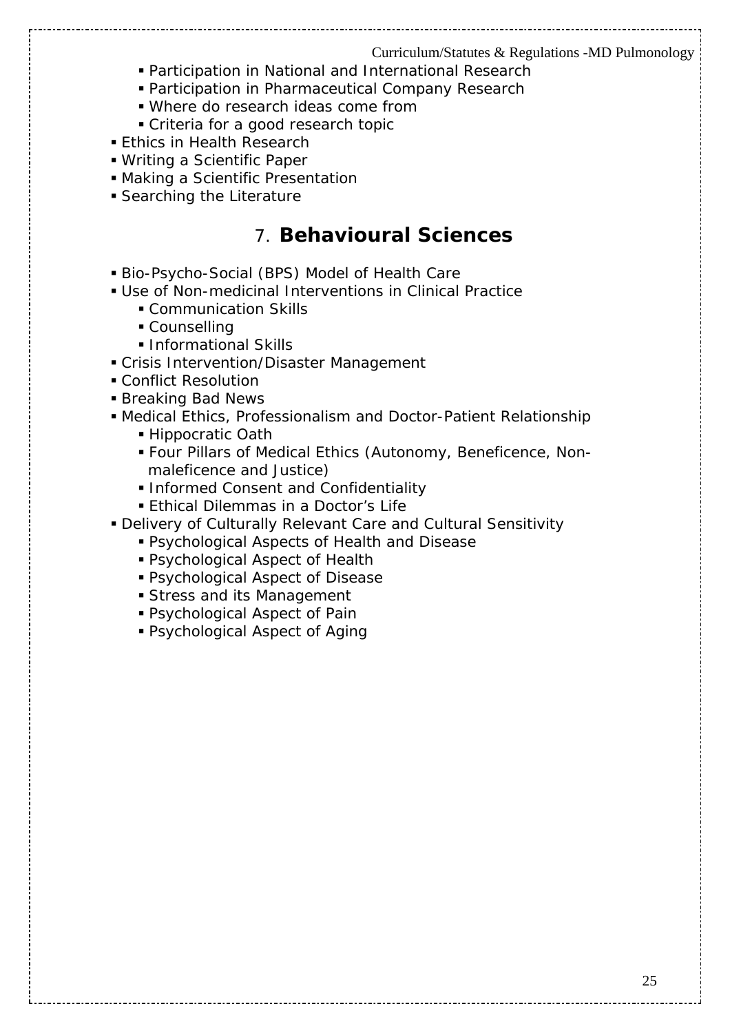- Participation in National and International Research
- Participation in Pharmaceutical Company Research
- Where do research ideas come from
- Criteria for a good research topic
- Ethics in Health Research
- Writing a Scientific Paper
- Making a Scientific Presentation
- Searching the Literature

## 7. **Behavioural Sciences**

- Bio-Psycho-Social (BPS) Model of Health Care
- Use of Non-medicinal Interventions in Clinical Practice
    - Communication Skills
    - Counselling
    - Informational Skills
- Crisis Intervention/Disaster Management
- Conflict Resolution
- Breaking Bad News
- Medical Ethics, Professionalism and Doctor-Patient Relationship
    - Hippocratic Oath
    - Four Pillars of Medical Ethics (Autonomy, Beneficence, Non-maleficence and Justice)
    - Informed Consent and Confidentiality
    - Ethical Dilemmas in a Doctor's Life
- Delivery of Culturally Relevant Care and Cultural Sensitivity
    - Psychological Aspects of Health and Disease
    - Psychological Aspect of Health
    - Psychological Aspect of Disease
    - Stress and its Management
    - Psychological Aspect of Pain
    - Psychological Aspect of Aging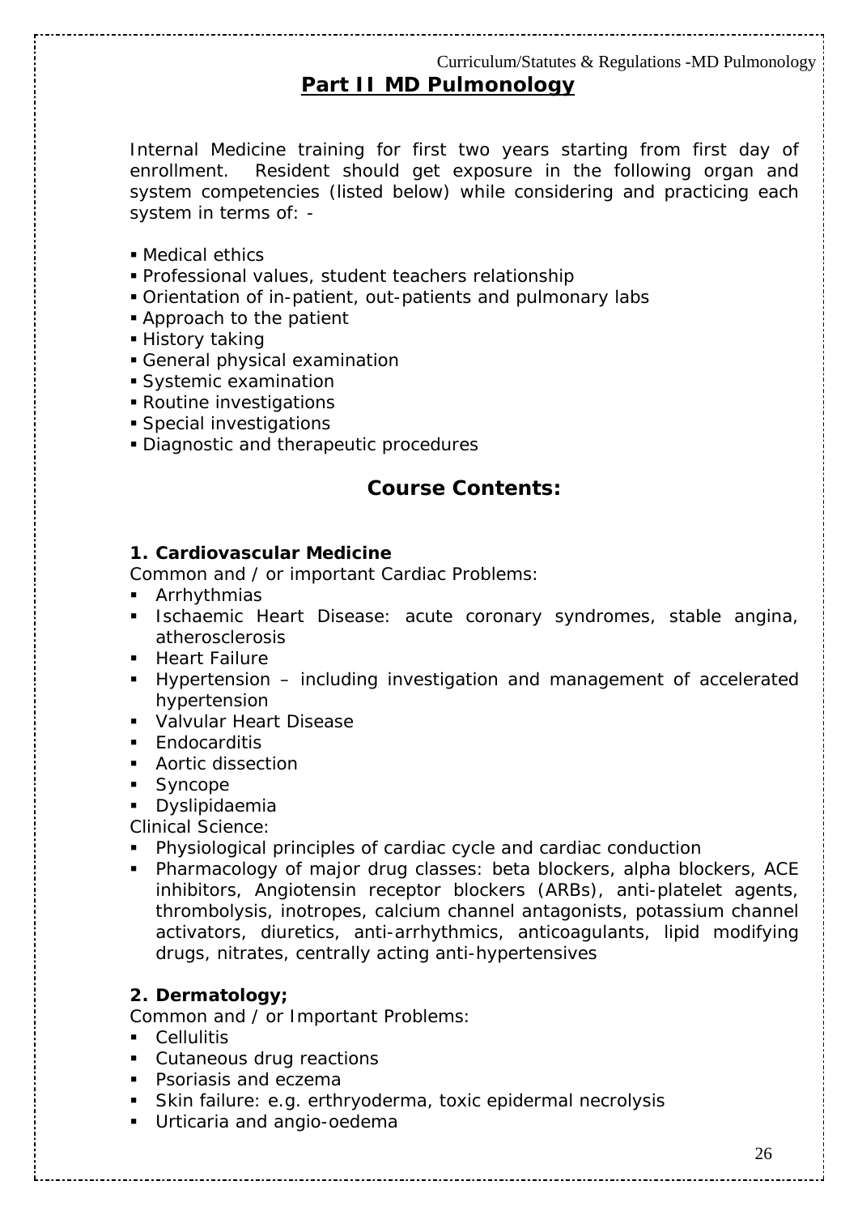## Part II MD Pulmonology

Internal Medicine training for first two years starting from first day of enrollment. Resident should get exposure in the following organ and system competencies (listed below) while considering and practicing each system in terms of: -

- Medical ethics
- Professional values, student teachers relationship
- Orientation of in-patient, out-patients and pulmonary labs
- Approach to the patient
- History taking
- General physical examination
- Systemic examination
- Routine investigations
- Special investigations
- Diagnostic and therapeutic procedures

## Course Contents:

### 1. Cardiovascular Medicine

Common and / or important Cardiac Problems:

- Arrhythmias
- Ischaemic Heart Disease: acute coronary syndromes, stable angina, atherosclerosis
- Heart Failure
- Hypertension – including investigation and management of accelerated hypertension
- Valvular Heart Disease
- Endocarditis
- Aortic dissection
- Syncope
- Dyslipidaemia

Clinical Science:

- Physiological principles of cardiac cycle and cardiac conduction
- Pharmacology of major drug classes: beta blockers, alpha blockers, ACE inhibitors, Angiotensin receptor blockers (ARBs), anti-platelet agents, thrombolysis, inotropes, calcium channel antagonists, potassium channel activators, diuretics, anti-arrhythmics, anticoagulants, lipid modifying drugs, nitrates, centrally acting anti-hypertensives

### 2. Dermatology;

Common and / or Important Problems:

- Cellulitis
- Cutaneous drug reactions
- Psoriasis and eczema
- Skin failure: e.g. erthryoderma, toxic epidermal necrolysis
- Urticaria and angio-oedema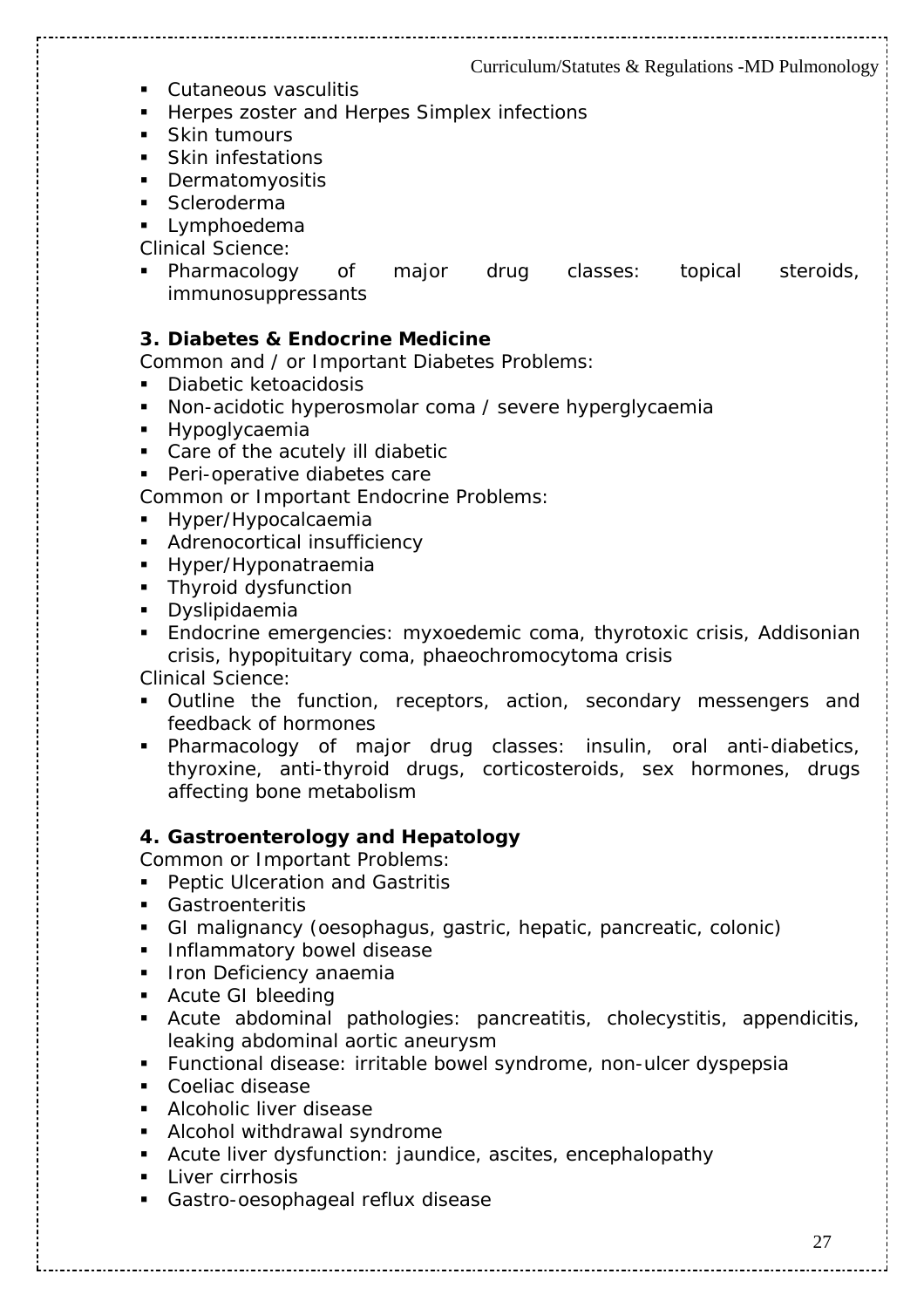- Cutaneous vasculitis
- Herpes zoster and Herpes Simplex infections
- Skin tumours
- Skin infestations
- Dermatomyositis
- Scleroderma
- Lymphoedema

Clinical Science:

- Pharmacology of major drug classes: topical steroids, immunosuppressants

### 3. Diabetes & Endocrine Medicine

Common and / or Important Diabetes Problems:

- Diabetic ketoacidosis
- Non-acidotic hyperosmolar coma / severe hyperglycaemia
- Hypoglycaemia
- Care of the acutely ill diabetic
- Peri-operative diabetes care

Common or Important Endocrine Problems:

- Hyper/Hypocalcaemia
- Adrenocortical insufficiency
- Hyper/Hyponatraemia
- Thyroid dysfunction
- Dyslipidaemia
- Endocrine emergencies: myxoedemic coma, thyrotoxic crisis, Addisonian crisis, hypopituitary coma, phaeochromocytoma crisis

Clinical Science:

- Outline the function, receptors, action, secondary messengers and feedback of hormones
- Pharmacology of major drug classes: insulin, oral anti-diabetics, thyroxine, anti-thyroid drugs, corticosteroids, sex hormones, drugs affecting bone metabolism

### 4. Gastroenterology and Hepatology

Common or Important Problems:

- Peptic Ulceration and Gastritis
- Gastroenteritis
- GI malignancy (oesophagus, gastric, hepatic, pancreatic, colonic)
- Inflammatory bowel disease
- Iron Deficiency anaemia
- Acute GI bleeding
- Acute abdominal pathologies: pancreatitis, cholecystitis, appendicitis, leaking abdominal aortic aneurysm
- Functional disease: irritable bowel syndrome, non-ulcer dyspepsia
- Coeliac disease
- Alcoholic liver disease
- Alcohol withdrawal syndrome
- Acute liver dysfunction: jaundice, ascites, encephalopathy
- Liver cirrhosis
- Gastro-oesophageal reflux disease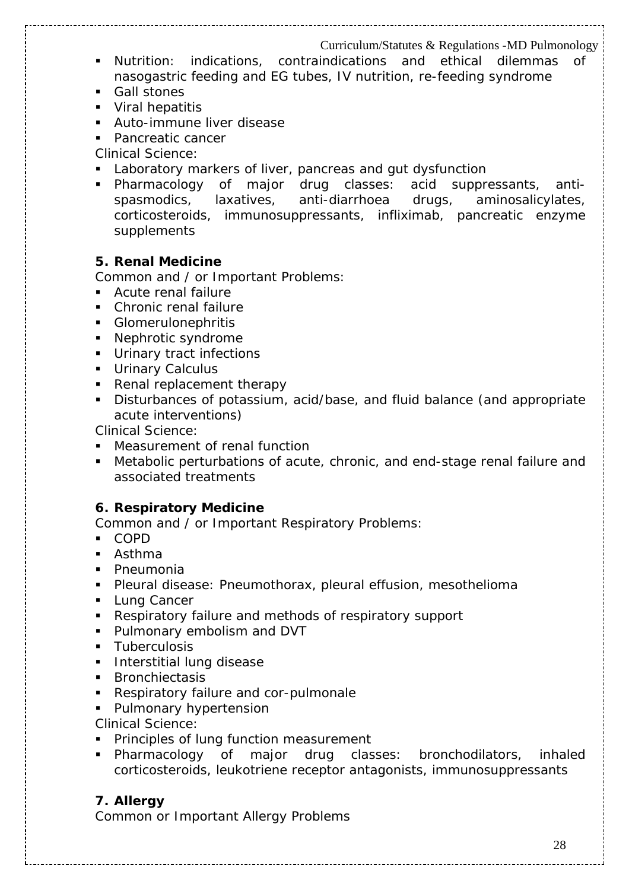- Nutrition: indications, contraindications and ethical dilemmas of nasogastric feeding and EG tubes, IV nutrition, re-feeding syndrome
- Gall stones
- Viral hepatitis
- Auto-immune liver disease
- Pancreatic cancer

Clinical Science:

- Laboratory markers of liver, pancreas and gut dysfunction
- Pharmacology of major drug classes: acid suppressants, anti-spasmodics, laxatives, anti-diarrhoea drugs, aminosalicylates, corticosteroids, immunosuppressants, infliximab, pancreatic enzyme supplements

### 5. Renal Medicine

Common and / or Important Problems:

- Acute renal failure
- Chronic renal failure
- Glomerulonephritis
- Nephrotic syndrome
- Urinary tract infections
- Urinary Calculus
- Renal replacement therapy
- Disturbances of potassium, acid/base, and fluid balance (and appropriate acute interventions)

Clinical Science:

- Measurement of renal function
- Metabolic perturbations of acute, chronic, and end-stage renal failure and associated treatments

### 6. Respiratory Medicine

Common and / or Important Respiratory Problems:

- COPD
- Asthma
- Pneumonia
- Pleural disease: Pneumothorax, pleural effusion, mesothelioma
- Lung Cancer
- Respiratory failure and methods of respiratory support
- Pulmonary embolism and DVT
- Tuberculosis
- Interstitial lung disease
- Bronchiectasis
- Respiratory failure and cor-pulmonale
- Pulmonary hypertension

Clinical Science:

- Principles of lung function measurement
- Pharmacology of major drug classes: bronchodilators, inhaled corticosteroids, leukotriene receptor antagonists, immunosuppressants

### 7. Allergy

Common or Important Allergy Problems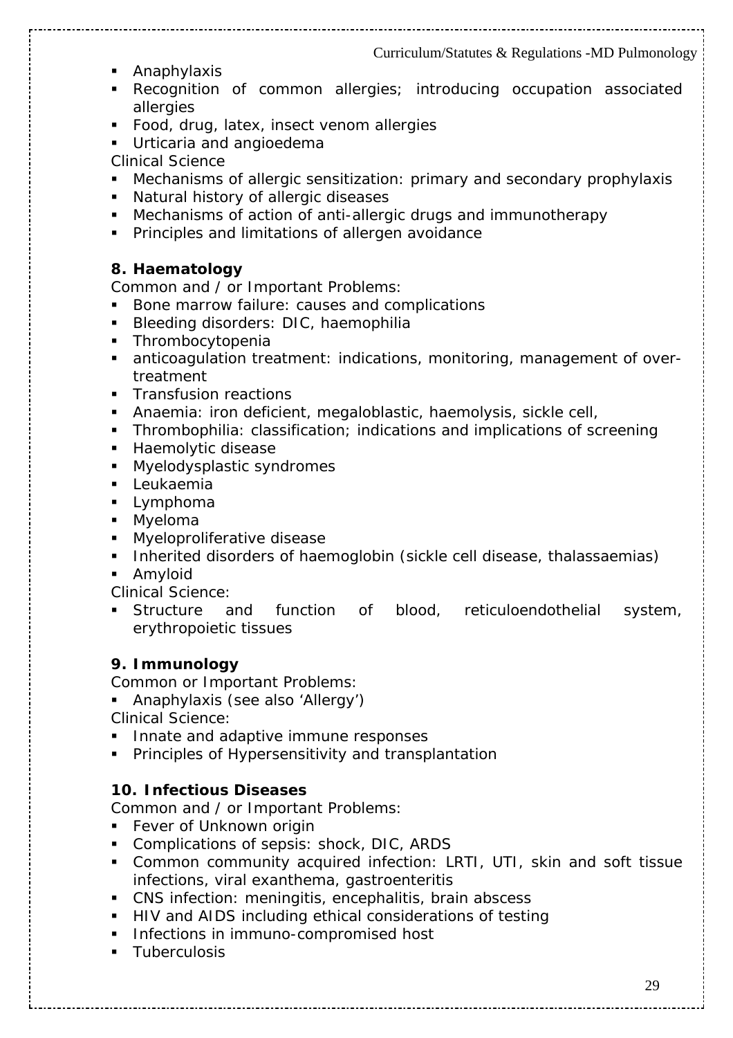- Anaphylaxis
- Recognition of common allergies; introducing occupation associated allergies
- Food, drug, latex, insect venom allergies
- Urticaria and angioedema

Clinical Science

- Mechanisms of allergic sensitization: primary and secondary prophylaxis
- Natural history of allergic diseases
- Mechanisms of action of anti-allergic drugs and immunotherapy
- Principles and limitations of allergen avoidance

**8. Haematology**

Common and / or Important Problems:

- Bone marrow failure: causes and complications
- Bleeding disorders: DIC, haemophilia
- Thrombocytopenia
- anticoagulation treatment: indications, monitoring, management of over-treatment
- Transfusion reactions
- Anaemia: iron deficient, megaloblastic, haemolysis, sickle cell,
- Thrombophilia: classification; indications and implications of screening
- Haemolytic disease
- Myelodysplastic syndromes
- Leukaemia
- Lymphoma
- Myeloma
- Myeloproliferative disease
- Inherited disorders of haemoglobin (sickle cell disease, thalassaemias)
- Amyloid

Clinical Science:

- Structure and function of blood, reticuloendothelial system, erythropoietic tissues

**9. Immunology**

Common or Important Problems:

- Anaphylaxis (see also 'Allergy')

Clinical Science:

- Innate and adaptive immune responses
- Principles of Hypersensitivity and transplantation

**10. Infectious Diseases**

Common and / or Important Problems:

- Fever of Unknown origin
- Complications of sepsis: shock, DIC, ARDS
- Common community acquired infection: LRTI, UTI, skin and soft tissue infections, viral exanthema, gastroenteritis
- CNS infection: meningitis, encephalitis, brain abscess
- HIV and AIDS including ethical considerations of testing
- Infections in immuno-compromised host
- Tuberculosis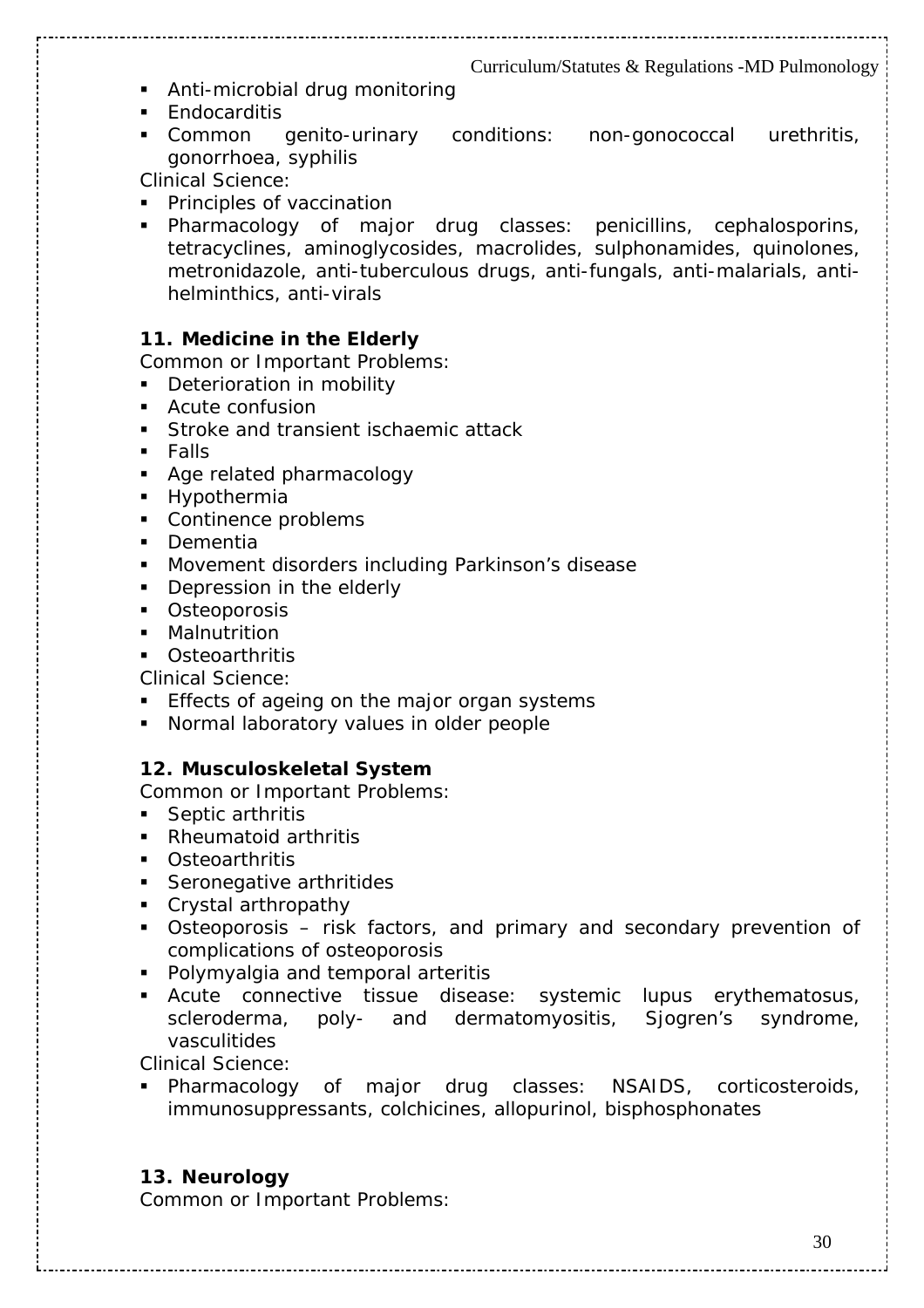- Anti-microbial drug monitoring
- Endocarditis
- Common genito-urinary conditions: non-gonococcal urethritis, gonorrhoea, syphilis

Clinical Science:

- Principles of vaccination
- Pharmacology of major drug classes: penicillins, cephalosporins, tetracyclines, aminoglycosides, macrolides, sulphonamides, quinolones, metronidazole, anti-tuberculous drugs, anti-fungals, anti-malarials, anti-helminthics, anti-virals

**11. Medicine in the Elderly**

Common or Important Problems:

- Deterioration in mobility
- Acute confusion
- Stroke and transient ischaemic attack
- Falls
- Age related pharmacology
- Hypothermia
- Continence problems
- Dementia
- Movement disorders including Parkinson's disease
- Depression in the elderly
- Osteoporosis
- Malnutrition
- Osteoarthritis

Clinical Science:

- Effects of ageing on the major organ systems
- Normal laboratory values in older people

**12. Musculoskeletal System**

Common or Important Problems:

- Septic arthritis
- Rheumatoid arthritis
- Osteoarthritis
- Seronegative arthritides
- Crystal arthropathy
- Osteoporosis – risk factors, and primary and secondary prevention of complications of osteoporosis
- Polymyalgia and temporal arteritis
- Acute connective tissue disease: systemic lupus erythematosus, scleroderma, poly- and dermatomyositis, Sjogren's syndrome, vasculitides

Clinical Science:

- Pharmacology of major drug classes: NSAIDS, corticosteroids, immunosuppressants, colchicines, allopurinol, bisphosphonates

**13. Neurology**

Common or Important Problems: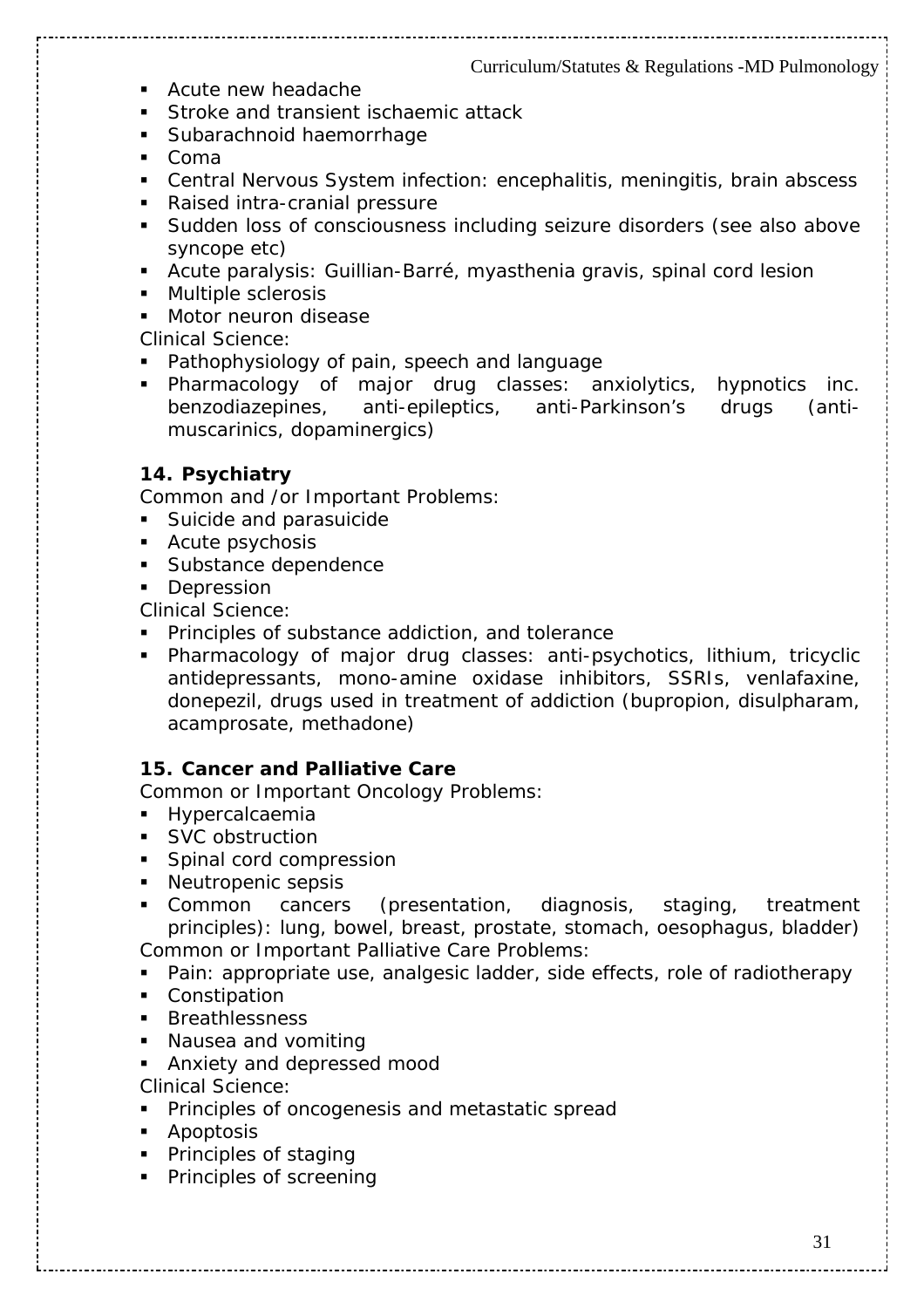- Acute new headache
- Stroke and transient ischaemic attack
- Subarachnoid haemorrhage
- Coma
- Central Nervous System infection: encephalitis, meningitis, brain abscess
- Raised intra-cranial pressure
- Sudden loss of consciousness including seizure disorders (see also above syncope etc)
- Acute paralysis: Guillian-Barré, myasthenia gravis, spinal cord lesion
- Multiple sclerosis
- Motor neuron disease

Clinical Science:

- Pathophysiology of pain, speech and language
- Pharmacology of major drug classes: anxiolytics, hypnotics inc. benzodiazepines, anti-epileptics, anti-Parkinson's drugs (anti-muscarinics, dopaminergics)

**14. Psychiatry**

Common and /or Important Problems:

- Suicide and parasuicide
- Acute psychosis
- Substance dependence
- Depression

Clinical Science:

- Principles of substance addiction, and tolerance
- Pharmacology of major drug classes: anti-psychotics, lithium, tricyclic antidepressants, mono-amine oxidase inhibitors, SSRIs, venlafaxine, donepezil, drugs used in treatment of addiction (bupropion, disulpharam, acamprosate, methadone)

**15. Cancer and Palliative Care**

Common or Important Oncology Problems:

- Hypercalcaemia
- SVC obstruction
- Spinal cord compression
- Neutropenic sepsis
- Common cancers (presentation, diagnosis, staging, treatment principles): lung, bowel, breast, prostate, stomach, oesophagus, bladder)

Common or Important Palliative Care Problems:

- Pain: appropriate use, analgesic ladder, side effects, role of radiotherapy
- Constipation
- Breathlessness
- Nausea and vomiting
- Anxiety and depressed mood

Clinical Science:

- Principles of oncogenesis and metastatic spread
- Apoptosis
- Principles of staging
- Principles of screening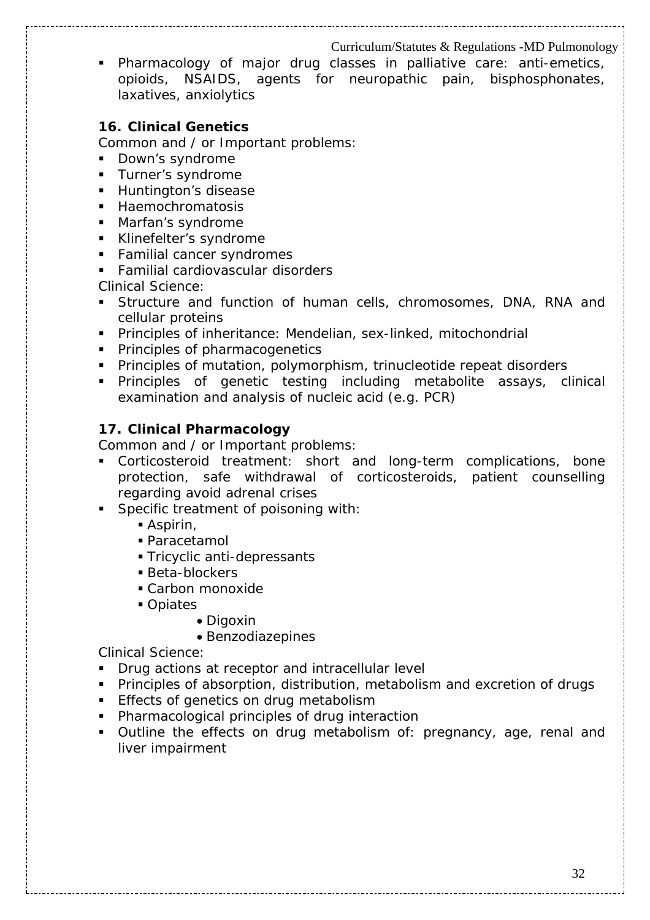- Pharmacology of major drug classes in palliative care: anti-emetics, opioids, NSAIDS, agents for neuropathic pain, bisphosphonates, laxatives, anxiolytics

### 16. Clinical Genetics

Common and / or Important problems:

- Down's syndrome
- Turner's syndrome
- Huntington's disease
- Haemochromatosis
- Marfan's syndrome
- Klinefelter's syndrome
- Familial cancer syndromes
- Familial cardiovascular disorders

Clinical Science:

- Structure and function of human cells, chromosomes, DNA, RNA and cellular proteins
- Principles of inheritance: Mendelian, sex-linked, mitochondrial
- Principles of pharmacogenetics
- Principles of mutation, polymorphism, trinucleotide repeat disorders
- Principles of genetic testing including metabolite assays, clinical examination and analysis of nucleic acid (e.g. PCR)

### 17. Clinical Pharmacology

Common and / or Important problems:

- Corticosteroid treatment: short and long-term complications, bone protection, safe withdrawal of corticosteroids, patient counselling regarding avoid adrenal crises
- Specific treatment of poisoning with:
  - Aspirin,
  - Paracetamol
  - Tricyclic anti-depressants
  - Beta-blockers
  - Carbon monoxide
  - Opiates
    - Digoxin
    - Benzodiazepines

Clinical Science:

- Drug actions at receptor and intracellular level
- Principles of absorption, distribution, metabolism and excretion of drugs
- Effects of genetics on drug metabolism
- Pharmacological principles of drug interaction
- Outline the effects on drug metabolism of: pregnancy, age, renal and liver impairment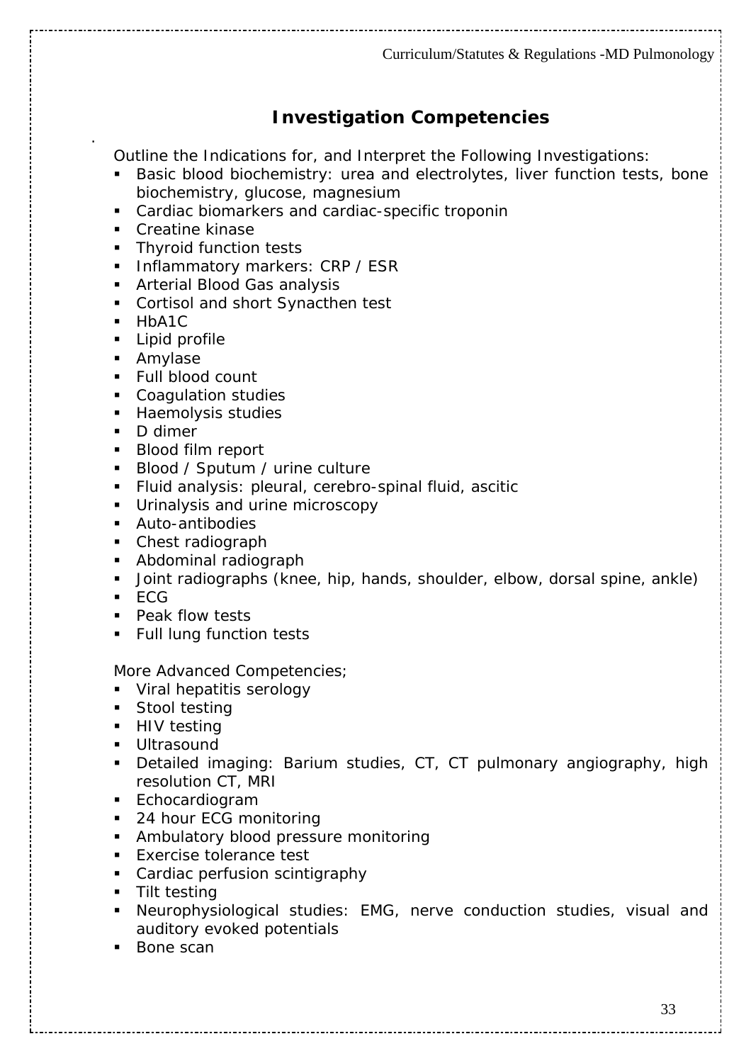# Investigation Competencies

Outline the Indications for, and Interpret the Following Investigations:

- Basic blood biochemistry: urea and electrolytes, liver function tests, bone biochemistry, glucose, magnesium
- Cardiac biomarkers and cardiac-specific troponin
- Creatine kinase
- Thyroid function tests
- Inflammatory markers: CRP / ESR
- Arterial Blood Gas analysis
- Cortisol and short Synacthen test
- HbA1C
- Lipid profile
- Amylase
- Full blood count
- Coagulation studies
- Haemolysis studies
- D dimer
- Blood film report
- Blood / Sputum / urine culture
- Fluid analysis: pleural, cerebro-spinal fluid, ascitic
- Urinalysis and urine microscopy
- Auto-antibodies
- Chest radiograph
- Abdominal radiograph
- Joint radiographs (knee, hip, hands, shoulder, elbow, dorsal spine, ankle)
- ECG
- Peak flow tests
- Full lung function tests

More Advanced Competencies;

- Viral hepatitis serology
- Stool testing
- HIV testing
- Ultrasound
- Detailed imaging: Barium studies, CT, CT pulmonary angiography, high resolution CT, MRI
- Echocardiogram
- 24 hour ECG monitoring
- Ambulatory blood pressure monitoring
- Exercise tolerance test
- Cardiac perfusion scintigraphy
- Tilt testing
- Neurophysiological studies: EMG, nerve conduction studies, visual and auditory evoked potentials
- Bone scan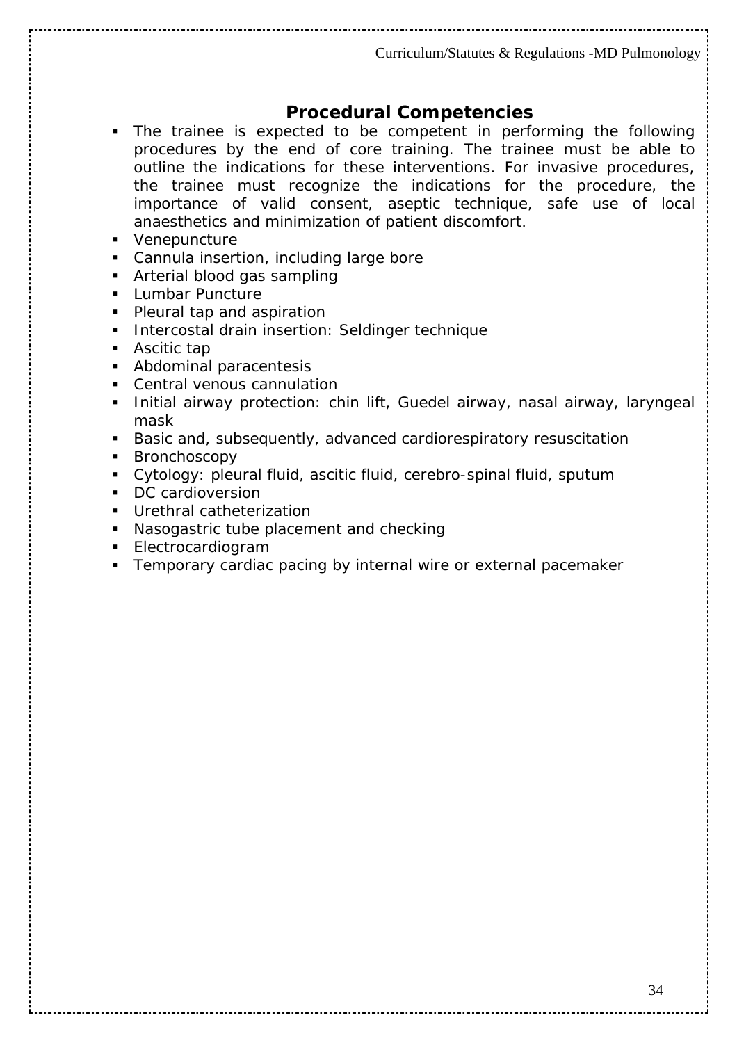## Procedural Competencies

- The trainee is expected to be competent in performing the following procedures by the end of core training. The trainee must be able to outline the indications for these interventions. For invasive procedures, the trainee must recognize the indications for the procedure, the importance of valid consent, aseptic technique, safe use of local anaesthetics and minimization of patient discomfort.
- Venepuncture
- Cannula insertion, including large bore
- Arterial blood gas sampling
- Lumbar Puncture
- Pleural tap and aspiration
- Intercostal drain insertion: Seldinger technique
- Ascitic tap
- Abdominal paracentesis
- Central venous cannulation
- Initial airway protection: chin lift, Guedel airway, nasal airway, laryngeal mask
- Basic and, subsequently, advanced cardiorespiratory resuscitation
- Bronchoscopy
- Cytology: pleural fluid, ascitic fluid, cerebro-spinal fluid, sputum
- DC cardioversion
- Urethral catheterization
- Nasogastric tube placement and checking
- Electrocardiogram
- Temporary cardiac pacing by internal wire or external pacemaker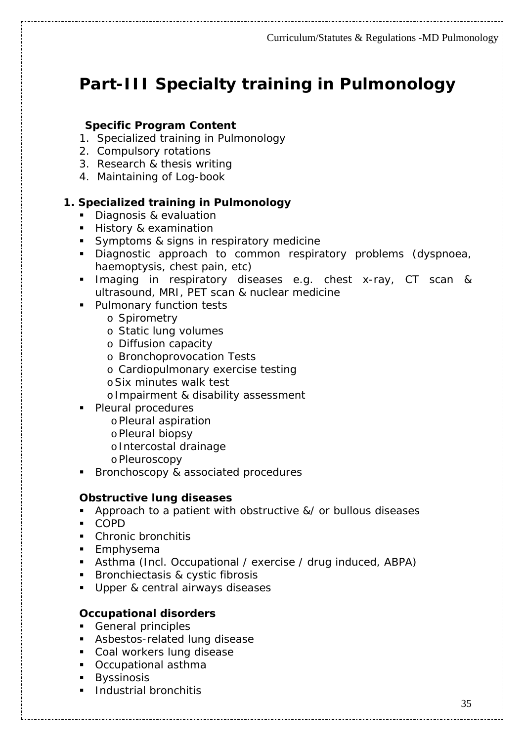# Part-III Specialty training in Pulmonology

**Specific Program Content**

1. Specialized training in Pulmonology
2. Compulsory rotations
3. Research & thesis writing
4. Maintaining of Log-book

## 1. Specialized training in Pulmonology

- Diagnosis & evaluation
- History & examination
- Symptoms & signs in respiratory medicine
- Diagnostic approach to common respiratory problems (dyspnoea, haemoptysis, chest pain, etc)
- Imaging in respiratory diseases e.g. chest x-ray, CT scan & ultrasound, MRI, PET scan & nuclear medicine
- Pulmonary function tests
    - Spirometry
    - Static lung volumes
    - Diffusion capacity
    - Bronchoprovocation Tests
    - Cardiopulmonary exercise testing
    - Six minutes walk test
    - Impairment & disability assessment
- Pleural procedures
    - Pleural aspiration
    - Pleural biopsy
    - Intercostal drainage
    - Pleuroscopy
- Bronchoscopy & associated procedures

**Obstructive lung diseases**

- Approach to a patient with obstructive &/ or bullous diseases
- COPD
- Chronic bronchitis
- Emphysema
- Asthma (Incl. Occupational / exercise / drug induced, ABPA)
- Bronchiectasis & cystic fibrosis
- Upper & central airways diseases

**Occupational disorders**

- General principles
- Asbestos-related lung disease
- Coal workers lung disease
- Occupational asthma
- Byssinosis
- Industrial bronchitis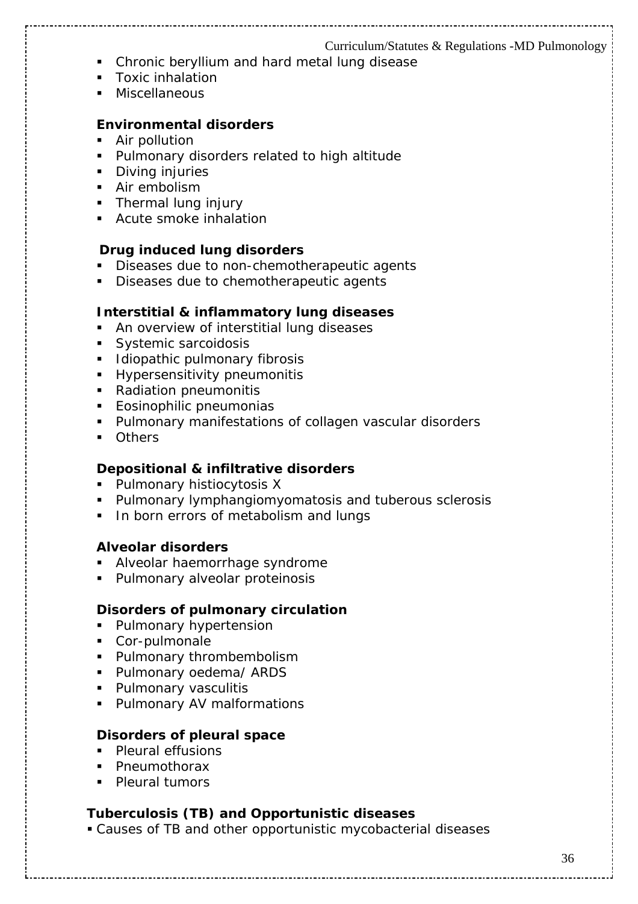- Chronic beryllium and hard metal lung disease
- Toxic inhalation
- Miscellaneous

**Environmental disorders**

- Air pollution
- Pulmonary disorders related to high altitude
- Diving injuries
- Air embolism
- Thermal lung injury
- Acute smoke inhalation

**Drug induced lung disorders**

- Diseases due to non-chemotherapeutic agents
- Diseases due to chemotherapeutic agents

**Interstitial & inflammatory lung diseases**

- An overview of interstitial lung diseases
- Systemic sarcoidosis
- Idiopathic pulmonary fibrosis
- Hypersensitivity pneumonitis
- Radiation pneumonitis
- Eosinophilic pneumonias
- Pulmonary manifestations of collagen vascular disorders
- Others

**Depositional & infiltrative disorders**

- Pulmonary histiocytosis X
- Pulmonary lymphangiomyomatosis and tuberous sclerosis
- In born errors of metabolism and lungs

**Alveolar disorders**

- Alveolar haemorrhage syndrome
- Pulmonary alveolar proteinosis

**Disorders of pulmonary circulation**

- Pulmonary hypertension
- Cor-pulmonale
- Pulmonary thrombembolism
- Pulmonary oedema/ ARDS
- Pulmonary vasculitis
- Pulmonary AV malformations

**Disorders of pleural space**

- Pleural effusions
- Pneumothorax
- Pleural tumors

**Tuberculosis (TB) and Opportunistic diseases**

- Causes of TB and other opportunistic mycobacterial diseases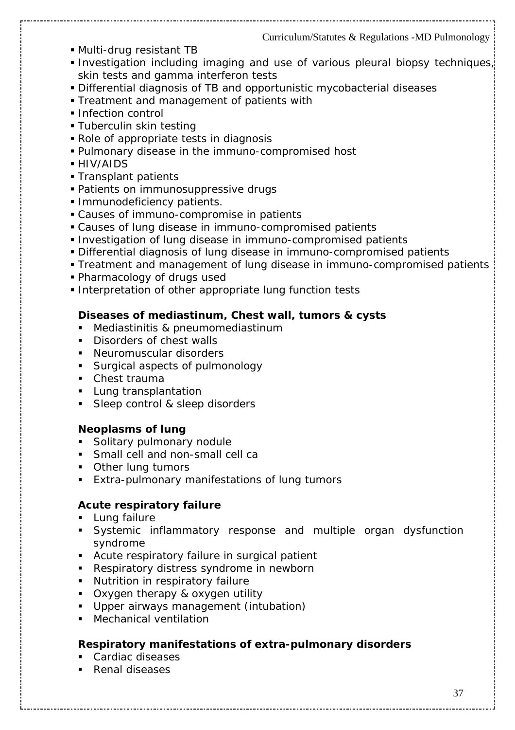- Multi-drug resistant TB
- Investigation including imaging and use of various pleural biopsy techniques, skin tests and gamma interferon tests
- Differential diagnosis of TB and opportunistic mycobacterial diseases
- Treatment and management of patients with
- Infection control
- Tuberculin skin testing
- Role of appropriate tests in diagnosis
- Pulmonary disease in the immuno-compromised host
- HIV/AIDS
- Transplant patients
- Patients on immunosuppressive drugs
- Immunodeficiency patients.
- Causes of immuno-compromise in patients
- Causes of lung disease in immuno-compromised patients
- Investigation of lung disease in immuno-compromised patients
- Differential diagnosis of lung disease in immuno-compromised patients
- Treatment and management of lung disease in immuno-compromised patients
- Pharmacology of drugs used
- Interpretation of other appropriate lung function tests

**Diseases of mediastinum, Chest wall, tumors & cysts**

- Mediastinitis & pneumomediastinum
- Disorders of chest walls
- Neuromuscular disorders
- Surgical aspects of pulmonology
- Chest trauma
- Lung transplantation
- Sleep control & sleep disorders

**Neoplasms of lung**

- Solitary pulmonary nodule
- Small cell and non-small cell ca
- Other lung tumors
- Extra-pulmonary manifestations of lung tumors

**Acute respiratory failure**

- Lung failure
- Systemic inflammatory response and multiple organ dysfunction syndrome
- Acute respiratory failure in surgical patient
- Respiratory distress syndrome in newborn
- Nutrition in respiratory failure
- Oxygen therapy & oxygen utility
- Upper airways management (intubation)
- Mechanical ventilation

**Respiratory manifestations of extra-pulmonary disorders**

- Cardiac diseases
- Renal diseases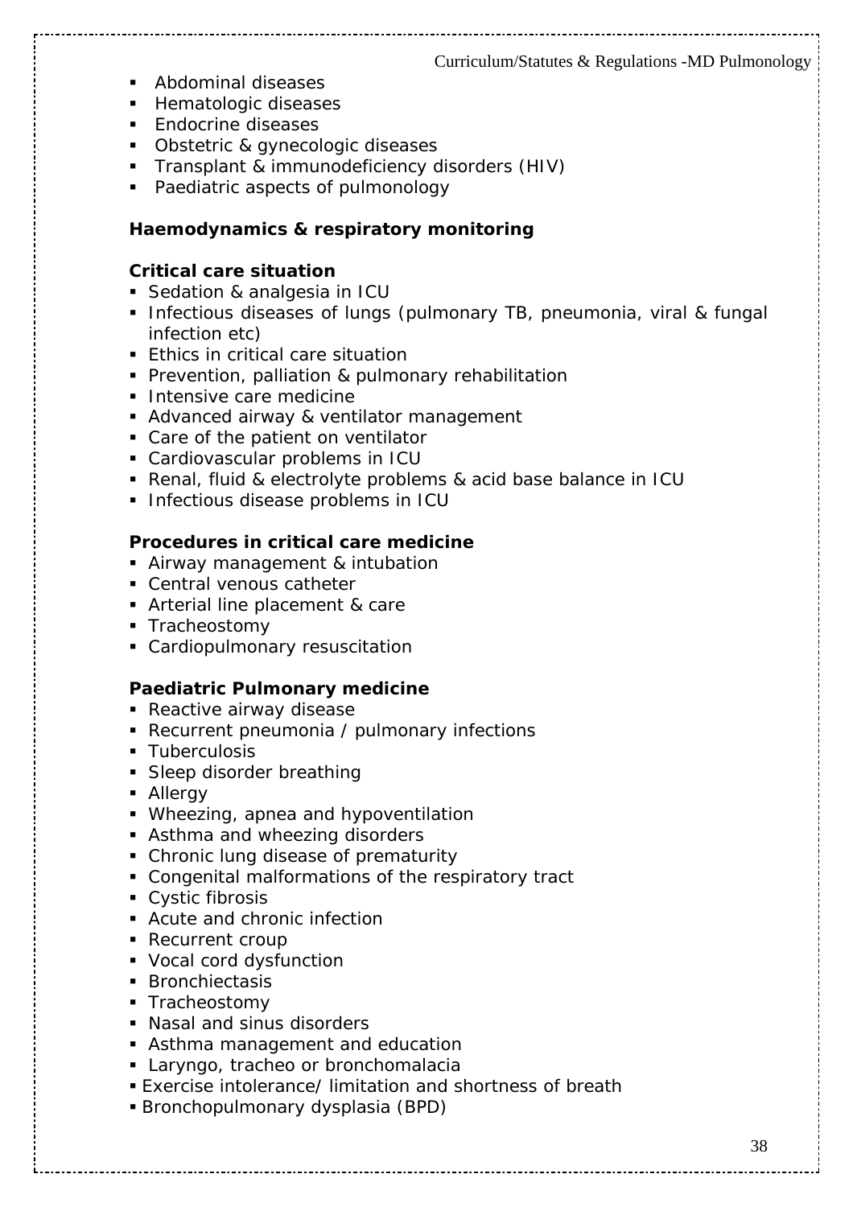- Abdominal diseases
- Hematologic diseases
- Endocrine diseases
- Obstetric & gynecologic diseases
- Transplant & immunodeficiency disorders (HIV)
- Paediatric aspects of pulmonology

**Haemodynamics & respiratory monitoring**

**Critical care situation**

- Sedation & analgesia in ICU
- Infectious diseases of lungs (pulmonary TB, pneumonia, viral & fungal infection etc)
- Ethics in critical care situation
- Prevention, palliation & pulmonary rehabilitation
- Intensive care medicine
- Advanced airway & ventilator management
- Care of the patient on ventilator
- Cardiovascular problems in ICU
- Renal, fluid & electrolyte problems & acid base balance in ICU
- Infectious disease problems in ICU

**Procedures in critical care medicine**

- Airway management & intubation
- Central venous catheter
- Arterial line placement & care
- Tracheostomy
- Cardiopulmonary resuscitation

**Paediatric Pulmonary medicine**

- Reactive airway disease
- Recurrent pneumonia / pulmonary infections
- Tuberculosis
- Sleep disorder breathing
- Allergy
- Wheezing, apnea and hypoventilation
- Asthma and wheezing disorders
- Chronic lung disease of prematurity
- Congenital malformations of the respiratory tract
- Cystic fibrosis
- Acute and chronic infection
- Recurrent croup
- Vocal cord dysfunction
- Bronchiectasis
- Tracheostomy
- Nasal and sinus disorders
- Asthma management and education
- Laryngo, tracheo or bronchomalacia
- Exercise intolerance/ limitation and shortness of breath
- Bronchopulmonary dysplasia (BPD)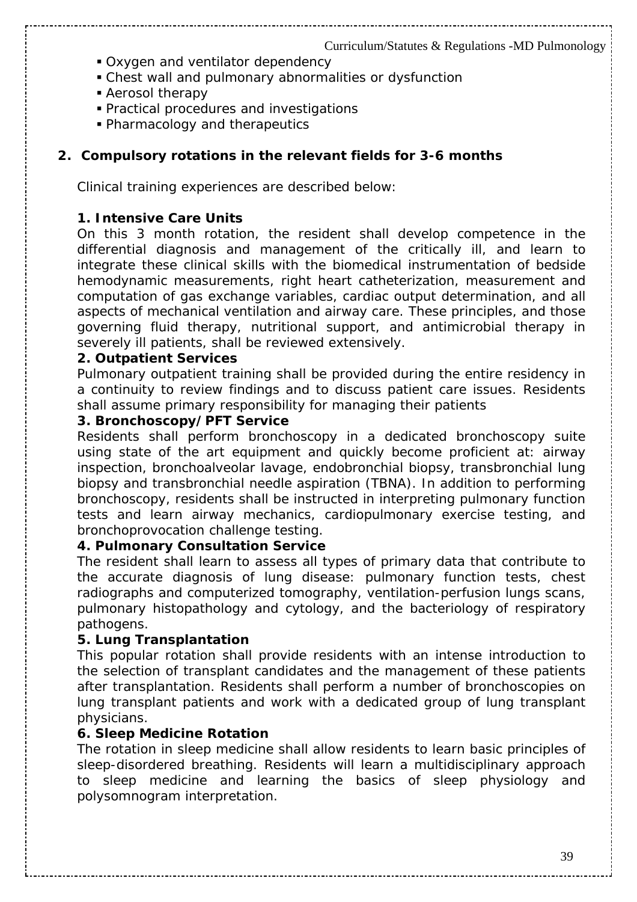- Oxygen and ventilator dependency
- Chest wall and pulmonary abnormalities or dysfunction
- Aerosol therapy
- Practical procedures and investigations
- Pharmacology and therapeutics

## 2. Compulsory rotations in the relevant fields for 3-6 months

Clinical training experiences are described below:

**1. Intensive Care Units**

On this 3 month rotation, the resident shall develop competence in the differential diagnosis and management of the critically ill, and learn to integrate these clinical skills with the biomedical instrumentation of bedside hemodynamic measurements, right heart catheterization, measurement and computation of gas exchange variables, cardiac output determination, and all aspects of mechanical ventilation and airway care. These principles, and those governing fluid therapy, nutritional support, and antimicrobial therapy in severely ill patients, shall be reviewed extensively.

**2. Outpatient Services**

Pulmonary outpatient training shall be provided during the entire residency in a continuity to review findings and to discuss patient care issues. Residents shall assume primary responsibility for managing their patients

**3. Bronchoscopy/PFT Service**

Residents shall perform bronchoscopy in a dedicated bronchoscopy suite using state of the art equipment and quickly become proficient at: airway inspection, bronchoalveolar lavage, endobronchial biopsy, transbronchial lung biopsy and transbronchial needle aspiration (TBNA). In addition to performing bronchoscopy, residents shall be instructed in interpreting pulmonary function tests and learn airway mechanics, cardiopulmonary exercise testing, and bronchoprovocation challenge testing.

**4. Pulmonary Consultation Service**

The resident shall learn to assess all types of primary data that contribute to the accurate diagnosis of lung disease: pulmonary function tests, chest radiographs and computerized tomography, ventilation-perfusion lungs scans, pulmonary histopathology and cytology, and the bacteriology of respiratory pathogens.

**5. Lung Transplantation**

This popular rotation shall provide residents with an intense introduction to the selection of transplant candidates and the management of these patients after transplantation. Residents shall perform a number of bronchoscopies on lung transplant patients and work with a dedicated group of lung transplant physicians.

**6. Sleep Medicine Rotation**

The rotation in sleep medicine shall allow residents to learn basic principles of sleep-disordered breathing. Residents will learn a multidisciplinary approach to sleep medicine and learning the basics of sleep physiology and polysomnogram interpretation.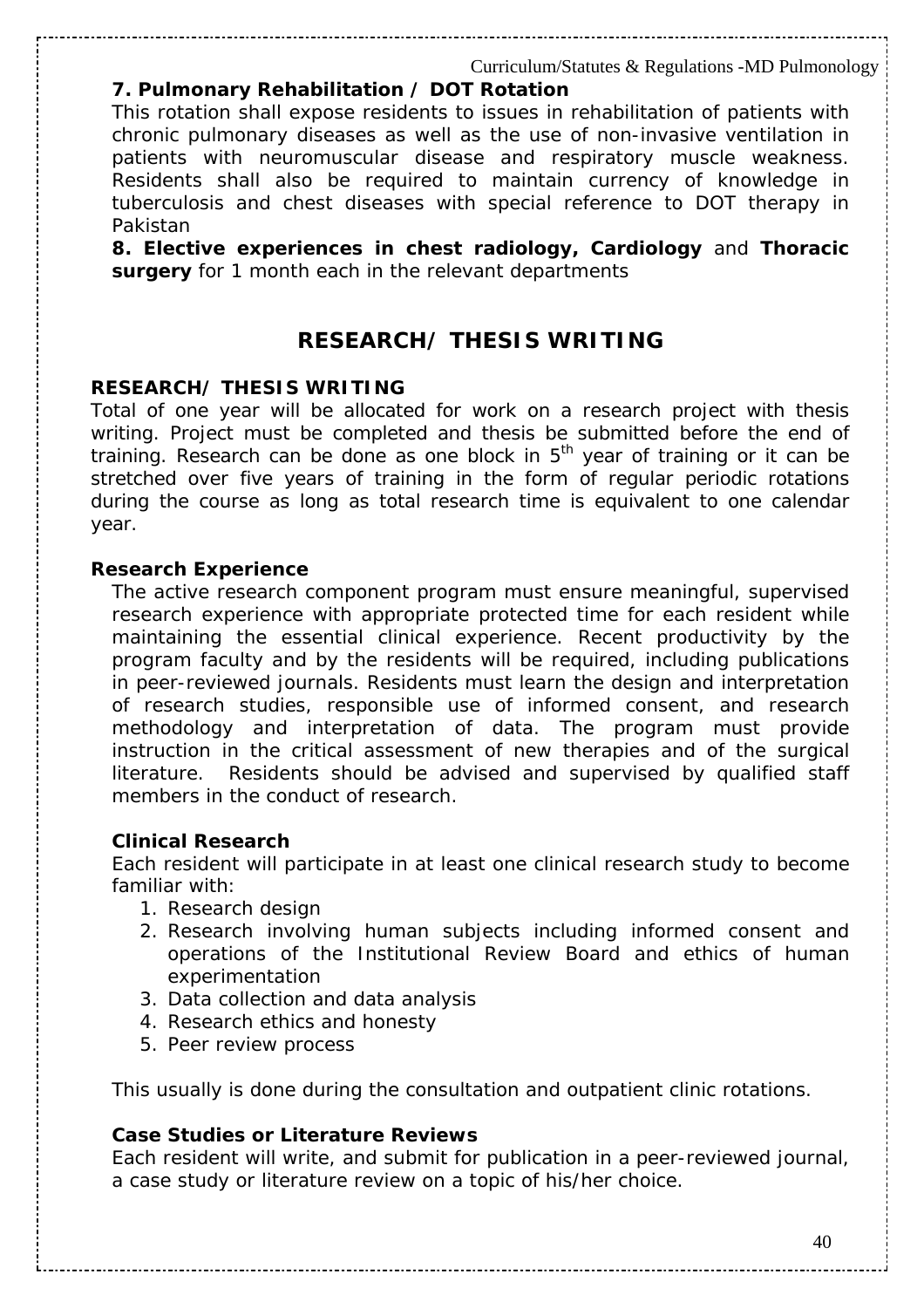**7. Pulmonary Rehabilitation / DOT Rotation**

This rotation shall expose residents to issues in rehabilitation of patients with chronic pulmonary diseases as well as the use of non-invasive ventilation in patients with neuromuscular disease and respiratory muscle weakness. Residents shall also be required to maintain currency of knowledge in tuberculosis and chest diseases with special reference to DOT therapy in Pakistan

**8. Elective experiences in chest radiology, Cardiology** and **Thoracic surgery** for 1 month each in the relevant departments

# RESEARCH/ THESIS WRITING

**RESEARCH/ THESIS WRITING**

Total of one year will be allocated for work on a research project with thesis writing. Project must be completed and thesis be submitted before the end of training. Research can be done as one block in 5th year of training or it can be stretched over five years of training in the form of regular periodic rotations during the course as long as total research time is equivalent to one calendar year.

**Research Experience**

The active research component program must ensure meaningful, supervised research experience with appropriate protected time for each resident while maintaining the essential clinical experience. Recent productivity by the program faculty and by the residents will be required, including publications in peer-reviewed journals. Residents must learn the design and interpretation of research studies, responsible use of informed consent, and research methodology and interpretation of data. The program must provide instruction in the critical assessment of new therapies and of the surgical literature. Residents should be advised and supervised by qualified staff members in the conduct of research.

**Clinical Research**

Each resident will participate in at least one clinical research study to become familiar with:

1. Research design
2. Research involving human subjects including informed consent and operations of the Institutional Review Board and ethics of human experimentation
3. Data collection and data analysis
4. Research ethics and honesty
5. Peer review process

This usually is done during the consultation and outpatient clinic rotations.

**Case Studies or Literature Reviews**

Each resident will write, and submit for publication in a peer-reviewed journal, a case study or literature review on a topic of his/her choice.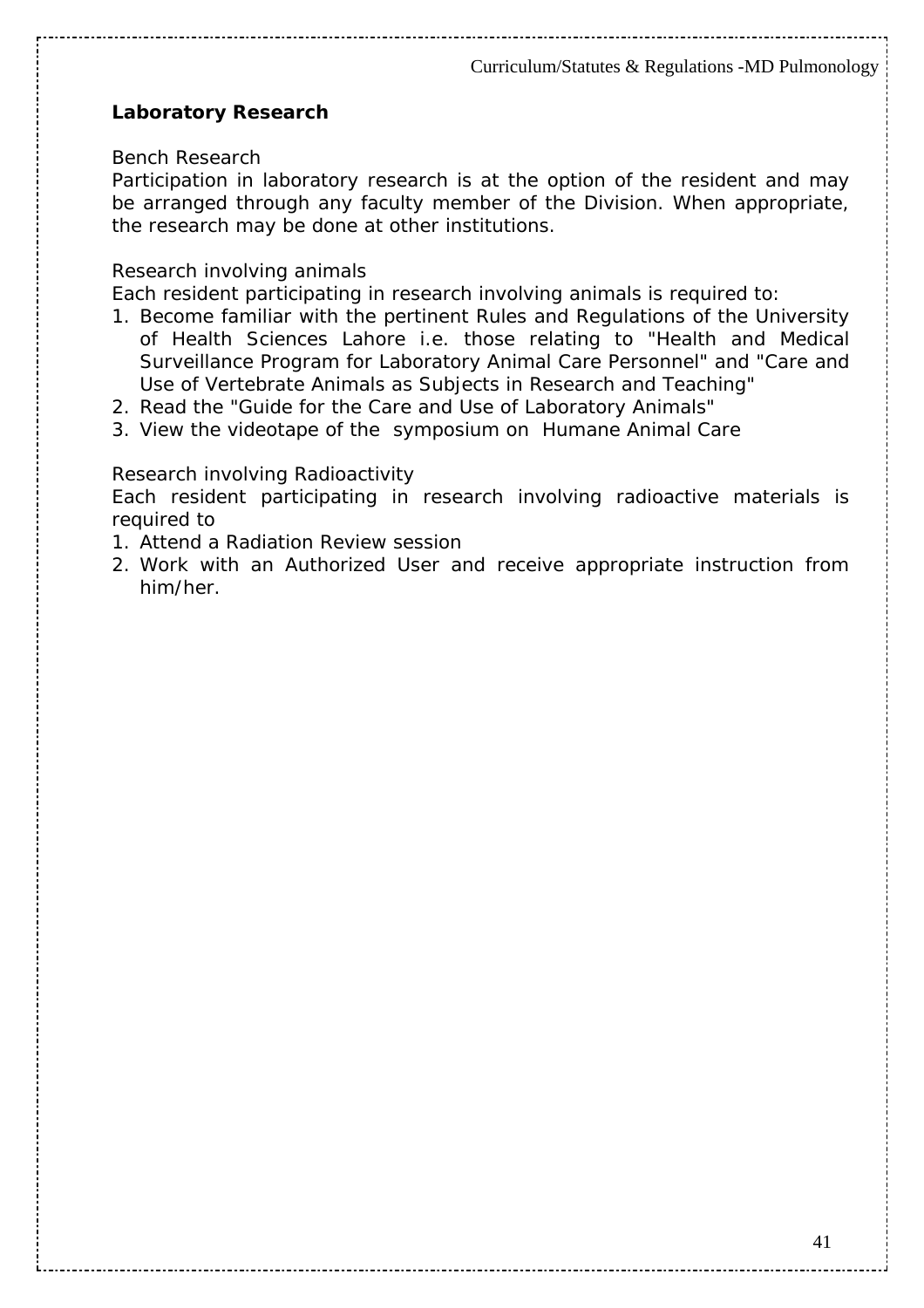## Laboratory Research

Bench Research

Participation in laboratory research is at the option of the resident and may be arranged through any faculty member of the Division. When appropriate, the research may be done at other institutions.

Research involving animals

Each resident participating in research involving animals is required to:

1. Become familiar with the pertinent Rules and Regulations of the University of Health Sciences Lahore i.e. those relating to "Health and Medical Surveillance Program for Laboratory Animal Care Personnel" and "Care and Use of Vertebrate Animals as Subjects in Research and Teaching"
2. Read the "Guide for the Care and Use of Laboratory Animals"
3. View the videotape of the symposium on Humane Animal Care

Research involving Radioactivity

Each resident participating in research involving radioactive materials is required to

1. Attend a Radiation Review session
2. Work with an Authorized User and receive appropriate instruction from him/her.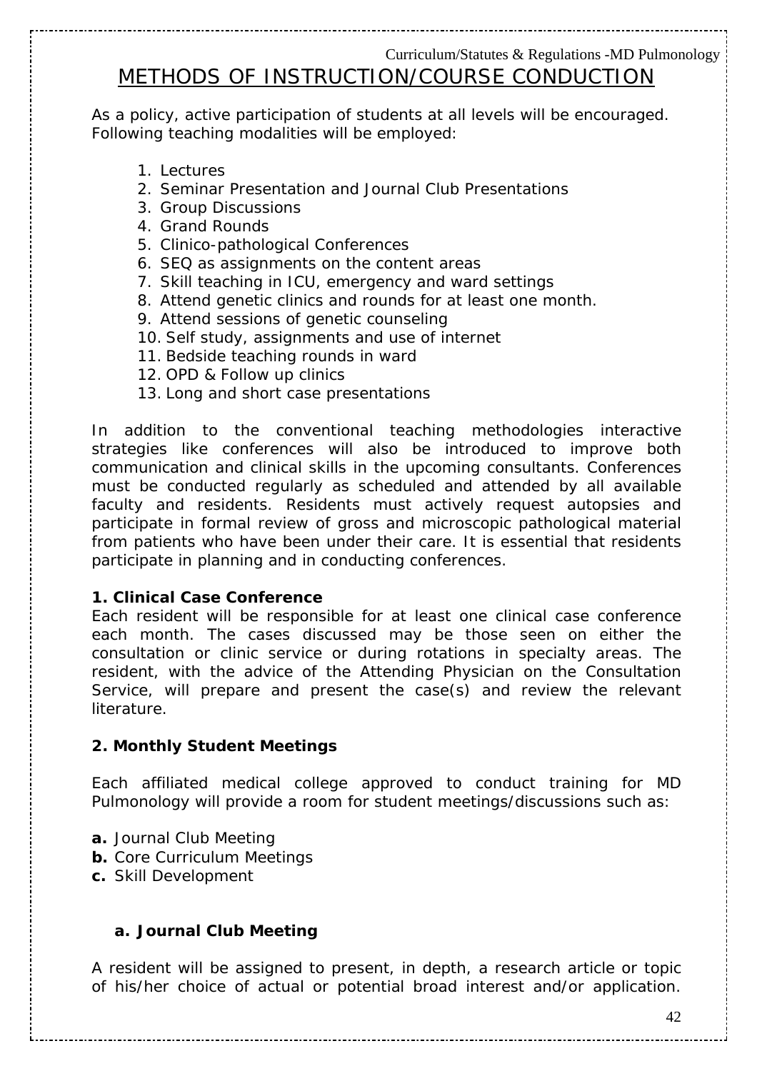# METHODS OF INSTRUCTION/COURSE CONDUCTION

As a policy, active participation of students at all levels will be encouraged. Following teaching modalities will be employed:

1. Lectures
2. Seminar Presentation and Journal Club Presentations
3. Group Discussions
4. Grand Rounds
5. Clinico-pathological Conferences
6. SEQ as assignments on the content areas
7. Skill teaching in ICU, emergency and ward settings
8. Attend genetic clinics and rounds for at least one month.
9. Attend sessions of genetic counseling
10. Self study, assignments and use of internet
11. Bedside teaching rounds in ward
12. OPD & Follow up clinics
13. Long and short case presentations

In addition to the conventional teaching methodologies interactive strategies like conferences will also be introduced to improve both communication and clinical skills in the upcoming consultants. Conferences must be conducted regularly as scheduled and attended by all available faculty and residents. Residents must actively request autopsies and participate in formal review of gross and microscopic pathological material from patients who have been under their care. It is essential that residents participate in planning and in conducting conferences.

**1. Clinical Case Conference**

Each resident will be responsible for at least one clinical case conference each month. The cases discussed may be those seen on either the consultation or clinic service or during rotations in specialty areas. The resident, with the advice of the Attending Physician on the Consultation Service, will prepare and present the case(s) and review the relevant literature.

**2. Monthly Student Meetings**

Each affiliated medical college approved to conduct training for MD Pulmonology will provide a room for student meetings/discussions such as:

**a.** Journal Club Meeting
**b.** Core Curriculum Meetings
**c.** Skill Development

**a. Journal Club Meeting**

A resident will be assigned to present, in depth, a research article or topic of his/her choice of actual or potential broad interest and/or application.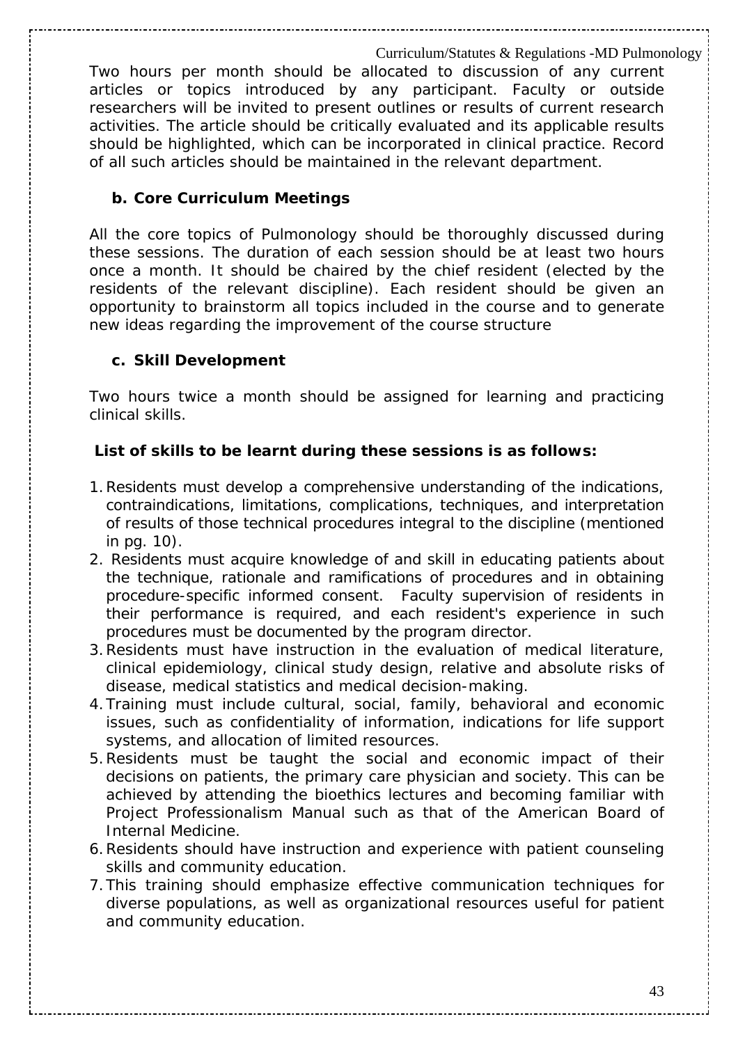Two hours per month should be allocated to discussion of any current articles or topics introduced by any participant. Faculty or outside researchers will be invited to present outlines or results of current research activities. The article should be critically evaluated and its applicable results should be highlighted, which can be incorporated in clinical practice. Record of all such articles should be maintained in the relevant department.

### b. Core Curriculum Meetings

All the core topics of Pulmonology should be thoroughly discussed during these sessions. The duration of each session should be at least two hours once a month. It should be chaired by the chief resident (elected by the residents of the relevant discipline). Each resident should be given an opportunity to brainstorm all topics included in the course and to generate new ideas regarding the improvement of the course structure

### c. Skill Development

Two hours twice a month should be assigned for learning and practicing clinical skills.

**List of skills to be learnt during these sessions is as follows:**

1. Residents must develop a comprehensive understanding of the indications, contraindications, limitations, complications, techniques, and interpretation of results of those technical procedures integral to the discipline (mentioned in pg. 10).
2. Residents must acquire knowledge of and skill in educating patients about the technique, rationale and ramifications of procedures and in obtaining procedure-specific informed consent. Faculty supervision of residents in their performance is required, and each resident's experience in such procedures must be documented by the program director.
3. Residents must have instruction in the evaluation of medical literature, clinical epidemiology, clinical study design, relative and absolute risks of disease, medical statistics and medical decision-making.
4. Training must include cultural, social, family, behavioral and economic issues, such as confidentiality of information, indications for life support systems, and allocation of limited resources.
5. Residents must be taught the social and economic impact of their decisions on patients, the primary care physician and society. This can be achieved by attending the bioethics lectures and becoming familiar with Project Professionalism Manual such as that of the American Board of Internal Medicine.
6. Residents should have instruction and experience with patient counseling skills and community education.
7. This training should emphasize effective communication techniques for diverse populations, as well as organizational resources useful for patient and community education.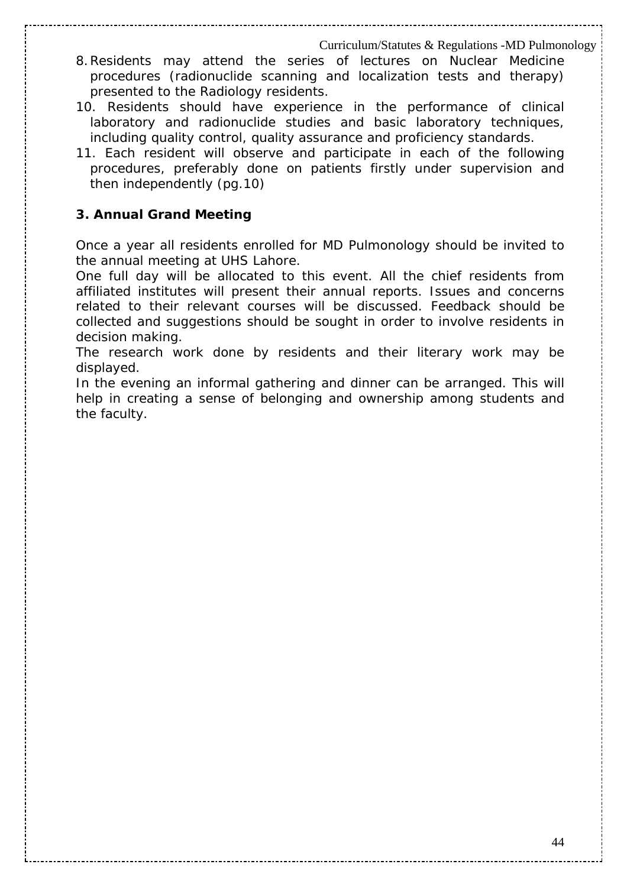8. Residents may attend the series of lectures on Nuclear Medicine procedures (radionuclide scanning and localization tests and therapy) presented to the Radiology residents.
10. Residents should have experience in the performance of clinical laboratory and radionuclide studies and basic laboratory techniques, including quality control, quality assurance and proficiency standards.
11. Each resident will observe and participate in each of the following procedures, preferably done on patients firstly under supervision and then independently (pg.10)

### 3. Annual Grand Meeting

Once a year all residents enrolled for MD Pulmonology should be invited to the annual meeting at UHS Lahore.

One full day will be allocated to this event. All the chief residents from affiliated institutes will present their annual reports. Issues and concerns related to their relevant courses will be discussed. Feedback should be collected and suggestions should be sought in order to involve residents in decision making.

The research work done by residents and their literary work may be displayed.

In the evening an informal gathering and dinner can be arranged. This will help in creating a sense of belonging and ownership among students and the faculty.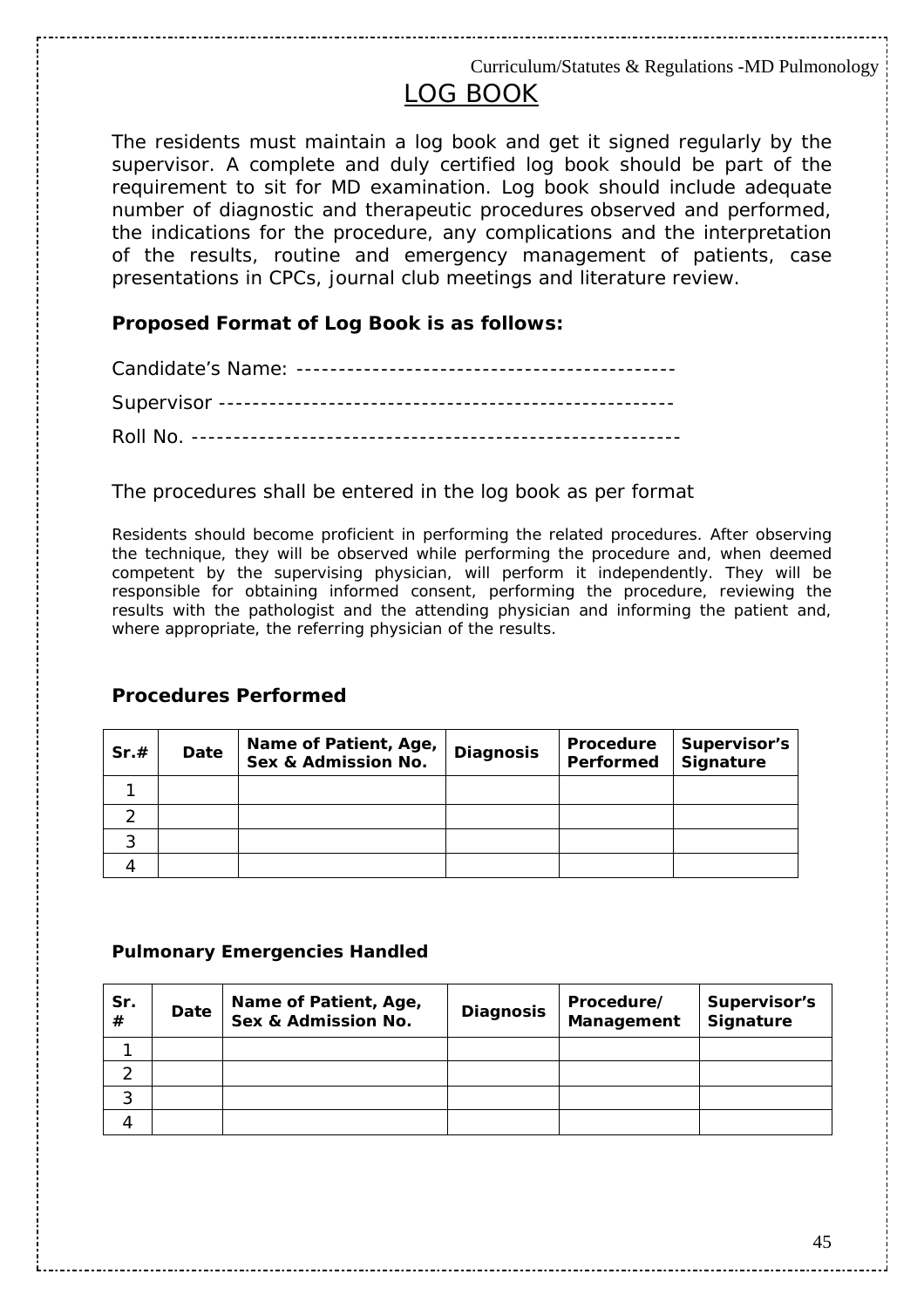# LOG BOOK

The residents must maintain a log book and get it signed regularly by the supervisor. A complete and duly certified log book should be part of the requirement to sit for MD examination. Log book should include adequate number of diagnostic and therapeutic procedures observed and performed, the indications for the procedure, any complications and the interpretation of the results, routine and emergency management of patients, case presentations in CPCs, journal club meetings and literature review.

**Proposed Format of Log Book is as follows:**

Candidate's Name: -------------------------------------------

Supervisor ----------------------------------------------------

Roll No. --------------------------------------------------------

The procedures shall be entered in the log book as per format

Residents should become proficient in performing the related procedures. After observing the technique, they will be observed while performing the procedure and, when deemed competent by the supervising physician, will perform it independently. They will be responsible for obtaining informed consent, performing the procedure, reviewing the results with the pathologist and the attending physician and informing the patient and, where appropriate, the referring physician of the results.

## Procedures Performed

| Sr.# | Date | Name of Patient, Age, Sex & Admission No. | Diagnosis | Procedure Performed | Supervisor's Signature |
|---|---|---|---|---|---|
| 1 | | | | | |
| 2 | | | | | |
| 3 | | | | | |
| 4 | | | | | |

### Pulmonary Emergencies Handled

| Sr. # | Date | Name of Patient, Age, Sex & Admission No. | Diagnosis | Procedure/ Management | Supervisor's Signature |
|---|---|---|---|---|---|
| 1 | | | | | |
| 2 | | | | | |
| 3 | | | | | |
| 4 | | | | | |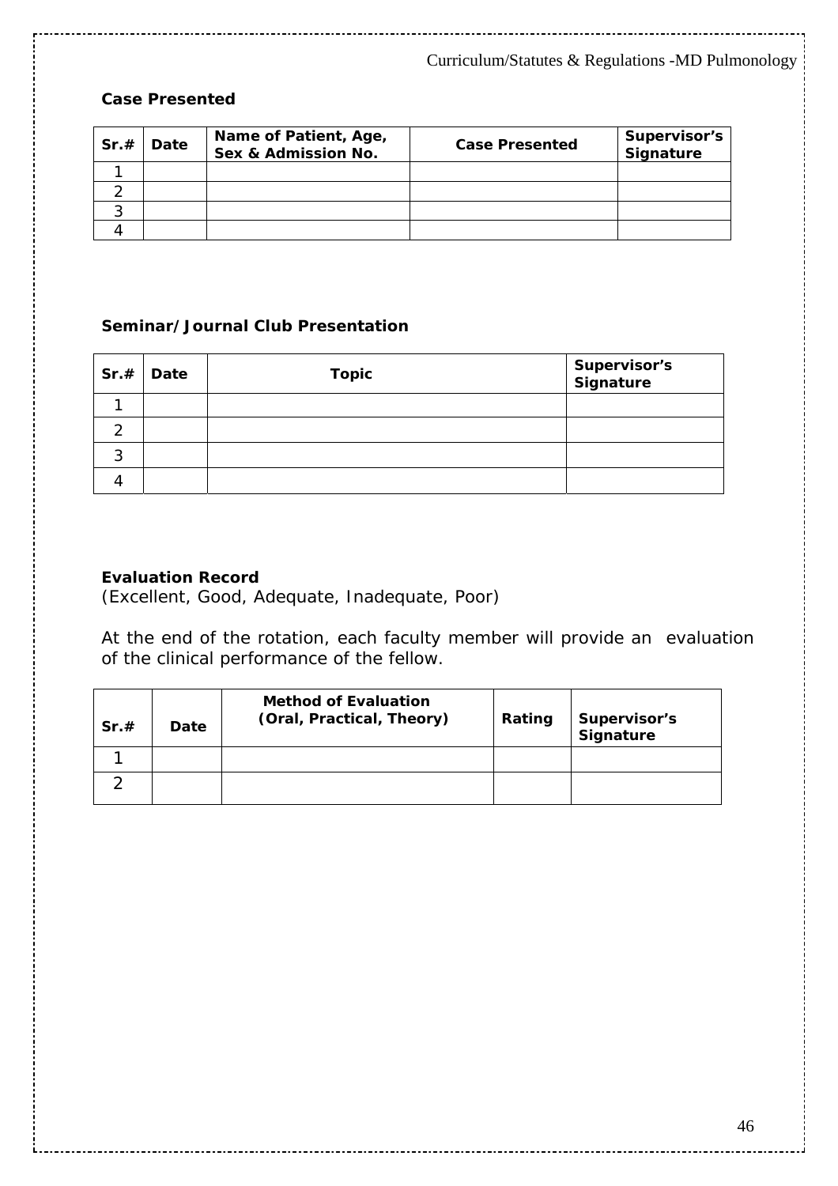**Case Presented**

| Sr.# | Date | Name of Patient, Age, Sex & Admission No. | Case Presented | Supervisor's Signature |
|---|---|---|---|---|
| 1 | | | | |
| 2 | | | | |
| 3 | | | | |
| 4 | | | | |

**Seminar/Journal Club Presentation**

| Sr.# | Date | Topic | Supervisor's Signature |
|---|---|---|---|
| 1 | | | |
| 2 | | | |
| 3 | | | |
| 4 | | | |

**Evaluation Record**
(Excellent, Good, Adequate, Inadequate, Poor)

At the end of the rotation, each faculty member will provide an evaluation of the clinical performance of the fellow.

| Sr.# | Date | Method of Evaluation (Oral, Practical, Theory) | Rating | Supervisor's Signature |
|---|---|---|---|---|
| 1 | | | | |
| 2 | | | | |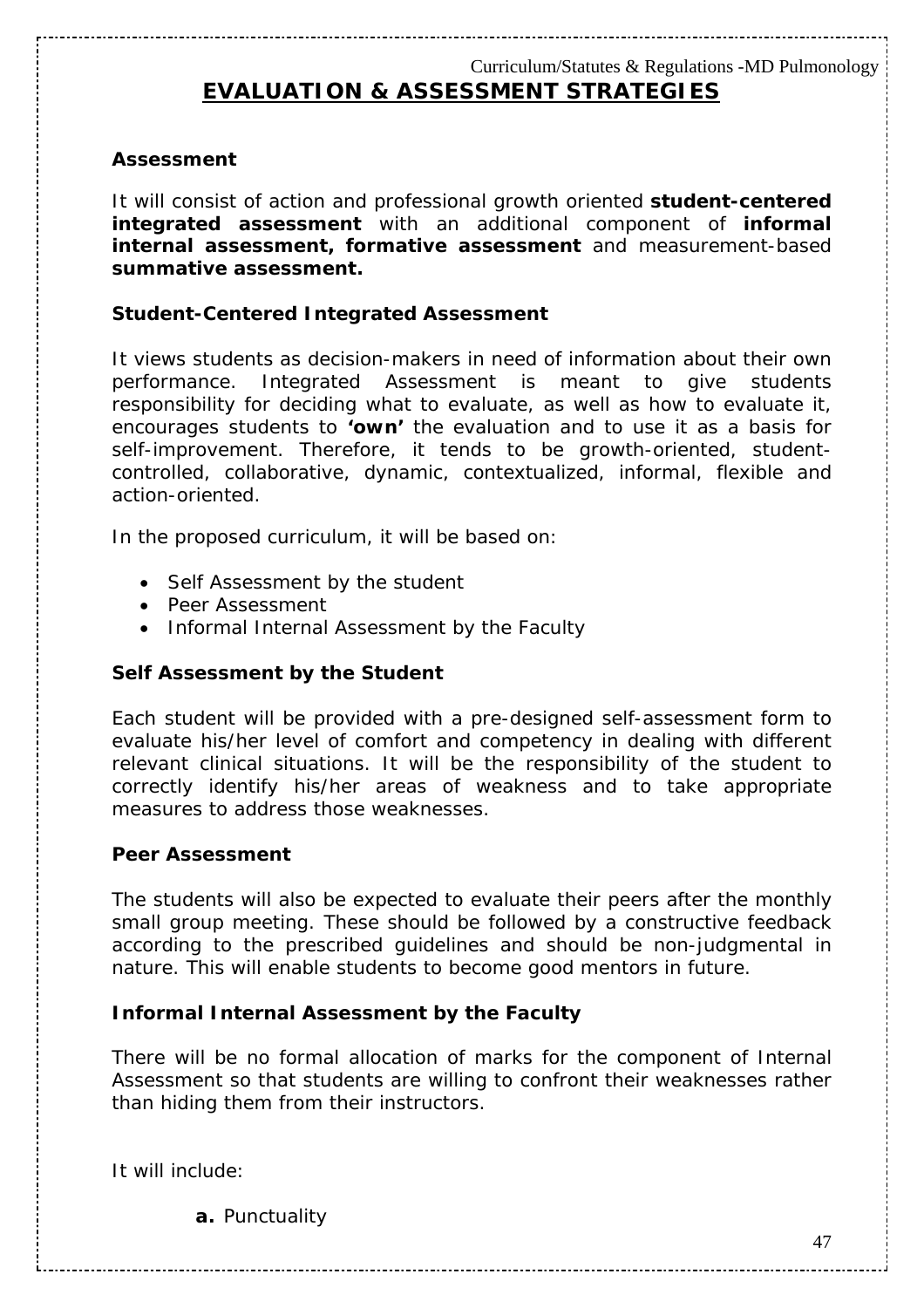## EVALUATION & ASSESSMENT STRATEGIES

### Assessment

It will consist of action and professional growth oriented **student-centered integrated assessment** with an additional component of **informal internal assessment, formative assessment** and measurement-based **summative assessment.**

### Student-Centered Integrated Assessment

It views students as decision-makers in need of information about their own performance. Integrated Assessment is meant to give students responsibility for deciding what to evaluate, as well as how to evaluate it, encourages students to **'own'** the evaluation and to use it as a basis for self-improvement. Therefore, it tends to be growth-oriented, student-controlled, collaborative, dynamic, contextualized, informal, flexible and action-oriented.

In the proposed curriculum, it will be based on:

- Self Assessment by the student
- Peer Assessment
- Informal Internal Assessment by the Faculty

### Self Assessment by the Student

Each student will be provided with a pre-designed self-assessment form to evaluate his/her level of comfort and competency in dealing with different relevant clinical situations. It will be the responsibility of the student to correctly identify his/her areas of weakness and to take appropriate measures to address those weaknesses.

### Peer Assessment

The students will also be expected to evaluate their peers after the monthly small group meeting. These should be followed by a constructive feedback according to the prescribed guidelines and should be non-judgmental in nature. This will enable students to become good mentors in future.

### Informal Internal Assessment by the Faculty

There will be no formal allocation of marks for the component of Internal Assessment so that students are willing to confront their weaknesses rather than hiding them from their instructors.

It will include:

**a.** Punctuality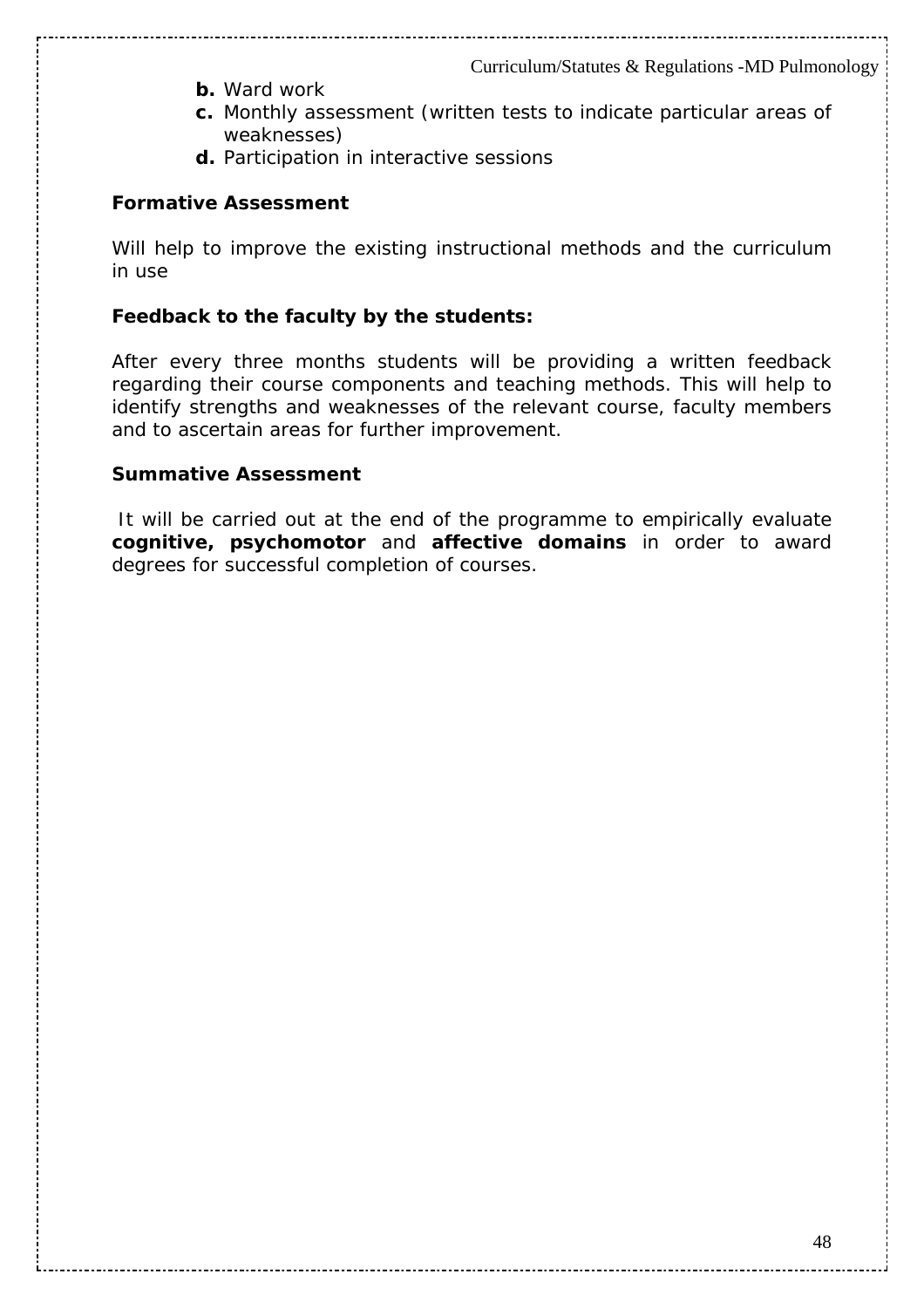- **b.** Ward work
- **c.** Monthly assessment (written tests to indicate particular areas of weaknesses)
- **d.** Participation in interactive sessions

**Formative Assessment**

Will help to improve the existing instructional methods and the curriculum in use

**Feedback to the faculty by the students:**

After every three months students will be providing a written feedback regarding their course components and teaching methods. This will help to identify strengths and weaknesses of the relevant course, faculty members and to ascertain areas for further improvement.

**Summative Assessment**

It will be carried out at the end of the programme to empirically evaluate **cognitive, psychomotor** and **affective domains** in order to award degrees for successful completion of courses.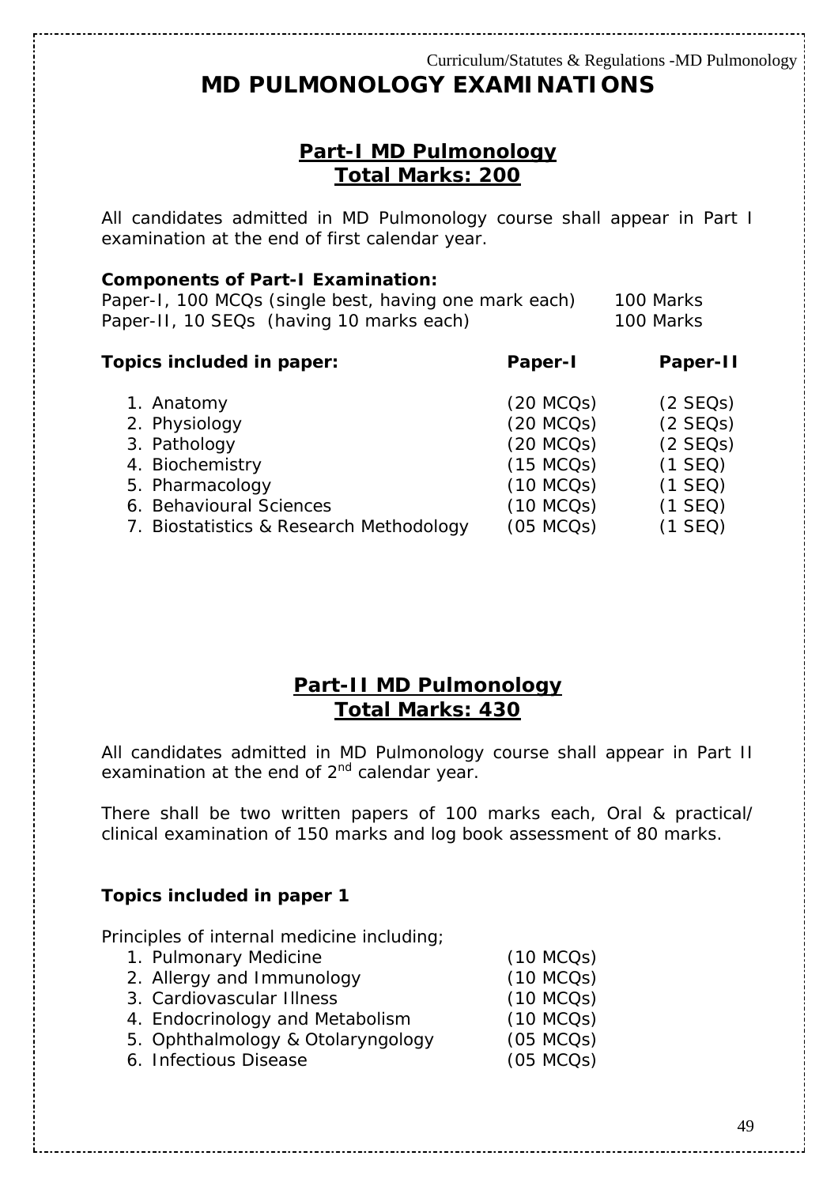# MD PULMONOLOGY EXAMINATIONS

## Part-I MD Pulmonology
## Total Marks: 200

All candidates admitted in MD Pulmonology course shall appear in Part I examination at the end of first calendar year.

**Components of Part-I Examination:**

| | |
|---|---|
| Paper-I, 100 MCQs (single best, having one mark each) | 100 Marks |
| Paper-II, 10 SEQs (having 10 marks each) | 100 Marks |

| **Topics included in paper:** | **Paper-I** | **Paper-II** |
|---|---|---|
| 1. Anatomy | (20 MCQs) | (2 SEQs) |
| 2. Physiology | (20 MCQs) | (2 SEQs) |
| 3. Pathology | (20 MCQs) | (2 SEQs) |
| 4. Biochemistry | (15 MCQs) | (1 SEQ) |
| 5. Pharmacology | (10 MCQs) | (1 SEQ) |
| 6. Behavioural Sciences | (10 MCQs) | (1 SEQ) |
| 7. Biostatistics & Research Methodology | (05 MCQs) | (1 SEQ) |

## Part-II MD Pulmonology
## Total Marks: 430

All candidates admitted in MD Pulmonology course shall appear in Part II examination at the end of 2nd calendar year.

There shall be two written papers of 100 marks each, Oral & practical/ clinical examination of 150 marks and log book assessment of 80 marks.

**Topics included in paper 1**

Principles of internal medicine including;

| | |
|---|---|
| 1. Pulmonary Medicine | (10 MCQs) |
| 2. Allergy and Immunology | (10 MCQs) |
| 3. Cardiovascular Illness | (10 MCQs) |
| 4. Endocrinology and Metabolism | (10 MCQs) |
| 5. Ophthalmology & Otolaryngology | (05 MCQs) |
| 6. Infectious Disease | (05 MCQs) |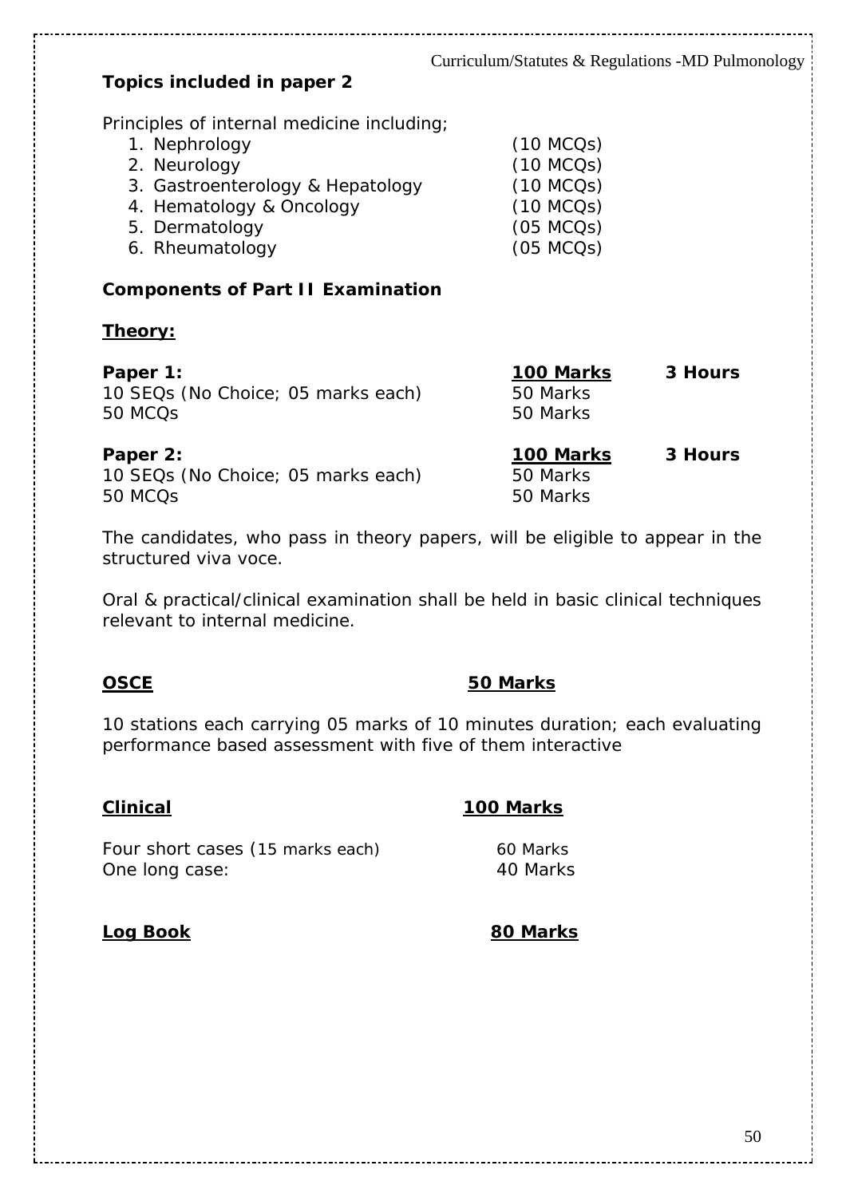**Topics included in paper 2**

Principles of internal medicine including;

1. Nephrology (10 MCQs)
2. Neurology (10 MCQs)
3. Gastroenterology & Hepatology (10 MCQs)
4. Hematology & Oncology (10 MCQs)
5. Dermatology (05 MCQs)
6. Rheumatology (05 MCQs)

**Components of Part II Examination**

**Theory:**

| | | |
|---|---|---|
| **Paper 1:** | **100 Marks** | **3 Hours** |
| 10 SEQs (No Choice; 05 marks each) | 50 Marks | |
| 50 MCQs | 50 Marks | |
| **Paper 2:** | **100 Marks** | **3 Hours** |
| 10 SEQs (No Choice; 05 marks each) | 50 Marks | |
| 50 MCQs | 50 Marks | |

The candidates, who pass in theory papers, will be eligible to appear in the structured viva voce.

Oral & practical/clinical examination shall be held in basic clinical techniques relevant to internal medicine.

**OSCE** **50 Marks**

10 stations each carrying 05 marks of 10 minutes duration; each evaluating performance based assessment with five of them interactive

**Clinical** **100 Marks**

Four short cases (15 marks each) 60 Marks
One long case: 40 Marks

**Log Book** **80 Marks**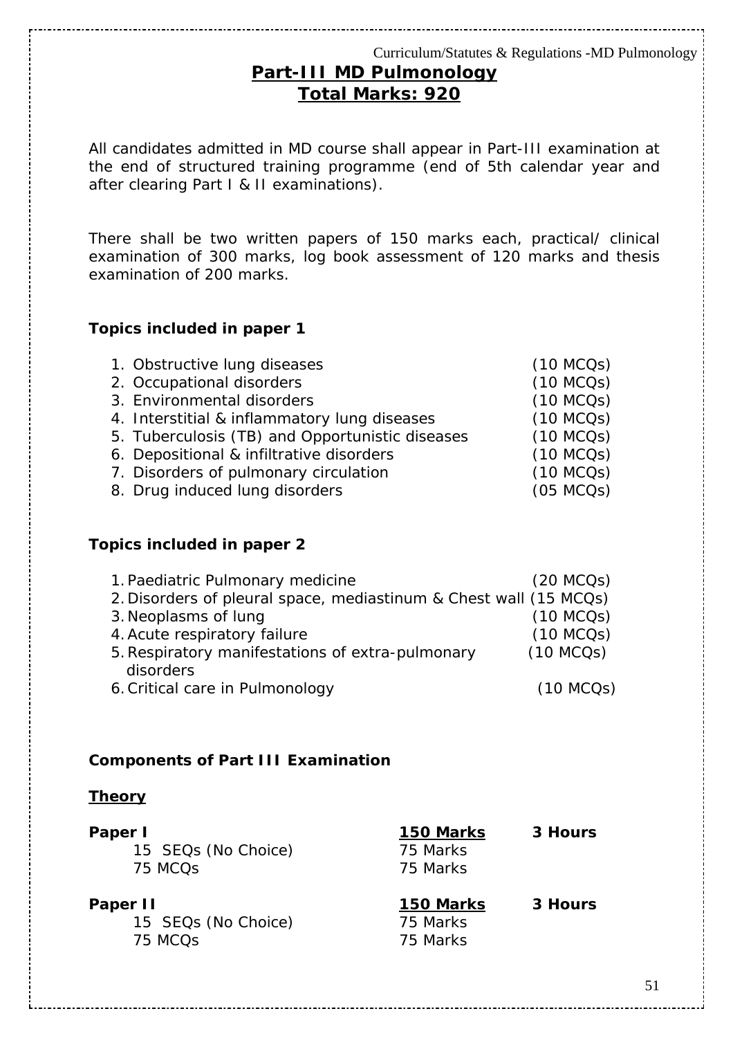# Part-III MD Pulmonology

## Total Marks: 920

All candidates admitted in MD course shall appear in Part-III examination at the end of structured training programme (end of 5th calendar year and after clearing Part I & II examinations).

There shall be two written papers of 150 marks each, practical/ clinical examination of 300 marks, log book assessment of 120 marks and thesis examination of 200 marks.

**Topics included in paper 1**

1. Obstructive lung diseases (10 MCQs)
2. Occupational disorders (10 MCQs)
3. Environmental disorders (10 MCQs)
4. Interstitial & inflammatory lung diseases (10 MCQs)
5. Tuberculosis (TB) and Opportunistic diseases (10 MCQs)
6. Depositional & infiltrative disorders (10 MCQs)
7. Disorders of pulmonary circulation (10 MCQs)
8. Drug induced lung disorders (05 MCQs)

**Topics included in paper 2**

1. Paediatric Pulmonary medicine (20 MCQs)
2. Disorders of pleural space, mediastinum & Chest wall (15 MCQs)
3. Neoplasms of lung (10 MCQs)
4. Acute respiratory failure (10 MCQs)
5. Respiratory manifestations of extra-pulmonary disorders (10 MCQs)
6. Critical care in Pulmonology (10 MCQs)

**Components of Part III Examination**

**Theory**

| | | |
|---|---|---|
| **Paper I** | **150 Marks** | **3 Hours** |
| 15 SEQs (No Choice) | 75 Marks | |
| 75 MCQs | 75 Marks | |
| **Paper II** | **150 Marks** | **3 Hours** |
| 15 SEQs (No Choice) | 75 Marks | |
| 75 MCQs | 75 Marks | |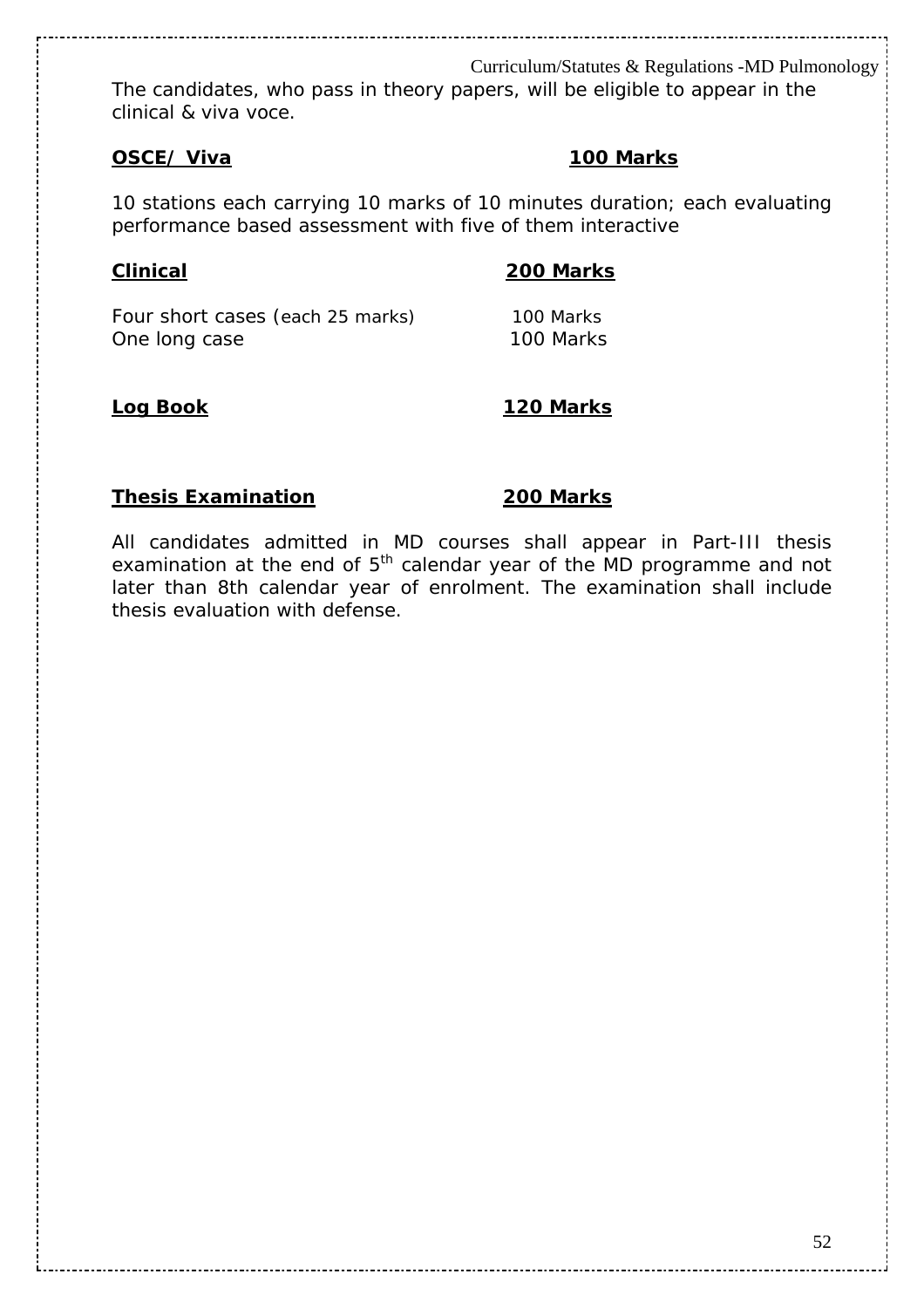The candidates, who pass in theory papers, will be eligible to appear in the clinical & viva voce.

**OSCE/ Viva** **100 Marks**

10 stations each carrying 10 marks of 10 minutes duration; each evaluating performance based assessment with five of them interactive

**Clinical** **200 Marks**

| | |
|---|---|
| Four short cases (each 25 marks) | 100 Marks |
| One long case | 100 Marks |

**Log Book** **120 Marks**

**Thesis Examination** **200 Marks**

All candidates admitted in MD courses shall appear in Part-III thesis examination at the end of 5th calendar year of the MD programme and not later than 8th calendar year of enrolment. The examination shall include thesis evaluation with defense.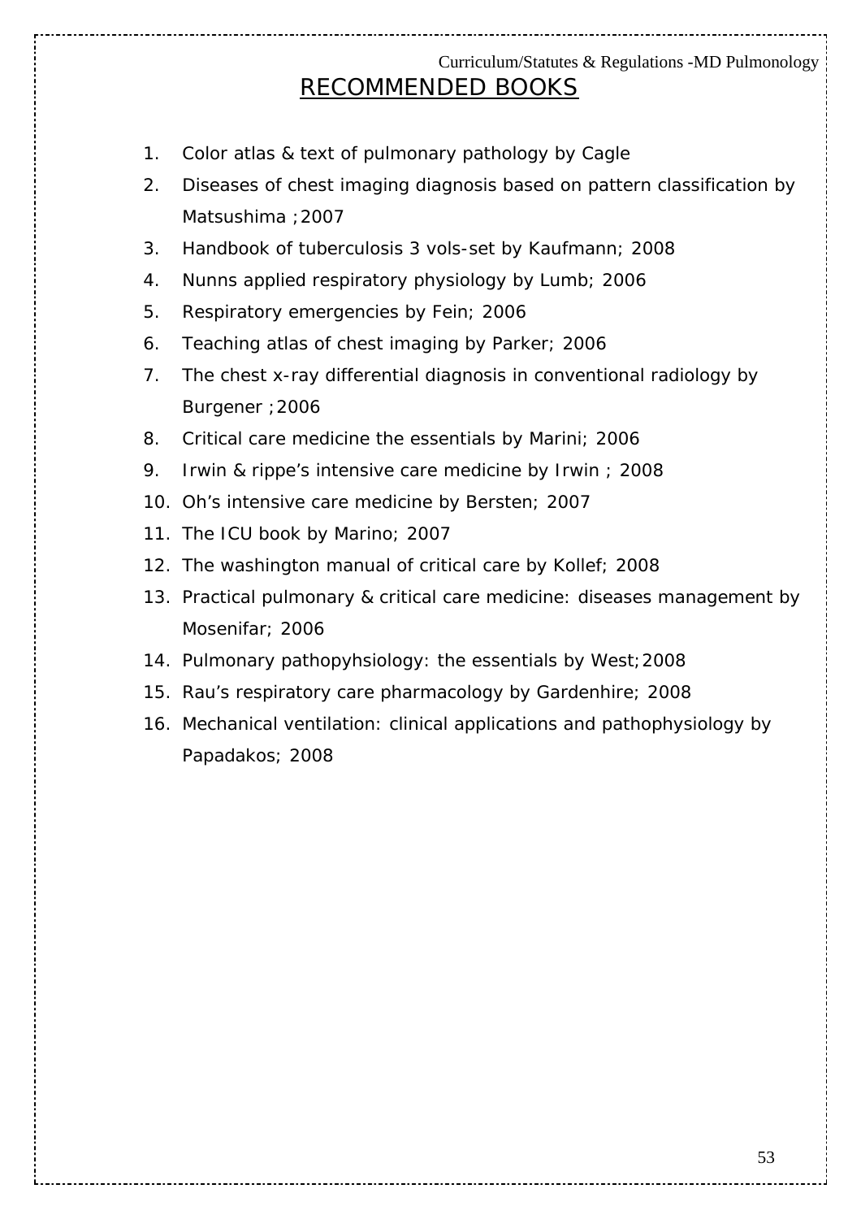# RECOMMENDED BOOKS

1. Color atlas & text of pulmonary pathology by Cagle
2. Diseases of chest imaging diagnosis based on pattern classification by Matsushima ;2007
3. Handbook of tuberculosis 3 vols-set by Kaufmann; 2008
4. Nunns applied respiratory physiology by Lumb; 2006
5. Respiratory emergencies by Fein; 2006
6. Teaching atlas of chest imaging by Parker; 2006
7. The chest x-ray differential diagnosis in conventional radiology by Burgener ;2006
8. Critical care medicine the essentials by Marini; 2006
9. Irwin & rippe's intensive care medicine by Irwin ; 2008
10. Oh's intensive care medicine by Bersten; 2007
11. The ICU book by Marino; 2007
12. The washington manual of critical care by Kollef; 2008
13. Practical pulmonary & critical care medicine: diseases management by Mosenifar; 2006
14. Pulmonary pathopyhsiology: the essentials by West;2008
15. Rau's respiratory care pharmacology by Gardenhire; 2008
16. Mechanical ventilation: clinical applications and pathophysiology by Papadakos; 2008